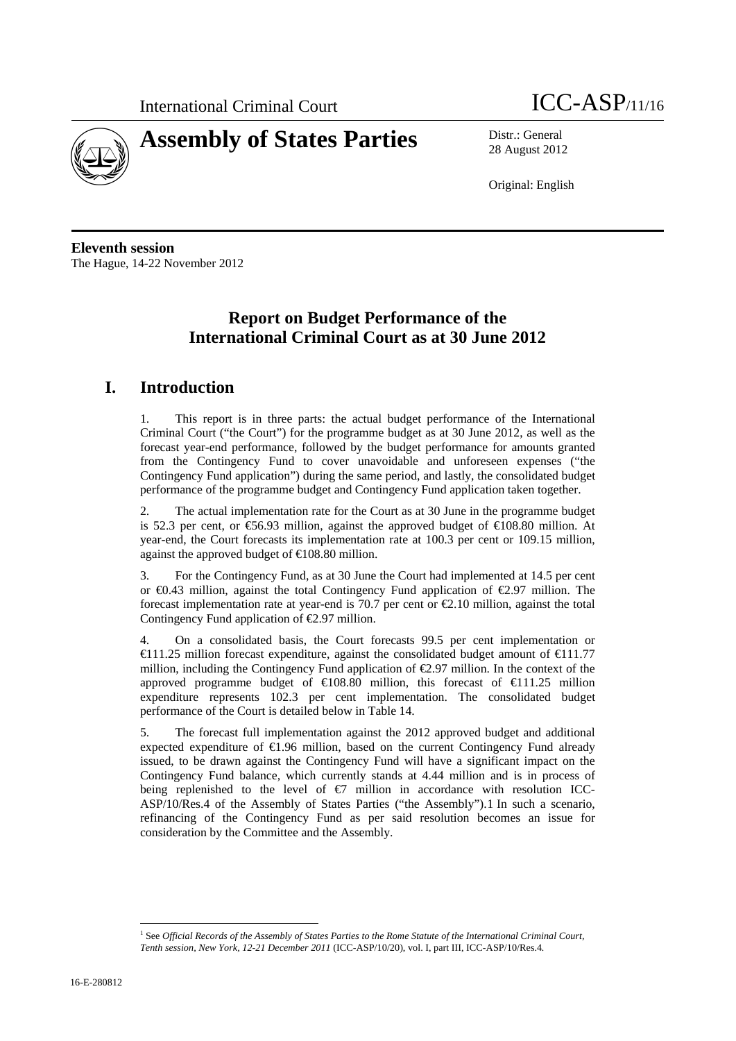International Criminal Court

# Assembly of States Parties

ICC-ASP/11/16

Distr.: General
28 August 2012

Original: English

**Eleventh session**
The Hague, 14-22 November 2012

## Report on Budget Performance of the International Criminal Court as at 30 June 2012

## I. Introduction

1. This report is in three parts: the actual budget performance of the International Criminal Court ("the Court") for the programme budget as at 30 June 2012, as well as the forecast year-end performance, followed by the budget performance for amounts granted from the Contingency Fund to cover unavoidable and unforeseen expenses ("the Contingency Fund application") during the same period, and lastly, the consolidated budget performance of the programme budget and Contingency Fund application taken together.

2. The actual implementation rate for the Court as at 30 June in the programme budget is 52.3 per cent, or €56.93 million, against the approved budget of €108.80 million. At year-end, the Court forecasts its implementation rate at 100.3 per cent or 109.15 million, against the approved budget of €108.80 million.

3. For the Contingency Fund, as at 30 June the Court had implemented at 14.5 per cent or €0.43 million, against the total Contingency Fund application of €2.97 million. The forecast implementation rate at year-end is 70.7 per cent or €2.10 million, against the total Contingency Fund application of €2.97 million.

4. On a consolidated basis, the Court forecasts 99.5 per cent implementation or €111.25 million forecast expenditure, against the consolidated budget amount of €111.77 million, including the Contingency Fund application of €2.97 million. In the context of the approved programme budget of €108.80 million, this forecast of €111.25 million expenditure represents 102.3 per cent implementation. The consolidated budget performance of the Court is detailed below in Table 14.

5. The forecast full implementation against the 2012 approved budget and additional expected expenditure of €1.96 million, based on the current Contingency Fund already issued, to be drawn against the Contingency Fund will have a significant impact on the Contingency Fund balance, which currently stands at 4.44 million and is in process of being replenished to the level of €7 million in accordance with resolution ICC-ASP/10/Res.4 of the Assembly of States Parties ("the Assembly").[1] In such a scenario, refinancing of the Contingency Fund as per said resolution becomes an issue for consideration by the Committee and the Assembly.

[1] See *Official Records of the Assembly of States Parties to the Rome Statute of the International Criminal Court, Tenth session, New York, 12-21 December 2011* (ICC-ASP/10/20), vol. I, part III, ICC-ASP/10/Res.4.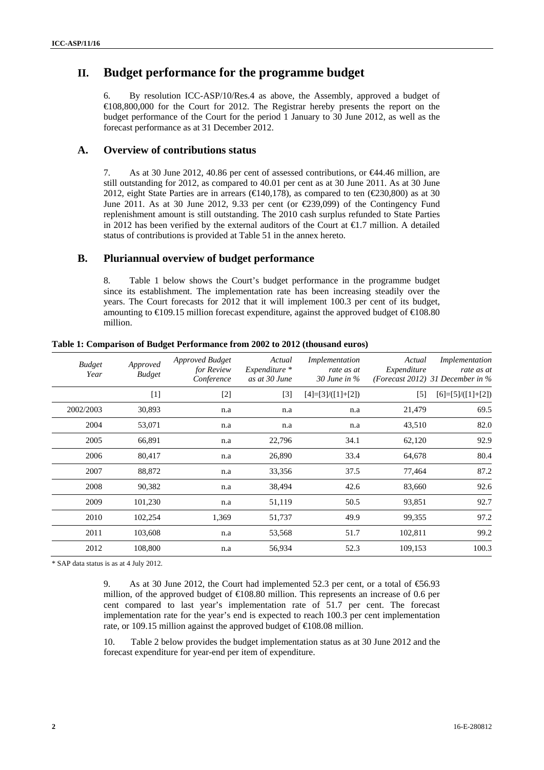# II. Budget performance for the programme budget

6. By resolution ICC-ASP/10/Res.4 as above, the Assembly, approved a budget of €108,800,000 for the Court for 2012. The Registrar hereby presents the report on the budget performance of the Court for the period 1 January to 30 June 2012, as well as the forecast performance as at 31 December 2012.

## A. Overview of contributions status

7. As at 30 June 2012, 40.86 per cent of assessed contributions, or €44.46 million, are still outstanding for 2012, as compared to 40.01 per cent as at 30 June 2011. As at 30 June 2012, eight State Parties are in arrears (€140,178), as compared to ten (€230,800) as at 30 June 2011. As at 30 June 2012, 9.33 per cent (or €239,099) of the Contingency Fund replenishment amount is still outstanding. The 2010 cash surplus refunded to State Parties in 2012 has been verified by the external auditors of the Court at €1.7 million. A detailed status of contributions is provided at Table 51 in the annex hereto.

## B. Pluriannual overview of budget performance

8. Table 1 below shows the Court's budget performance in the programme budget since its establishment. The implementation rate has been increasing steadily over the years. The Court forecasts for 2012 that it will implement 100.3 per cent of its budget, amounting to €109.15 million forecast expenditure, against the approved budget of €108.80 million.

**Table 1: Comparison of Budget Performance from 2002 to 2012 (thousand euros)**

| *Budget Year* | *Approved Budget* | *Approved Budget for Review Conference* | *Actual Expenditure \* as at 30 June* | *Implementation rate as at 30 June in %* | *Actual Expenditure (Forecast 2012)* | *Implementation rate as at 31 December in %* |
|---|---|---|---|---|---|---|
| | [1] | [2] | [3] | [4]=[3]/([1]+[2]) | [5] | [6]=[5]/([1]+[2]) |
| 2002/2003 | 30,893 | n.a | n.a | n.a | 21,479 | 69.5 |
| 2004 | 53,071 | n.a | n.a | n.a | 43,510 | 82.0 |
| 2005 | 66,891 | n.a | 22,796 | 34.1 | 62,120 | 92.9 |
| 2006 | 80,417 | n.a | 26,890 | 33.4 | 64,678 | 80.4 |
| 2007 | 88,872 | n.a | 33,356 | 37.5 | 77,464 | 87.2 |
| 2008 | 90,382 | n.a | 38,494 | 42.6 | 83,660 | 92.6 |
| 2009 | 101,230 | n.a | 51,119 | 50.5 | 93,851 | 92.7 |
| 2010 | 102,254 | 1,369 | 51,737 | 49.9 | 99,355 | 97.2 |
| 2011 | 103,608 | n.a | 53,568 | 51.7 | 102,811 | 99.2 |
| 2012 | 108,800 | n.a | 56,934 | 52.3 | 109,153 | 100.3 |

\* SAP data status is as at 4 July 2012.

9. As at 30 June 2012, the Court had implemented 52.3 per cent, or a total of €56.93 million, of the approved budget of €108.80 million. This represents an increase of 0.6 per cent compared to last year's implementation rate of 51.7 per cent. The forecast implementation rate for the year's end is expected to reach 100.3 per cent implementation rate, or 109.15 million against the approved budget of €108.08 million.

10. Table 2 below provides the budget implementation status as at 30 June 2012 and the forecast expenditure for year-end per item of expenditure.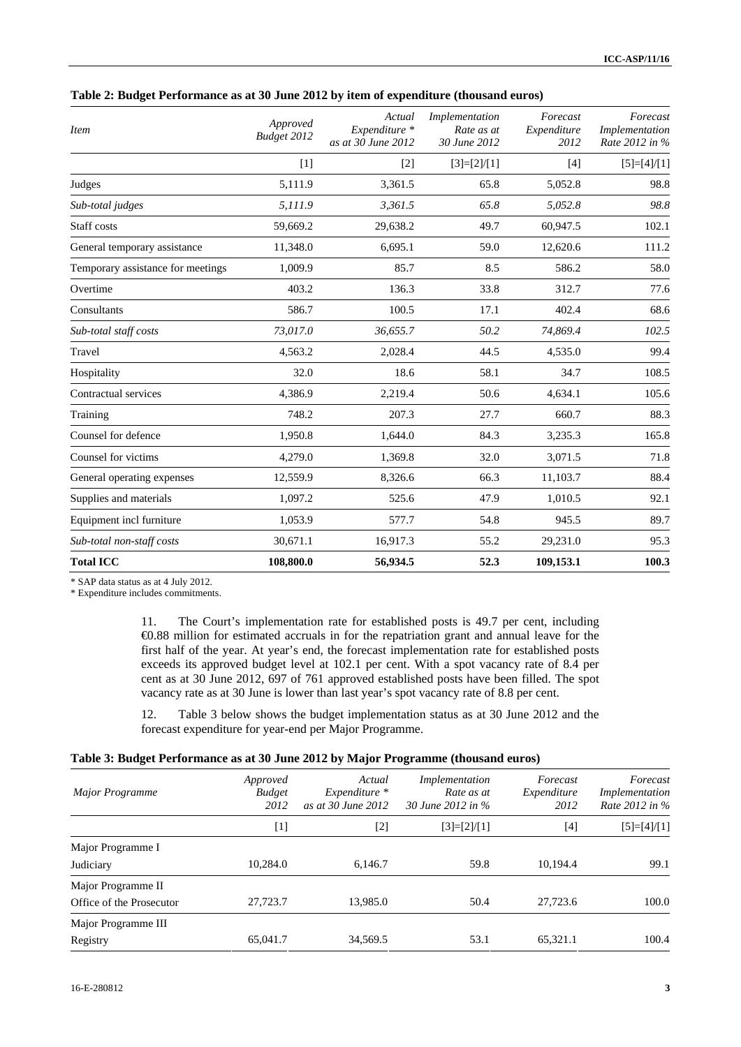**Table 2: Budget Performance as at 30 June 2012 by item of expenditure (thousand euros)**

| *Item* | *Approved Budget 2012* | *Actual Expenditure * as at 30 June 2012* | *Implementation Rate as at 30 June 2012* | *Forecast Expenditure 2012* | *Forecast Implementation Rate 2012 in %* |
|---|---|---|---|---|---|
| | [1] | [2] | [3]=[2]/[1] | [4] | [5]=[4]/[1] |
| Judges | 5,111.9 | 3,361.5 | 65.8 | 5,052.8 | 98.8 |
| *Sub-total judges* | *5,111.9* | *3,361.5* | *65.8* | *5,052.8* | *98.8* |
| Staff costs | 59,669.2 | 29,638.2 | 49.7 | 60,947.5 | 102.1 |
| General temporary assistance | 11,348.0 | 6,695.1 | 59.0 | 12,620.6 | 111.2 |
| Temporary assistance for meetings | 1,009.9 | 85.7 | 8.5 | 586.2 | 58.0 |
| Overtime | 403.2 | 136.3 | 33.8 | 312.7 | 77.6 |
| Consultants | 586.7 | 100.5 | 17.1 | 402.4 | 68.6 |
| *Sub-total staff costs* | *73,017.0* | *36,655.7* | *50.2* | *74,869.4* | *102.5* |
| Travel | 4,563.2 | 2,028.4 | 44.5 | 4,535.0 | 99.4 |
| Hospitality | 32.0 | 18.6 | 58.1 | 34.7 | 108.5 |
| Contractual services | 4,386.9 | 2,219.4 | 50.6 | 4,634.1 | 105.6 |
| Training | 748.2 | 207.3 | 27.7 | 660.7 | 88.3 |
| Counsel for defence | 1,950.8 | 1,644.0 | 84.3 | 3,235.3 | 165.8 |
| Counsel for victims | 4,279.0 | 1,369.8 | 32.0 | 3,071.5 | 71.8 |
| General operating expenses | 12,559.9 | 8,326.6 | 66.3 | 11,103.7 | 88.4 |
| Supplies and materials | 1,097.2 | 525.6 | 47.9 | 1,010.5 | 92.1 |
| Equipment incl furniture | 1,053.9 | 577.7 | 54.8 | 945.5 | 89.7 |
| *Sub-total non-staff costs* | 30,671.1 | 16,917.3 | 55.2 | 29,231.0 | 95.3 |
| **Total ICC** | **108,800.0** | **56,934.5** | **52.3** | **109,153.1** | **100.3** |

\* SAP data status as at 4 July 2012.
\* Expenditure includes commitments.

11. The Court's implementation rate for established posts is 49.7 per cent, including €0.88 million for estimated accruals in for the repatriation grant and annual leave for the first half of the year. At year's end, the forecast implementation rate for established posts exceeds its approved budget level at 102.1 per cent. With a spot vacancy rate of 8.4 per cent as at 30 June 2012, 697 of 761 approved established posts have been filled. The spot vacancy rate as at 30 June is lower than last year's spot vacancy rate of 8.8 per cent.

12. Table 3 below shows the budget implementation status as at 30 June 2012 and the forecast expenditure for year-end per Major Programme.

**Table 3: Budget Performance as at 30 June 2012 by Major Programme (thousand euros)**

| *Major Programme* | *Approved Budget 2012* | *Actual Expenditure * as at 30 June 2012* | *Implementation Rate as at 30 June 2012 in %* | *Forecast Expenditure 2012* | *Forecast Implementation Rate 2012 in %* |
|---|---|---|---|---|---|
| | [1] | [2] | [3]=[2]/[1] | [4] | [5]=[4]/[1] |
| Major Programme I Judiciary | 10,284.0 | 6,146.7 | 59.8 | 10,194.4 | 99.1 |
| Major Programme II Office of the Prosecutor | 27,723.7 | 13,985.0 | 50.4 | 27,723.6 | 100.0 |
| Major Programme III Registry | 65,041.7 | 34,569.5 | 53.1 | 65,321.1 | 100.4 |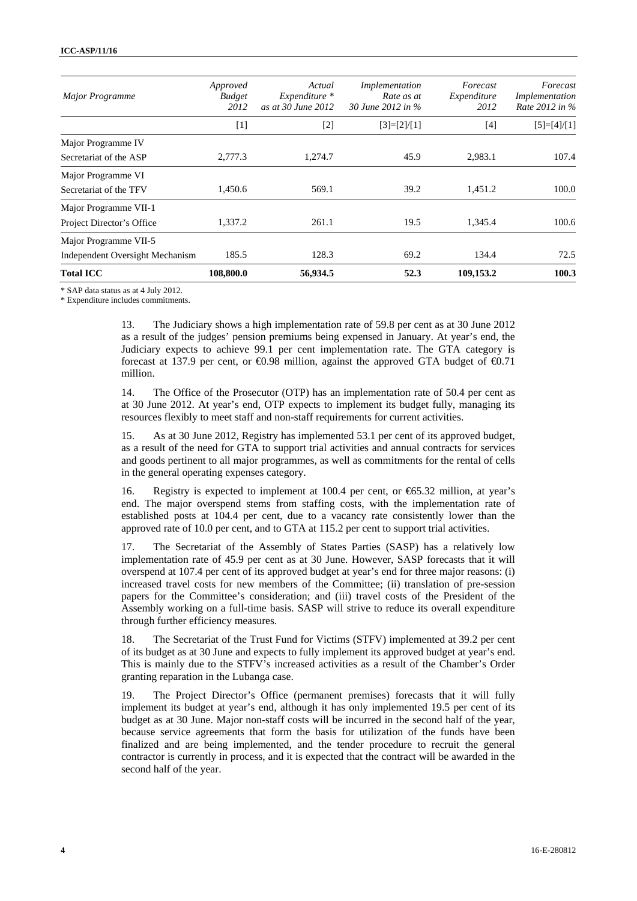| *Major Programme* | *Approved Budget 2012* | *Actual Expenditure * as at 30 June 2012* | *Implementation Rate as at 30 June 2012 in %* | *Forecast Expenditure 2012* | *Forecast Implementation Rate 2012 in %* |
|---|---|---|---|---|---|
| | [1] | [2] | [3]=[2]/[1] | [4] | [5]=[4]/[1] |
| Major Programme IV Secretariat of the ASP | 2,777.3 | 1,274.7 | 45.9 | 2,983.1 | 107.4 |
| Major Programme VI Secretariat of the TFV | 1,450.6 | 569.1 | 39.2 | 1,451.2 | 100.0 |
| Major Programme VII-1 Project Director's Office | 1,337.2 | 261.1 | 19.5 | 1,345.4 | 100.6 |
| Major Programme VII-5 Independent Oversight Mechanism | 185.5 | 128.3 | 69.2 | 134.4 | 72.5 |
| **Total ICC** | **108,800.0** | **56,934.5** | **52.3** | **109,153.2** | **100.3** |

\* SAP data status as at 4 July 2012.

\* Expenditure includes commitments.

13. The Judiciary shows a high implementation rate of 59.8 per cent as at 30 June 2012 as a result of the judges' pension premiums being expensed in January. At year's end, the Judiciary expects to achieve 99.1 per cent implementation rate. The GTA category is forecast at 137.9 per cent, or €0.98 million, against the approved GTA budget of €0.71 million.

14. The Office of the Prosecutor (OTP) has an implementation rate of 50.4 per cent as at 30 June 2012. At year's end, OTP expects to implement its budget fully, managing its resources flexibly to meet staff and non-staff requirements for current activities.

15. As at 30 June 2012, Registry has implemented 53.1 per cent of its approved budget, as a result of the need for GTA to support trial activities and annual contracts for services and goods pertinent to all major programmes, as well as commitments for the rental of cells in the general operating expenses category.

16. Registry is expected to implement at 100.4 per cent, or €65.32 million, at year's end. The major overspend stems from staffing costs, with the implementation rate of established posts at 104.4 per cent, due to a vacancy rate consistently lower than the approved rate of 10.0 per cent, and to GTA at 115.2 per cent to support trial activities.

17. The Secretariat of the Assembly of States Parties (SASP) has a relatively low implementation rate of 45.9 per cent as at 30 June. However, SASP forecasts that it will overspend at 107.4 per cent of its approved budget at year's end for three major reasons: (i) increased travel costs for new members of the Committee; (ii) translation of pre-session papers for the Committee's consideration; and (iii) travel costs of the President of the Assembly working on a full-time basis. SASP will strive to reduce its overall expenditure through further efficiency measures.

18. The Secretariat of the Trust Fund for Victims (STFV) implemented at 39.2 per cent of its budget as at 30 June and expects to fully implement its approved budget at year's end. This is mainly due to the STFV's increased activities as a result of the Chamber's Order granting reparation in the Lubanga case.

19. The Project Director's Office (permanent premises) forecasts that it will fully implement its budget at year's end, although it has only implemented 19.5 per cent of its budget as at 30 June. Major non-staff costs will be incurred in the second half of the year, because service agreements that form the basis for utilization of the funds have been finalized and are being implemented, and the tender procedure to recruit the general contractor is currently in process, and it is expected that the contract will be awarded in the second half of the year.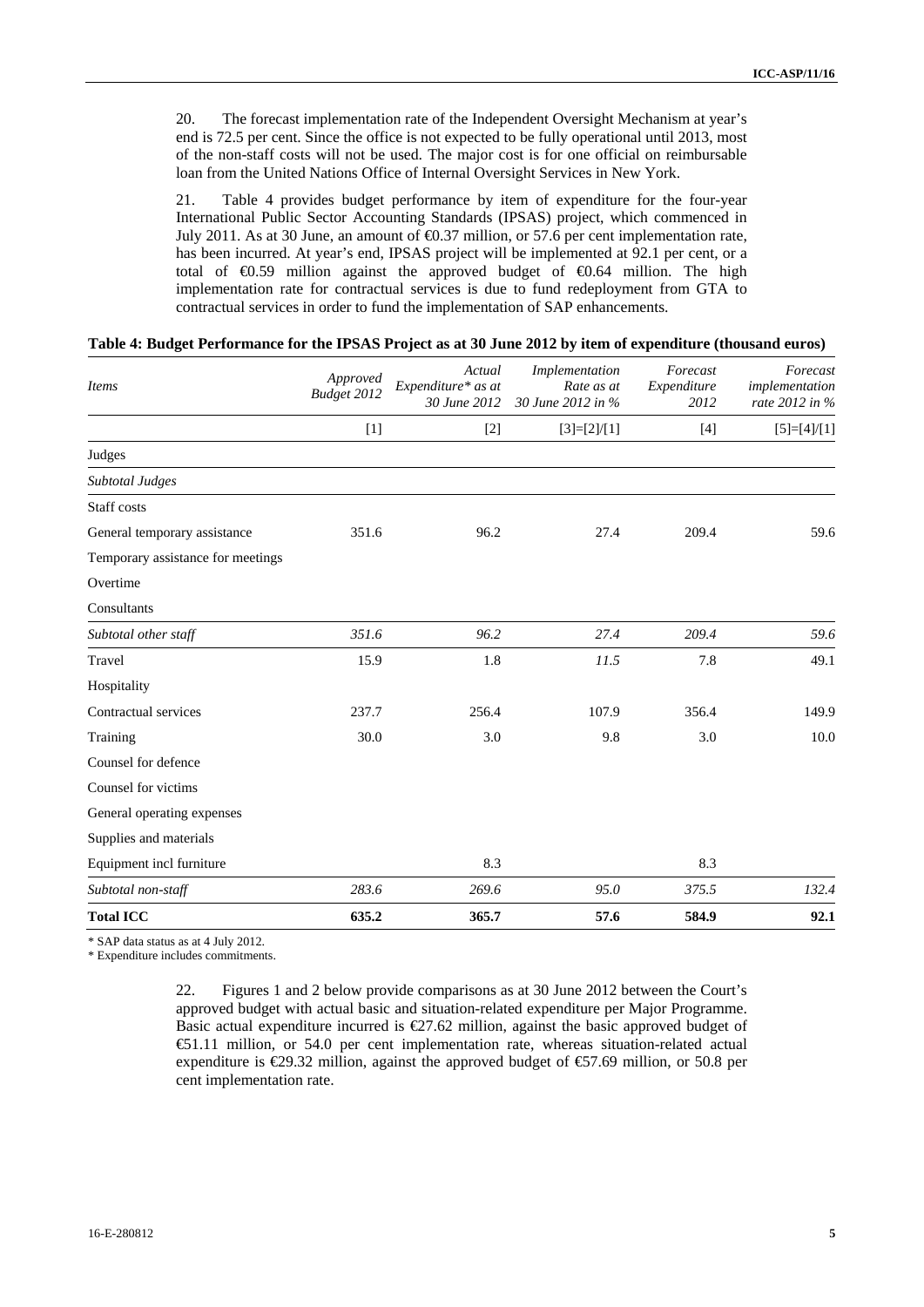20. The forecast implementation rate of the Independent Oversight Mechanism at year's end is 72.5 per cent. Since the office is not expected to be fully operational until 2013, most of the non-staff costs will not be used. The major cost is for one official on reimbursable loan from the United Nations Office of Internal Oversight Services in New York.

21. Table 4 provides budget performance by item of expenditure for the four-year International Public Sector Accounting Standards (IPSAS) project, which commenced in July 2011. As at 30 June, an amount of €0.37 million, or 57.6 per cent implementation rate, has been incurred. At year's end, IPSAS project will be implemented at 92.1 per cent, or a total of €0.59 million against the approved budget of €0.64 million. The high implementation rate for contractual services is due to fund redeployment from GTA to contractual services in order to fund the implementation of SAP enhancements.

**Table 4: Budget Performance for the IPSAS Project as at 30 June 2012 by item of expenditure (thousand euros)**

| *Items* | *Approved Budget 2012* | *Actual Expenditure\* as at 30 June 2012* | *Implementation Rate as at 30 June 2012 in %* | *Forecast Expenditure 2012* | *Forecast implementation rate 2012 in %* |
|---|---|---|---|---|---|
| | [1] | [2] | [3]=[2]/[1] | [4] | [5]=[4]/[1] |
| Judges | | | | | |
| *Subtotal Judges* | | | | | |
| Staff costs | | | | | |
| General temporary assistance | 351.6 | 96.2 | 27.4 | 209.4 | 59.6 |
| Temporary assistance for meetings | | | | | |
| Overtime | | | | | |
| Consultants | | | | | |
| *Subtotal other staff* | *351.6* | *96.2* | *27.4* | *209.4* | *59.6* |
| Travel | 15.9 | 1.8 | *11.5* | 7.8 | 49.1 |
| Hospitality | | | | | |
| Contractual services | 237.7 | 256.4 | 107.9 | 356.4 | 149.9 |
| Training | 30.0 | 3.0 | 9.8 | 3.0 | 10.0 |
| Counsel for defence | | | | | |
| Counsel for victims | | | | | |
| General operating expenses | | | | | |
| Supplies and materials | | | | | |
| Equipment incl furniture | | 8.3 | | 8.3 | |
| *Subtotal non-staff* | *283.6* | *269.6* | *95.0* | *375.5* | *132.4* |
| **Total ICC** | **635.2** | **365.7** | **57.6** | **584.9** | **92.1** |

\* SAP data status as at 4 July 2012.

\* Expenditure includes commitments.

22. Figures 1 and 2 below provide comparisons as at 30 June 2012 between the Court's approved budget with actual basic and situation-related expenditure per Major Programme. Basic actual expenditure incurred is €27.62 million, against the basic approved budget of €51.11 million, or 54.0 per cent implementation rate, whereas situation-related actual expenditure is €29.32 million, against the approved budget of €57.69 million, or 50.8 per cent implementation rate.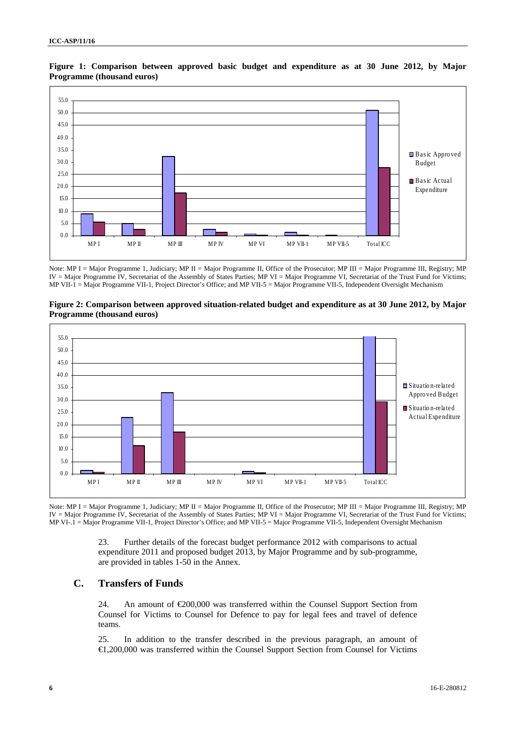**Figure 1: Comparison between approved basic budget and expenditure as at 30 June 2012, by Major Programme (thousand euros)**

Note: MP I = Major Programme 1, Judiciary; MP II = Major Programme II, Office of the Prosecutor; MP III = Major Programme III, Registry; MP IV = Major Programme IV, Secretariat of the Assembly of States Parties; MP VI = Major Programme VI, Secretariat of the Trust Fund for Victims; MP VII-1 = Major Programme VII-1, Project Director's Office; and MP VII-5 = Major Programme VII-5, Independent Oversight Mechanism

**Figure 2: Comparison between approved situation-related budget and expenditure as at 30 June 2012, by Major Programme (thousand euros)**

Note: MP I = Major Programme 1, Judiciary; MP II = Major Programme II, Office of the Prosecutor; MP III = Major Programme III, Registry; MP IV = Major Programme IV, Secretariat of the Assembly of States Parties; MP VI = Major Programme VI, Secretariat of the Trust Fund for Victims; MP VI-.1 = Major Programme VII-1, Project Director's Office; and MP VII-5 = Major Programme VII-5, Independent Oversight Mechanism

23. Further details of the forecast budget performance 2012 with comparisons to actual expenditure 2011 and proposed budget 2013, by Major Programme and by sub-programme, are provided in tables 1-50 in the Annex.

## C. Transfers of Funds

24. An amount of €200,000 was transferred within the Counsel Support Section from Counsel for Victims to Counsel for Defence to pay for legal fees and travel of defence teams.

25. In addition to the transfer described in the previous paragraph, an amount of €1,200,000 was transferred within the Counsel Support Section from Counsel for Victims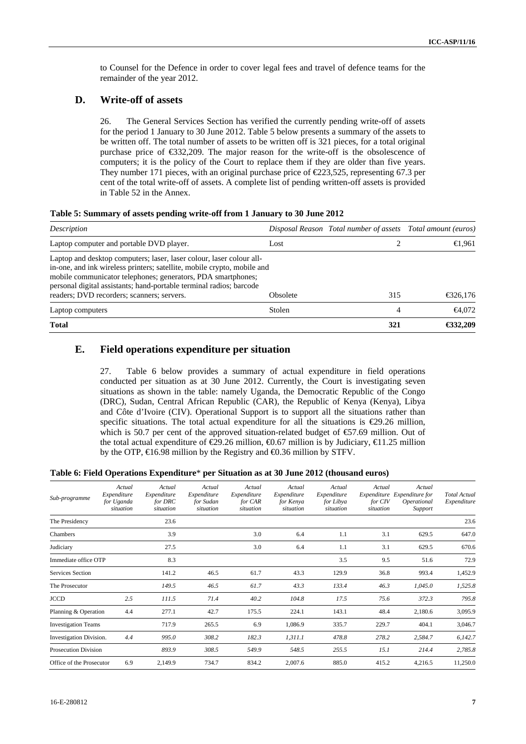to Counsel for the Defence in order to cover legal fees and travel of defence teams for the remainder of the year 2012.

## D. Write-off of assets

26. The General Services Section has verified the currently pending write-off of assets for the period 1 January to 30 June 2012. Table 5 below presents a summary of the assets to be written off. The total number of assets to be written off is 321 pieces, for a total original purchase price of €332,209. The major reason for the write-off is the obsolescence of computers; it is the policy of the Court to replace them if they are older than five years. They number 171 pieces, with an original purchase price of €223,525, representing 67.3 per cent of the total write-off of assets. A complete list of pending written-off assets is provided in Table 52 in the Annex.

**Table 5: Summary of assets pending write-off from 1 January to 30 June 2012**

| *Description* | *Disposal Reason* | *Total number of assets* | *Total amount (euros)* |
|---|---|---|---|
| Laptop computer and portable DVD player. | Lost | 2 | €1,961 |
| Laptop and desktop computers; laser, laser colour, laser colour all-in-one, and ink wireless printers; satellite, mobile crypto, mobile and mobile communicator telephones; generators, PDA smartphones; personal digital assistants; hand-portable terminal radios; barcode readers; DVD recorders; scanners; servers. | Obsolete | 315 | €326,176 |
| Laptop computers | Stolen | 4 | €4,072 |
| **Total** | | **321** | **€332,209** |

## E. Field operations expenditure per situation

27. Table 6 below provides a summary of actual expenditure in field operations conducted per situation as at 30 June 2012. Currently, the Court is investigating seven situations as shown in the table: namely Uganda, the Democratic Republic of the Congo (DRC), Sudan, Central African Republic (CAR), the Republic of Kenya (Kenya), Libya and Côte d'Ivoire (CIV). Operational Support is to support all the situations rather than specific situations. The total actual expenditure for all the situations is €29.26 million, which is 50.7 per cent of the approved situation-related budget of €57.69 million. Out of the total actual expenditure of €29.26 million, €0.67 million is by Judiciary, €11.25 million by the OTP, €16.98 million by the Registry and €0.36 million by STFV.

**Table 6: Field Operations Expenditure\* per Situation as at 30 June 2012 (thousand euros)**

| *Sub-programme* | *Actual Expenditure for Uganda situation* | *Actual Expenditure for DRC situation* | *Actual Expenditure for Sudan situation* | *Actual Expenditure for CAR situation* | *Actual Expenditure for Kenya situation* | *Actual Expenditure for Libya situation* | *Actual Expenditure for CIV situation* | *Actual Expenditure for Operational Support* | *Total Actual Expenditure* |
|---|---|---|---|---|---|---|---|---|---|
| The Presidency | | 23.6 | | | | | | | 23.6 |
| Chambers | | 3.9 | | 3.0 | 6.4 | 1.1 | 3.1 | 629.5 | 647.0 |
| Judiciary | | 27.5 | | 3.0 | 6.4 | 1.1 | 3.1 | 629.5 | 670.6 |
| Immediate office OTP | | 8.3 | | | | 3.5 | 9.5 | 51.6 | 72.9 |
| Services Section | | 141.2 | 46.5 | 61.7 | 43.3 | 129.9 | 36.8 | 993.4 | 1,452.9 |
| The Prosecutor | | *149.5* | *46.5* | *61.7* | *43.3* | *133.4* | *46.3* | *1,045.0* | *1,525.8* |
| JCCD | *2.5* | *111.5* | *71.4* | *40.2* | *104.8* | *17.5* | *75.6* | *372.3* | *795.8* |
| Planning & Operation | 4.4 | 277.1 | 42.7 | 175.5 | 224.1 | 143.1 | 48.4 | 2,180.6 | 3,095.9 |
| Investigation Teams | | 717.9 | 265.5 | 6.9 | 1,086.9 | 335.7 | 229.7 | 404.1 | 3,046.7 |
| Investigation Division. | *4.4* | *995.0* | *308.2* | *182.3* | *1,311.1* | *478.8* | *278.2* | *2,584.7* | *6,142.7* |
| Prosecution Division | | *893.9* | *308.5* | *549.9* | *548.5* | *255.5* | *15.1* | *214.4* | *2,785.8* |
| Office of the Prosecutor | 6.9 | 2,149.9 | 734.7 | 834.2 | 2,007.6 | 885.0 | 415.2 | 4,216.5 | 11,250.0 |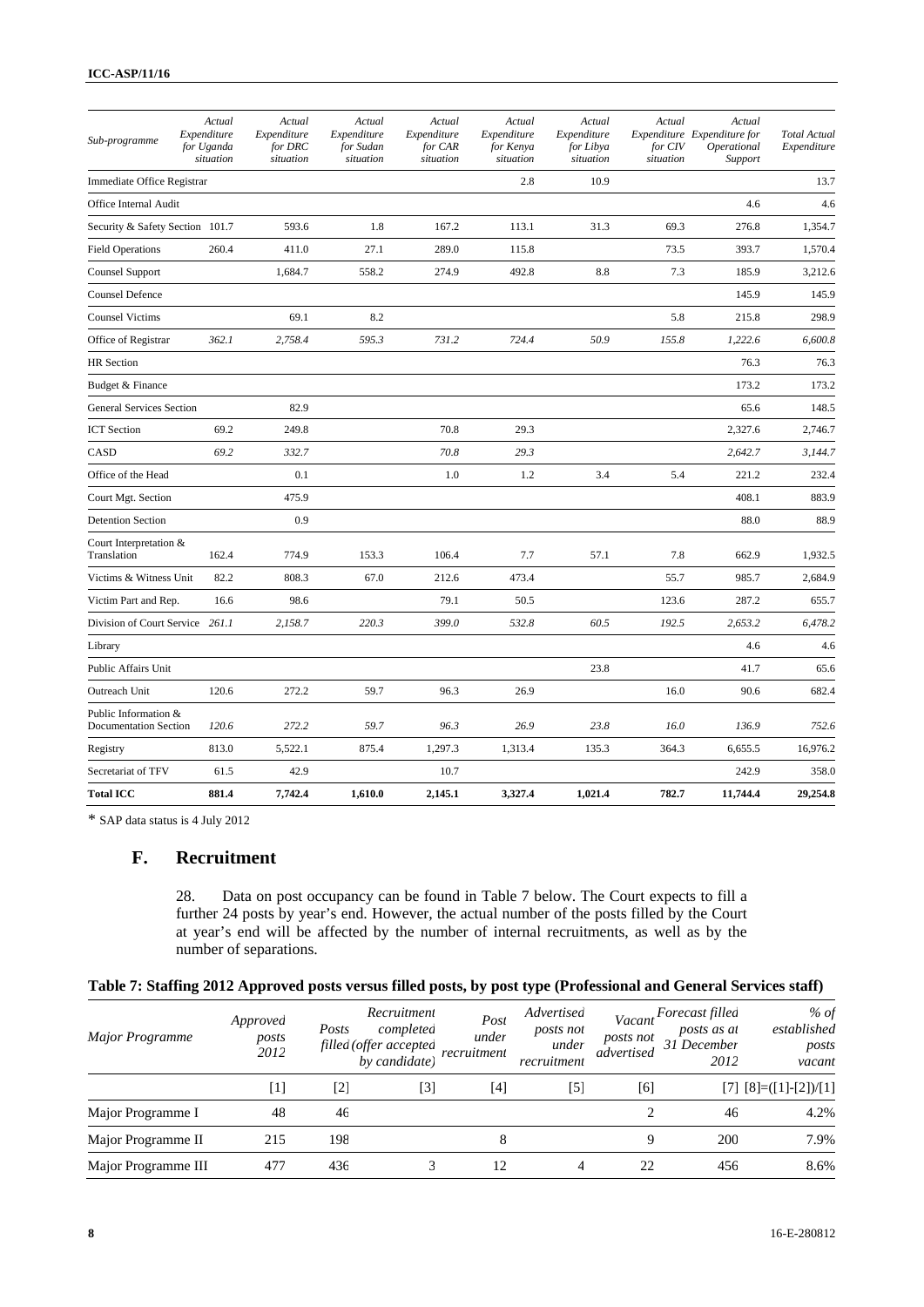| Sub-programme | *Actual Expenditure for Uganda situation* | *Actual Expenditure for DRC situation* | *Actual Expenditure for Sudan situation* | *Actual Expenditure for CAR situation* | *Actual Expenditure for Kenya situation* | *Actual Expenditure for Libya situation* | *Actual Expenditure for CIV situation* | *Actual Expenditure for Operational Support* | *Total Actual Expenditure* |
|---|---|---|---|---|---|---|---|---|---|
| Immediate Office Registrar | | | | | 2.8 | 10.9 | | | 13.7 |
| Office Internal Audit | | | | | | | | 4.6 | 4.6 |
| Security & Safety Section | 101.7 | 593.6 | 1.8 | 167.2 | 113.1 | 31.3 | 69.3 | 276.8 | 1,354.7 |
| Field Operations | 260.4 | 411.0 | 27.1 | 289.0 | 115.8 | | 73.5 | 393.7 | 1,570.4 |
| Counsel Support | | 1,684.7 | 558.2 | 274.9 | 492.8 | 8.8 | 7.3 | 185.9 | 3,212.6 |
| Counsel Defence | | | | | | | | 145.9 | 145.9 |
| Counsel Victims | | 69.1 | 8.2 | | | | 5.8 | 215.8 | 298.9 |
| Office of Registrar | *362.1* | *2,758.4* | *595.3* | *731.2* | *724.4* | *50.9* | *155.8* | *1,222.6* | *6,600.8* |
| HR Section | | | | | | | | 76.3 | 76.3 |
| Budget & Finance | | | | | | | | 173.2 | 173.2 |
| General Services Section | | 82.9 | | | | | | 65.6 | 148.5 |
| ICT Section | 69.2 | 249.8 | | 70.8 | 29.3 | | | 2,327.6 | 2,746.7 |
| CASD | *69.2* | *332.7* | | *70.8* | *29.3* | | | *2,642.7* | *3,144.7* |
| Office of the Head | | 0.1 | | 1.0 | 1.2 | 3.4 | 5.4 | 221.2 | 232.4 |
| Court Mgt. Section | | 475.9 | | | | | | 408.1 | 883.9 |
| Detention Section | | 0.9 | | | | | | 88.0 | 88.9 |
| Court Interpretation & Translation | 162.4 | 774.9 | 153.3 | 106.4 | 7.7 | 57.1 | 7.8 | 662.9 | 1,932.5 |
| Victims & Witness Unit | 82.2 | 808.3 | 67.0 | 212.6 | 473.4 | | 55.7 | 985.7 | 2,684.9 |
| Victim Part and Rep. | 16.6 | 98.6 | | 79.1 | 50.5 | | 123.6 | 287.2 | 655.7 |
| Division of Court Service | *261.1* | *2,158.7* | *220.3* | *399.0* | *532.8* | *60.5* | *192.5* | *2,653.2* | *6,478.2* |
| Library | | | | | | | | 4.6 | 4.6 |
| Public Affairs Unit | | | | | | 23.8 | | 41.7 | 65.6 |
| Outreach Unit | 120.6 | 272.2 | 59.7 | 96.3 | 26.9 | | 16.0 | 90.6 | 682.4 |
| Public Information & Documentation Section | *120.6* | *272.2* | *59.7* | *96.3* | *26.9* | *23.8* | *16.0* | *136.9* | *752.6* |
| Registry | 813.0 | 5,522.1 | 875.4 | 1,297.3 | 1,313.4 | 135.3 | 364.3 | 6,655.5 | 16,976.2 |
| Secretariat of TFV | 61.5 | 42.9 | | 10.7 | | | | 242.9 | 358.0 |
| **Total ICC** | **881.4** | **7,742.4** | **1,610.0** | **2,145.1** | **3,327.4** | **1,021.4** | **782.7** | **11,744.4** | **29,254.8** |

\* SAP data status is 4 July 2012

## F. Recruitment

28. Data on post occupancy can be found in Table 7 below. The Court expects to fill a further 24 posts by year's end. However, the actual number of the posts filled by the Court at year's end will be affected by the number of internal recruitments, as well as by the number of separations.

**Table 7: Staffing 2012 Approved posts versus filled posts, by post type (Professional and General Services staff)**

| *Major Programme* | *Approved posts 2012* | *Posts filled* | *Recruitment completed (offer accepted by candidate)* | *Post under recruitment* | *Advertised posts not under recruitment* | *Vacant posts not advertised* | *Forecast filled posts as at 31 December 2012* | *% of established posts vacant* |
|---|---|---|---|---|---|---|---|---|
| | [1] | [2] | [3] | [4] | [5] | [6] | [7] | [8]=([1]-[2])/[1] |
| Major Programme I | 48 | 46 | | | | 2 | 46 | 4.2% |
| Major Programme II | 215 | 198 | | 8 | | 9 | 200 | 7.9% |
| Major Programme III | 477 | 436 | 3 | 12 | 4 | 22 | 456 | 8.6% |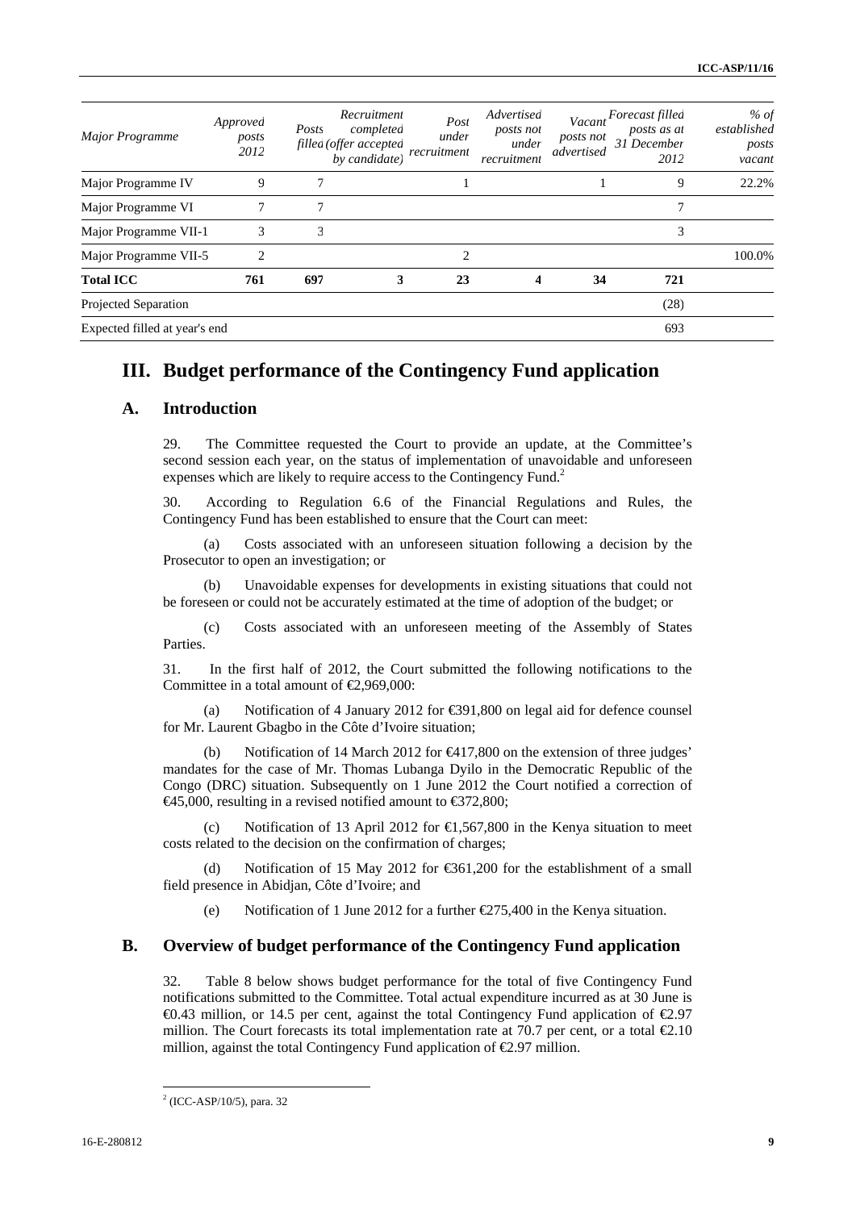| *Major Programme* | *Approved posts 2012* | *Posts filled* | *Recruitment completed (offer accepted by candidate)* | *Post under recruitment* | *Advertised posts not under recruitment* | *Vacant posts not advertised* | *Forecast filled posts as at 31 December 2012* | *% of established posts vacant* |
|---|---|---|---|---|---|---|---|---|
| Major Programme IV | 9 | 7 | | 1 | | 1 | 9 | 22.2% |
| Major Programme VI | 7 | 7 | | | | | 7 | |
| Major Programme VII-1 | 3 | 3 | | | | | 3 | |
| Major Programme VII-5 | 2 | | | 2 | | | | 100.0% |
| **Total ICC** | **761** | **697** | **3** | **23** | **4** | **34** | **721** | |
| Projected Separation | | | | | | | (28) | |
| Expected filled at year's end | | | | | | | 693 | |

# III. Budget performance of the Contingency Fund application

## A. Introduction

29. The Committee requested the Court to provide an update, at the Committee's second session each year, on the status of implementation of unavoidable and unforeseen expenses which are likely to require access to the Contingency Fund.[2]

30. According to Regulation 6.6 of the Financial Regulations and Rules, the Contingency Fund has been established to ensure that the Court can meet:

(a) Costs associated with an unforeseen situation following a decision by the Prosecutor to open an investigation; or

(b) Unavoidable expenses for developments in existing situations that could not be foreseen or could not be accurately estimated at the time of adoption of the budget; or

(c) Costs associated with an unforeseen meeting of the Assembly of States Parties.

31. In the first half of 2012, the Court submitted the following notifications to the Committee in a total amount of €2,969,000:

(a) Notification of 4 January 2012 for €391,800 on legal aid for defence counsel for Mr. Laurent Gbagbo in the Côte d'Ivoire situation;

(b) Notification of 14 March 2012 for €417,800 on the extension of three judges' mandates for the case of Mr. Thomas Lubanga Dyilo in the Democratic Republic of the Congo (DRC) situation. Subsequently on 1 June 2012 the Court notified a correction of €45,000, resulting in a revised notified amount to €372,800;

(c) Notification of 13 April 2012 for €1,567,800 in the Kenya situation to meet costs related to the decision on the confirmation of charges;

(d) Notification of 15 May 2012 for €361,200 for the establishment of a small field presence in Abidjan, Côte d'Ivoire; and

(e) Notification of 1 June 2012 for a further €275,400 in the Kenya situation.

## B. Overview of budget performance of the Contingency Fund application

32. Table 8 below shows budget performance for the total of five Contingency Fund notifications submitted to the Committee. Total actual expenditure incurred as at 30 June is €0.43 million, or 14.5 per cent, against the total Contingency Fund application of €2.97 million. The Court forecasts its total implementation rate at 70.7 per cent, or a total €2.10 million, against the total Contingency Fund application of €2.97 million.

[2] (ICC-ASP/10/5), para. 32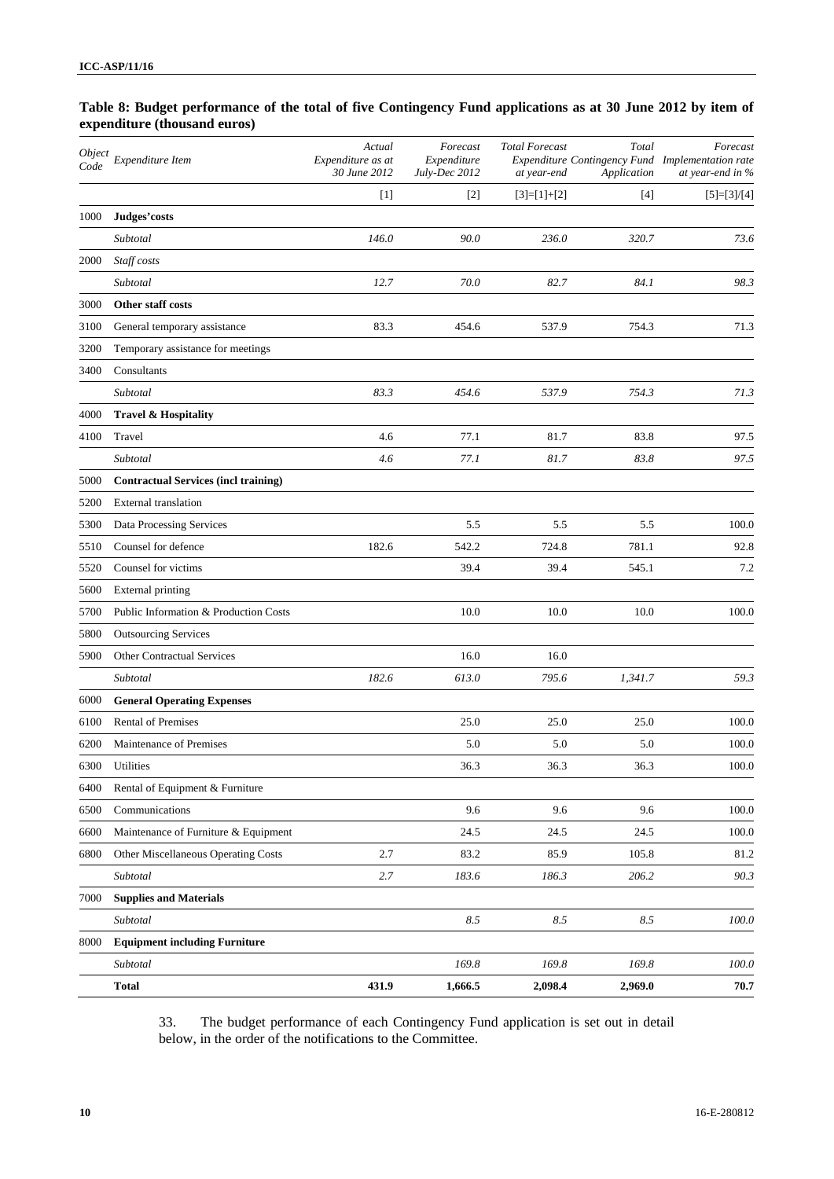**Table 8: Budget performance of the total of five Contingency Fund applications as at 30 June 2012 by item of expenditure (thousand euros)**

| Object Code | Expenditure Item | Actual Expenditure as at 30 June 2012 | Forecast Expenditure July-Dec 2012 | Total Forecast at year-end | Total Expenditure Contingency Fund Application | Forecast Implementation rate at year-end in % |
|---|---|---|---|---|---|---|
| | | [1] | [2] | [3]=[1]+[2] | [4] | [5]=[3]/[4] |
| 1000 | **Judges'costs** | | | | | |
| | *Subtotal* | *146.0* | *90.0* | *236.0* | *320.7* | *73.6* |
| 2000 | *Staff costs* | | | | | |
| | *Subtotal* | *12.7* | *70.0* | *82.7* | *84.1* | *98.3* |
| 3000 | **Other staff costs** | | | | | |
| 3100 | General temporary assistance | 83.3 | 454.6 | 537.9 | 754.3 | 71.3 |
| 3200 | Temporary assistance for meetings | | | | | |
| 3400 | Consultants | | | | | |
| | *Subtotal* | *83.3* | *454.6* | *537.9* | *754.3* | *71.3* |
| 4000 | **Travel & Hospitality** | | | | | |
| 4100 | Travel | 4.6 | 77.1 | 81.7 | 83.8 | 97.5 |
| | *Subtotal* | *4.6* | *77.1* | *81.7* | *83.8* | *97.5* |
| 5000 | **Contractual Services (incl training)** | | | | | |
| 5200 | External translation | | | | | |
| 5300 | Data Processing Services | | 5.5 | 5.5 | 5.5 | 100.0 |
| 5510 | Counsel for defence | 182.6 | 542.2 | 724.8 | 781.1 | 92.8 |
| 5520 | Counsel for victims | | 39.4 | 39.4 | 545.1 | 7.2 |
| 5600 | External printing | | | | | |
| 5700 | Public Information & Production Costs | | 10.0 | 10.0 | 10.0 | 100.0 |
| 5800 | Outsourcing Services | | | | | |
| 5900 | Other Contractual Services | | 16.0 | 16.0 | | |
| | *Subtotal* | *182.6* | *613.0* | *795.6* | *1,341.7* | *59.3* |
| 6000 | **General Operating Expenses** | | | | | |
| 6100 | Rental of Premises | | 25.0 | 25.0 | 25.0 | 100.0 |
| 6200 | Maintenance of Premises | | 5.0 | 5.0 | 5.0 | 100.0 |
| 6300 | Utilities | | 36.3 | 36.3 | 36.3 | 100.0 |
| 6400 | Rental of Equipment & Furniture | | | | | |
| 6500 | Communications | | 9.6 | 9.6 | 9.6 | 100.0 |
| 6600 | Maintenance of Furniture & Equipment | | 24.5 | 24.5 | 24.5 | 100.0 |
| 6800 | Other Miscellaneous Operating Costs | 2.7 | 83.2 | 85.9 | 105.8 | 81.2 |
| | *Subtotal* | *2.7* | *183.6* | *186.3* | *206.2* | *90.3* |
| 7000 | **Supplies and Materials** | | | | | |
| | *Subtotal* | | *8.5* | *8.5* | *8.5* | *100.0* |
| 8000 | **Equipment including Furniture** | | | | | |
| | *Subtotal* | | *169.8* | *169.8* | *169.8* | *100.0* |
| | **Total** | **431.9** | **1,666.5** | **2,098.4** | **2,969.0** | **70.7** |

33. The budget performance of each Contingency Fund application is set out in detail below, in the order of the notifications to the Committee.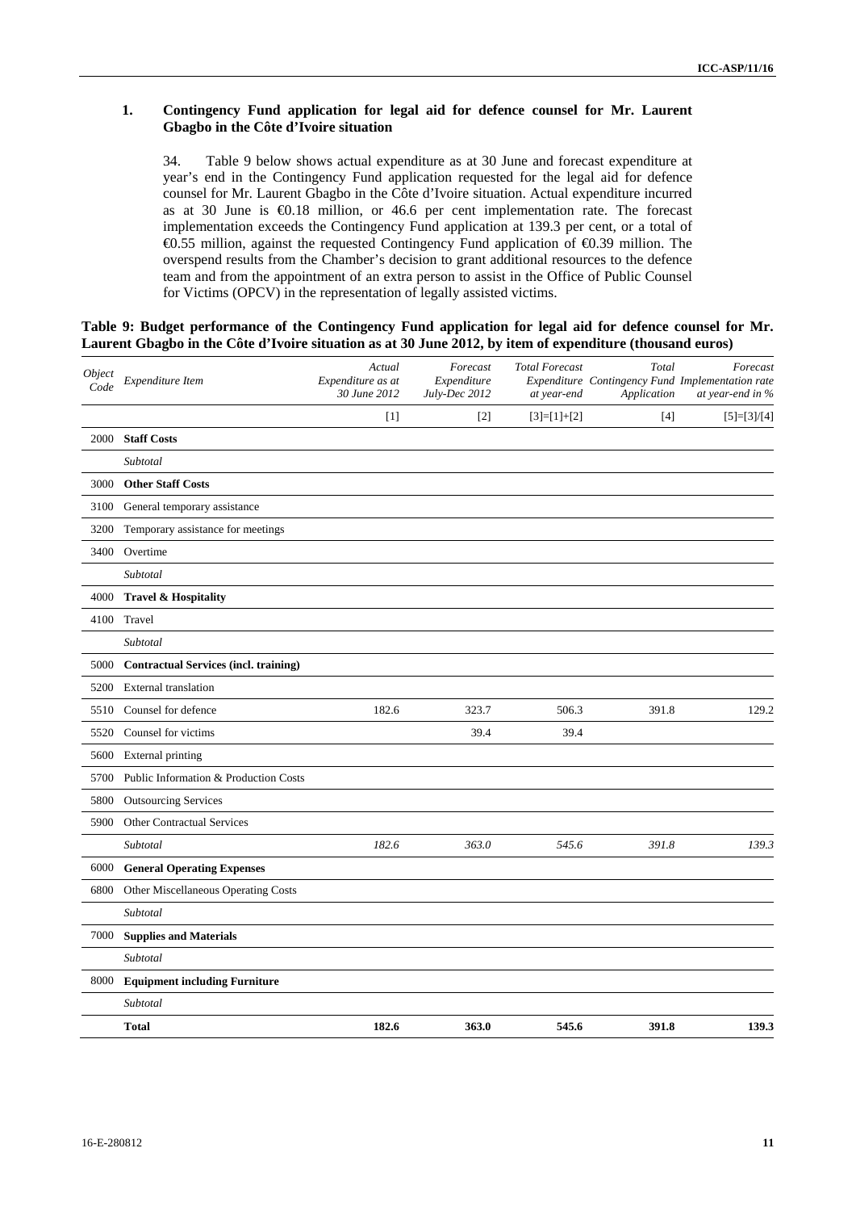### 1. Contingency Fund application for legal aid for defence counsel for Mr. Laurent Gbagbo in the Côte d'Ivoire situation

34. Table 9 below shows actual expenditure as at 30 June and forecast expenditure at year's end in the Contingency Fund application requested for the legal aid for defence counsel for Mr. Laurent Gbagbo in the Côte d'Ivoire situation. Actual expenditure incurred as at 30 June is €0.18 million, or 46.6 per cent implementation rate. The forecast implementation exceeds the Contingency Fund application at 139.3 per cent, or a total of €0.55 million, against the requested Contingency Fund application of €0.39 million. The overspend results from the Chamber's decision to grant additional resources to the defence team and from the appointment of an extra person to assist in the Office of Public Counsel for Victims (OPCV) in the representation of legally assisted victims.

**Table 9: Budget performance of the Contingency Fund application for legal aid for defence counsel for Mr. Laurent Gbagbo in the Côte d'Ivoire situation as at 30 June 2012, by item of expenditure (thousand euros)**

| *Object Code* | *Expenditure Item* | *Actual Expenditure as at 30 June 2012* | *Forecast Expenditure July-Dec 2012* | *Total Forecast Expenditure at year-end* | *Total Contingency Fund Application* | *Forecast Implementation rate at year-end in %* |
|---|---|---|---|---|---|---|
| | | [1] | [2] | [3]=[1]+[2] | [4] | [5]=[3]/[4] |
| 2000 | **Staff Costs** | | | | | |
| | *Subtotal* | | | | | |
| 3000 | **Other Staff Costs** | | | | | |
| 3100 | General temporary assistance | | | | | |
| 3200 | Temporary assistance for meetings | | | | | |
| 3400 | Overtime | | | | | |
| | *Subtotal* | | | | | |
| 4000 | **Travel & Hospitality** | | | | | |
| 4100 | Travel | | | | | |
| | *Subtotal* | | | | | |
| 5000 | **Contractual Services (incl. training)** | | | | | |
| 5200 | External translation | | | | | |
| 5510 | Counsel for defence | 182.6 | 323.7 | 506.3 | 391.8 | 129.2 |
| 5520 | Counsel for victims | | 39.4 | 39.4 | | |
| 5600 | External printing | | | | | |
| 5700 | Public Information & Production Costs | | | | | |
| 5800 | Outsourcing Services | | | | | |
| 5900 | Other Contractual Services | | | | | |
| | *Subtotal* | *182.6* | *363.0* | *545.6* | *391.8* | *139.3* |
| 6000 | **General Operating Expenses** | | | | | |
| 6800 | Other Miscellaneous Operating Costs | | | | | |
| | *Subtotal* | | | | | |
| 7000 | **Supplies and Materials** | | | | | |
| | *Subtotal* | | | | | |
| 8000 | **Equipment including Furniture** | | | | | |
| | *Subtotal* | | | | | |
| | **Total** | **182.6** | **363.0** | **545.6** | **391.8** | **139.3** |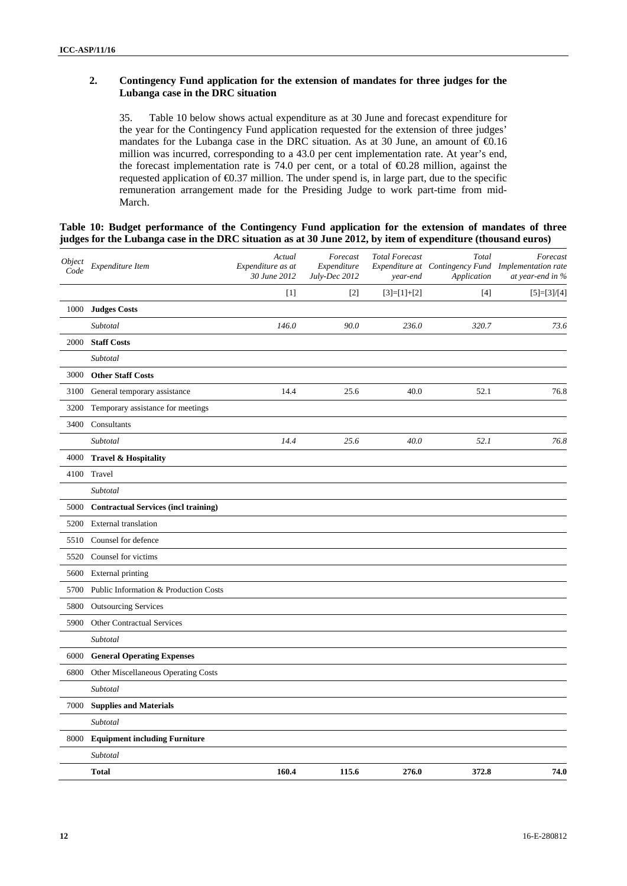## 2. Contingency Fund application for the extension of mandates for three judges for the Lubanga case in the DRC situation

35. Table 10 below shows actual expenditure as at 30 June and forecast expenditure for the year for the Contingency Fund application requested for the extension of three judges' mandates for the Lubanga case in the DRC situation. As at 30 June, an amount of €0.16 million was incurred, corresponding to a 43.0 per cent implementation rate. At year's end, the forecast implementation rate is 74.0 per cent, or a total of €0.28 million, against the requested application of €0.37 million. The under spend is, in large part, due to the specific remuneration arrangement made for the Presiding Judge to work part-time from mid-March.

**Table 10: Budget performance of the Contingency Fund application for the extension of mandates of three judges for the Lubanga case in the DRC situation as at 30 June 2012, by item of expenditure (thousand euros)**

| Object Code | Expenditure Item | Actual Expenditure as at 30 June 2012 | Forecast Expenditure July-Dec 2012 | Total Forecast Expenditure at year-end | Total Contingency Fund Application | Forecast Implementation rate at year-end in % |
|---|---|---|---|---|---|---|
| | | [1] | [2] | [3]=[1]+[2] | [4] | [5]=[3]/[4] |
| 1000 | **Judges Costs** | | | | | |
| | *Subtotal* | *146.0* | *90.0* | *236.0* | *320.7* | *73.6* |
| 2000 | **Staff Costs** | | | | | |
| | *Subtotal* | | | | | |
| 3000 | **Other Staff Costs** | | | | | |
| 3100 | General temporary assistance | 14.4 | 25.6 | 40.0 | 52.1 | 76.8 |
| 3200 | Temporary assistance for meetings | | | | | |
| 3400 | Consultants | | | | | |
| | *Subtotal* | *14.4* | *25.6* | *40.0* | *52.1* | *76.8* |
| 4000 | **Travel & Hospitality** | | | | | |
| 4100 | Travel | | | | | |
| | *Subtotal* | | | | | |
| 5000 | **Contractual Services (incl training)** | | | | | |
| 5200 | External translation | | | | | |
| 5510 | Counsel for defence | | | | | |
| 5520 | Counsel for victims | | | | | |
| 5600 | External printing | | | | | |
| 5700 | Public Information & Production Costs | | | | | |
| 5800 | Outsourcing Services | | | | | |
| 5900 | Other Contractual Services | | | | | |
| | *Subtotal* | | | | | |
| 6000 | **General Operating Expenses** | | | | | |
| 6800 | Other Miscellaneous Operating Costs | | | | | |
| | *Subtotal* | | | | | |
| 7000 | **Supplies and Materials** | | | | | |
| | *Subtotal* | | | | | |
| 8000 | **Equipment including Furniture** | | | | | |
| | *Subtotal* | | | | | |
| | **Total** | **160.4** | **115.6** | **276.0** | **372.8** | **74.0** |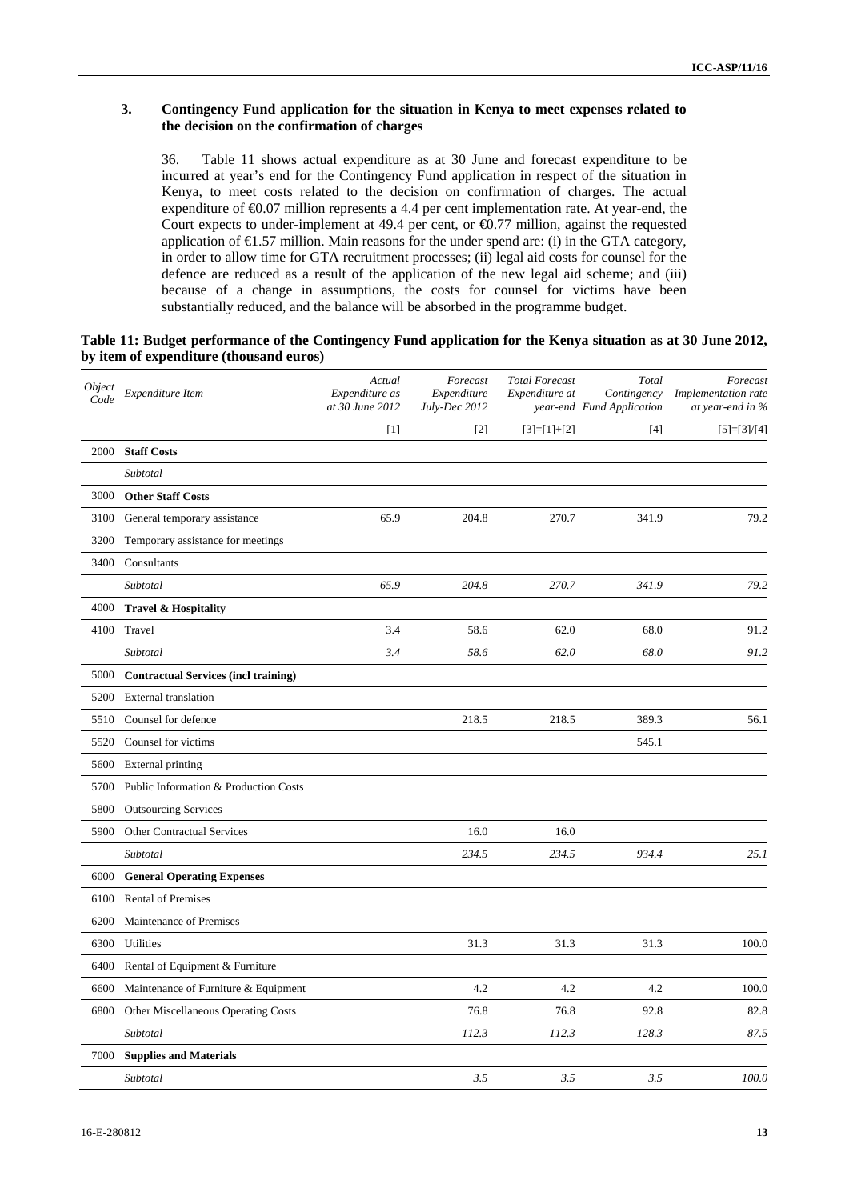### 3. Contingency Fund application for the situation in Kenya to meet expenses related to the decision on the confirmation of charges

36. Table 11 shows actual expenditure as at 30 June and forecast expenditure to be incurred at year's end for the Contingency Fund application in respect of the situation in Kenya, to meet costs related to the decision on confirmation of charges. The actual expenditure of €0.07 million represents a 4.4 per cent implementation rate. At year-end, the Court expects to under-implement at 49.4 per cent, or €0.77 million, against the requested application of €1.57 million. Main reasons for the under spend are: (i) in the GTA category, in order to allow time for GTA recruitment processes; (ii) legal aid costs for counsel for the defence are reduced as a result of the application of the new legal aid scheme; and (iii) because of a change in assumptions, the costs for counsel for victims have been substantially reduced, and the balance will be absorbed in the programme budget.

**Table 11: Budget performance of the Contingency Fund application for the Kenya situation as at 30 June 2012, by item of expenditure (thousand euros)**

| *Object Code* | *Expenditure Item* | *Actual Expenditure as at 30 June 2012* | *Forecast Expenditure July-Dec 2012* | *Total Forecast Expenditure at year-end* | *Total Contingency Fund Application* | *Forecast Implementation rate at year-end in %* |
|---|---|---|---|---|---|---|
| | | [1] | [2] | [3]=[1]+[2] | [4] | [5]=[3]/[4] |
| 2000 | **Staff Costs** | | | | | |
| | *Subtotal* | | | | | |
| 3000 | **Other Staff Costs** | | | | | |
| 3100 | General temporary assistance | 65.9 | 204.8 | 270.7 | 341.9 | 79.2 |
| 3200 | Temporary assistance for meetings | | | | | |
| 3400 | Consultants | | | | | |
| | *Subtotal* | *65.9* | *204.8* | *270.7* | *341.9* | *79.2* |
| 4000 | **Travel & Hospitality** | | | | | |
| 4100 | Travel | 3.4 | 58.6 | 62.0 | 68.0 | 91.2 |
| | *Subtotal* | *3.4* | *58.6* | *62.0* | *68.0* | *91.2* |
| 5000 | **Contractual Services (incl training)** | | | | | |
| 5200 | External translation | | | | | |
| 5510 | Counsel for defence | | 218.5 | 218.5 | 389.3 | 56.1 |
| 5520 | Counsel for victims | | | | 545.1 | |
| 5600 | External printing | | | | | |
| 5700 | Public Information & Production Costs | | | | | |
| 5800 | Outsourcing Services | | | | | |
| 5900 | Other Contractual Services | | 16.0 | 16.0 | | |
| | *Subtotal* | | *234.5* | *234.5* | *934.4* | *25.1* |
| 6000 | **General Operating Expenses** | | | | | |
| 6100 | Rental of Premises | | | | | |
| 6200 | Maintenance of Premises | | | | | |
| 6300 | Utilities | | 31.3 | 31.3 | 31.3 | 100.0 |
| 6400 | Rental of Equipment & Furniture | | | | | |
| 6600 | Maintenance of Furniture & Equipment | | 4.2 | 4.2 | 4.2 | 100.0 |
| 6800 | Other Miscellaneous Operating Costs | | 76.8 | 76.8 | 92.8 | 82.8 |
| | *Subtotal* | | *112.3* | *112.3* | *128.3* | *87.5* |
| 7000 | **Supplies and Materials** | | | | | |
| | *Subtotal* | | *3.5* | *3.5* | *3.5* | *100.0* |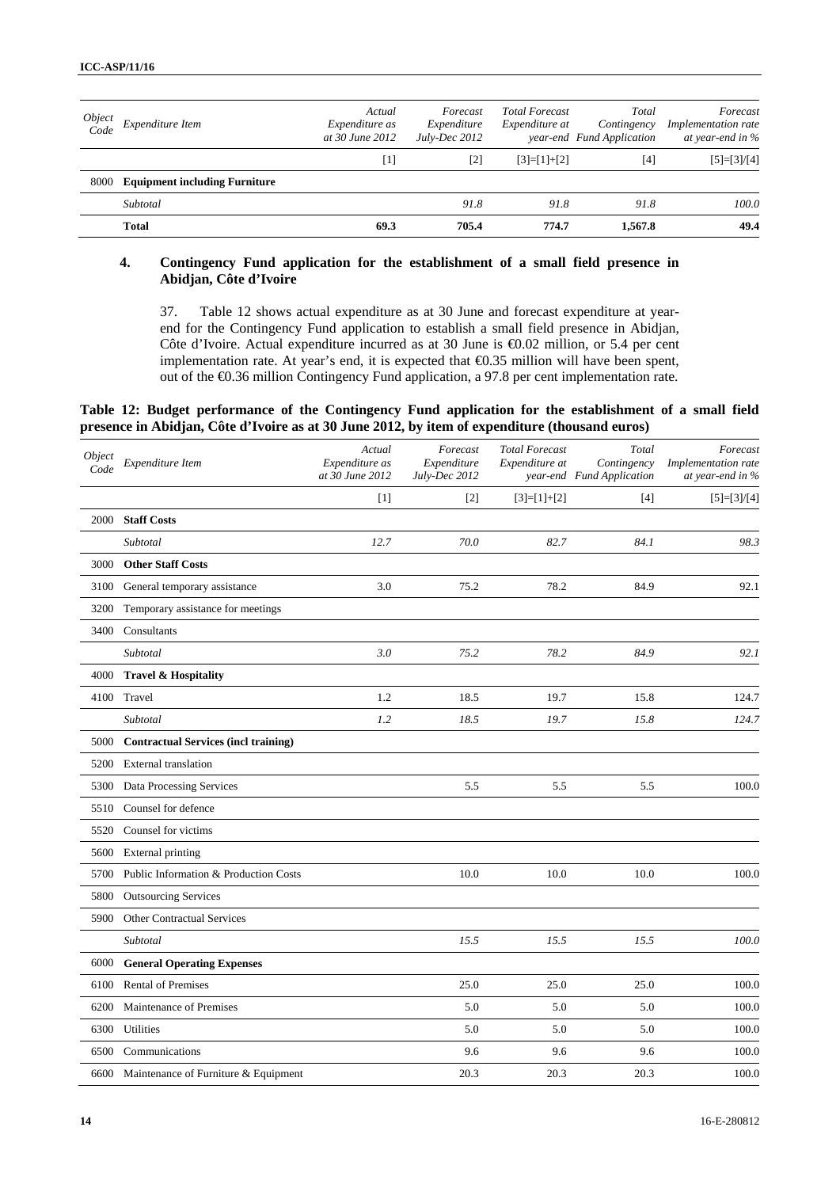| Object Code | Expenditure Item | Actual Expenditure as at 30 June 2012 | Forecast Expenditure July-Dec 2012 | Total Forecast Expenditure at year-end | Total Contingency Fund Application | Forecast Implementation rate at year-end in % |
|---|---|---|---|---|---|---|
| | | [1] | [2] | [3]=[1]+[2] | [4] | [5]=[3]/[4] |
| 8000 | **Equipment including Furniture** | | | | | |
| | *Subtotal* | | *91.8* | *91.8* | *91.8* | *100.0* |
| | **Total** | **69.3** | **705.4** | **774.7** | **1,567.8** | **49.4** |

### 4. Contingency Fund application for the establishment of a small field presence in Abidjan, Côte d'Ivoire

37. Table 12 shows actual expenditure as at 30 June and forecast expenditure at year-end for the Contingency Fund application to establish a small field presence in Abidjan, Côte d'Ivoire. Actual expenditure incurred as at 30 June is €0.02 million, or 5.4 per cent implementation rate. At year's end, it is expected that €0.35 million will have been spent, out of the €0.36 million Contingency Fund application, a 97.8 per cent implementation rate.

**Table 12: Budget performance of the Contingency Fund application for the establishment of a small field presence in Abidjan, Côte d'Ivoire as at 30 June 2012, by item of expenditure (thousand euros)**

| Object Code | Expenditure Item | Actual Expenditure as at 30 June 2012 | Forecast Expenditure July-Dec 2012 | Total Forecast Expenditure at year-end | Total Contingency Fund Application | Forecast Implementation rate at year-end in % |
|---|---|---|---|---|---|---|
| | | [1] | [2] | [3]=[1]+[2] | [4] | [5]=[3]/[4] |
| 2000 | **Staff Costs** | | | | | |
| | *Subtotal* | *12.7* | *70.0* | *82.7* | *84.1* | *98.3* |
| 3000 | **Other Staff Costs** | | | | | |
| 3100 | General temporary assistance | 3.0 | 75.2 | 78.2 | 84.9 | 92.1 |
| 3200 | Temporary assistance for meetings | | | | | |
| 3400 | Consultants | | | | | |
| | *Subtotal* | *3.0* | *75.2* | *78.2* | *84.9* | *92.1* |
| 4000 | **Travel & Hospitality** | | | | | |
| 4100 | Travel | 1.2 | 18.5 | 19.7 | 15.8 | 124.7 |
| | *Subtotal* | *1.2* | *18.5* | *19.7* | *15.8* | *124.7* |
| 5000 | **Contractual Services (incl training)** | | | | | |
| 5200 | External translation | | | | | |
| 5300 | Data Processing Services | | 5.5 | 5.5 | 5.5 | 100.0 |
| 5510 | Counsel for defence | | | | | |
| 5520 | Counsel for victims | | | | | |
| 5600 | External printing | | | | | |
| 5700 | Public Information & Production Costs | | 10.0 | 10.0 | 10.0 | 100.0 |
| 5800 | Outsourcing Services | | | | | |
| 5900 | Other Contractual Services | | | | | |
| | *Subtotal* | | *15.5* | *15.5* | *15.5* | *100.0* |
| 6000 | **General Operating Expenses** | | | | | |
| 6100 | Rental of Premises | | 25.0 | 25.0 | 25.0 | 100.0 |
| 6200 | Maintenance of Premises | | 5.0 | 5.0 | 5.0 | 100.0 |
| 6300 | Utilities | | 5.0 | 5.0 | 5.0 | 100.0 |
| 6500 | Communications | | 9.6 | 9.6 | 9.6 | 100.0 |
| 6600 | Maintenance of Furniture & Equipment | | 20.3 | 20.3 | 20.3 | 100.0 |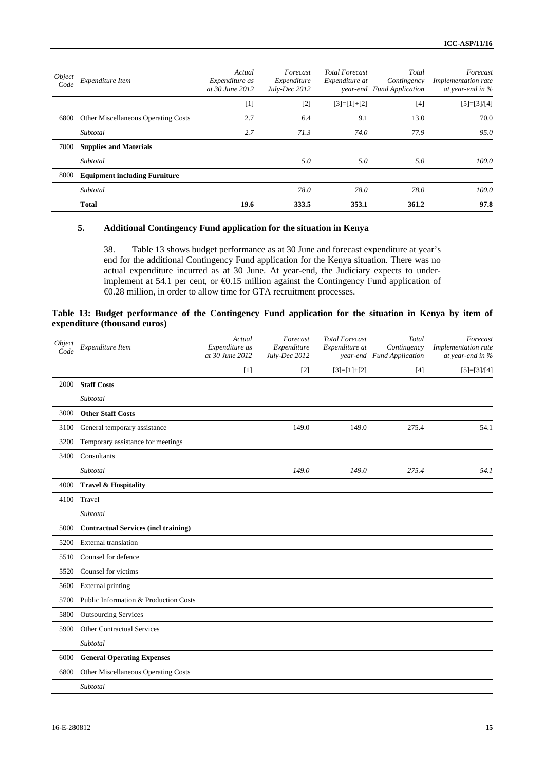| Object Code | Expenditure Item | Actual Expenditure as at 30 June 2012 | Forecast Expenditure July-Dec 2012 | Total Forecast Expenditure at year-end | Total Contingency Fund Application | Forecast Implementation rate at year-end in % |
|---|---|---|---|---|---|---|
| | | [1] | [2] | [3]=[1]+[2] | [4] | [5]=[3]/[4] |
| 6800 | Other Miscellaneous Operating Costs | 2.7 | 6.4 | 9.1 | 13.0 | 70.0 |
| | *Subtotal* | *2.7* | *71.3* | *74.0* | *77.9* | *95.0* |
| 7000 | **Supplies and Materials** | | | | | |
| | *Subtotal* | | *5.0* | *5.0* | *5.0* | *100.0* |
| 8000 | **Equipment including Furniture** | | | | | |
| | *Subtotal* | | *78.0* | *78.0* | *78.0* | *100.0* |
| | **Total** | **19.6** | **333.5** | **353.1** | **361.2** | **97.8** |

### 5. Additional Contingency Fund application for the situation in Kenya

38. Table 13 shows budget performance as at 30 June and forecast expenditure at year's end for the additional Contingency Fund application for the Kenya situation. There was no actual expenditure incurred as at 30 June. At year-end, the Judiciary expects to under-implement at 54.1 per cent, or €0.15 million against the Contingency Fund application of €0.28 million, in order to allow time for GTA recruitment processes.

**Table 13: Budget performance of the Contingency Fund application for the situation in Kenya by item of expenditure (thousand euros)**

| Object Code | Expenditure Item | Actual Expenditure as at 30 June 2012 | Forecast Expenditure July-Dec 2012 | Total Forecast Expenditure at year-end | Total Contingency Fund Application | Forecast Implementation rate at year-end in % |
|---|---|---|---|---|---|---|
| | | [1] | [2] | [3]=[1]+[2] | [4] | [5]=[3]/[4] |
| 2000 | **Staff Costs** | | | | | |
| | *Subtotal* | | | | | |
| 3000 | **Other Staff Costs** | | | | | |
| 3100 | General temporary assistance | | 149.0 | 149.0 | 275.4 | 54.1 |
| 3200 | Temporary assistance for meetings | | | | | |
| 3400 | Consultants | | | | | |
| | *Subtotal* | | *149.0* | *149.0* | *275.4* | *54.1* |
| 4000 | **Travel & Hospitality** | | | | | |
| 4100 | Travel | | | | | |
| | *Subtotal* | | | | | |
| 5000 | **Contractual Services (incl training)** | | | | | |
| 5200 | External translation | | | | | |
| 5510 | Counsel for defence | | | | | |
| 5520 | Counsel for victims | | | | | |
| 5600 | External printing | | | | | |
| 5700 | Public Information & Production Costs | | | | | |
| 5800 | Outsourcing Services | | | | | |
| 5900 | Other Contractual Services | | | | | |
| | *Subtotal* | | | | | |
| 6000 | **General Operating Expenses** | | | | | |
| 6800 | Other Miscellaneous Operating Costs | | | | | |
| | *Subtotal* | | | | | |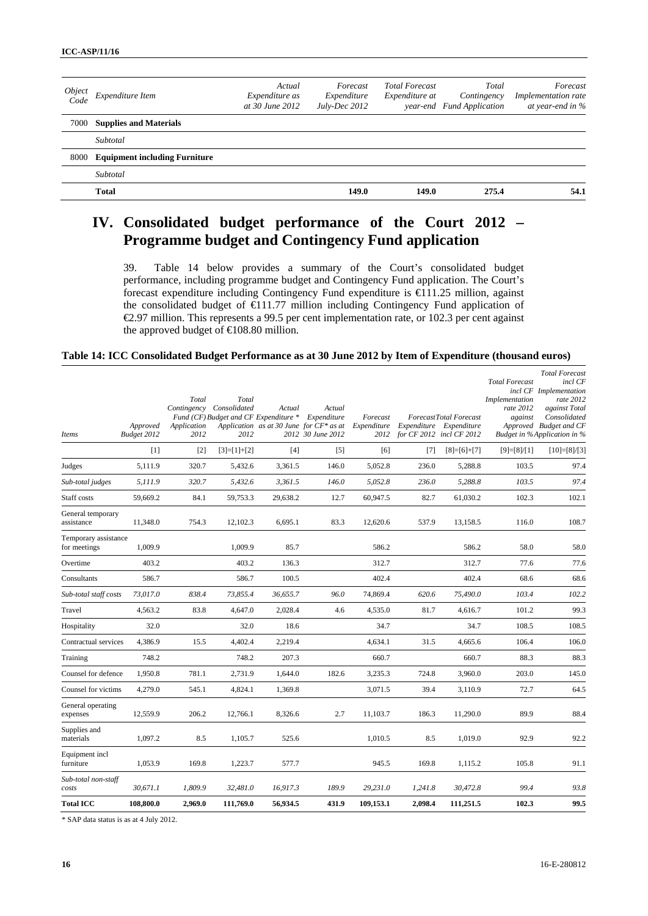| Object Code | Expenditure Item | Actual Expenditure as at 30 June 2012 | Forecast Expenditure July-Dec 2012 | Total Forecast Expenditure at year-end | Total Contingency Fund Application | Forecast Implementation rate at year-end in % |
|---|---|---|---|---|---|---|
| 7000 | **Supplies and Materials** | | | | | |
| | *Subtotal* | | | | | |
| 8000 | **Equipment including Furniture** | | | | | |
| | *Subtotal* | | | | | |
| | **Total** | | **149.0** | **149.0** | **275.4** | **54.1** |

# IV. Consolidated budget performance of the Court 2012 – Programme budget and Contingency Fund application

39. Table 14 below provides a summary of the Court's consolidated budget performance, including programme budget and Contingency Fund application. The Court's forecast expenditure including Contingency Fund expenditure is €111.25 million, against the consolidated budget of €111.77 million including Contingency Fund application of €2.97 million. This represents a 99.5 per cent implementation rate, or 102.3 per cent against the approved budget of €108.80 million.

**Table 14: ICC Consolidated Budget Performance as at 30 June 2012 by Item of Expenditure (thousand euros)**

| Items | Approved Budget 2012 | Total Contingency Fund (CF) Application 2012 | Total Consolidated Budget and CF Application 2012 | Actual Expenditure * as at 30 June 2012 | Actual Expenditure for CF* as at 30 June 2012 | Forecast Expenditure 2012 | Forecast Expenditure for CF 2012 | Total Forecast Expenditure incl CF 2012 | Total Forecast Implementation rate 2012 against Approved Budget in % | Total Forecast incl CF Implementation rate 2012 against Total Consolidated Budget and CF Application in % |
|---|---|---|---|---|---|---|---|---|---|---|
| | [1] | [2] | [3]=[1]+[2] | [4] | [5] | [6] | [7] | [8]=[6]+[7] | [9]=[8]/[1] | [10]=[8]/[3] |
| Judges | 5,111.9 | 320.7 | 5,432.6 | 3,361.5 | 146.0 | 5,052.8 | 236.0 | 5,288.8 | 103.5 | 97.4 |
| *Sub-total judges* | *5,111.9* | *320.7* | *5,432.6* | *3,361.5* | *146.0* | *5,052.8* | *236.0* | *5,288.8* | *103.5* | *97.4* |
| Staff costs | 59,669.2 | 84.1 | 59,753.3 | 29,638.2 | 12.7 | 60,947.5 | 82.7 | 61,030.2 | 102.3 | 102.1 |
| General temporary assistance | 11,348.0 | 754.3 | 12,102.3 | 6,695.1 | 83.3 | 12,620.6 | 537.9 | 13,158.5 | 116.0 | 108.7 |
| Temporary assistance for meetings | 1,009.9 | | 1,009.9 | 85.7 | | 586.2 | | 586.2 | 58.0 | 58.0 |
| Overtime | 403.2 | | 403.2 | 136.3 | | 312.7 | | 312.7 | 77.6 | 77.6 |
| Consultants | 586.7 | | 586.7 | 100.5 | | 402.4 | | 402.4 | 68.6 | 68.6 |
| *Sub-total staff costs* | *73,017.0* | *838.4* | *73,855.4* | *36,655.7* | *96.0* | *74,869.4* | *620.6* | *75,490.0* | *103.4* | *102.2* |
| Travel | 4,563.2 | 83.8 | 4,647.0 | 2,028.4 | 4.6 | 4,535.0 | 81.7 | 4,616.7 | 101.2 | 99.3 |
| Hospitality | 32.0 | | 32.0 | 18.6 | | 34.7 | | 34.7 | 108.5 | 108.5 |
| Contractual services | 4,386.9 | 15.5 | 4,402.4 | 2,219.4 | | 4,634.1 | 31.5 | 4,665.6 | 106.4 | 106.0 |
| Training | 748.2 | | 748.2 | 207.3 | | 660.7 | | 660.7 | 88.3 | 88.3 |
| Counsel for defence | 1,950.8 | 781.1 | 2,731.9 | 1,644.0 | 182.6 | 3,235.3 | 724.8 | 3,960.0 | 203.0 | 145.0 |
| Counsel for victims | 4,279.0 | 545.1 | 4,824.1 | 1,369.8 | | 3,071.5 | 39.4 | 3,110.9 | 72.7 | 64.5 |
| General operating expenses | 12,559.9 | 206.2 | 12,766.1 | 8,326.6 | 2.7 | 11,103.7 | 186.3 | 11,290.0 | 89.9 | 88.4 |
| Supplies and materials | 1,097.2 | 8.5 | 1,105.7 | 525.6 | | 1,010.5 | 8.5 | 1,019.0 | 92.9 | 92.2 |
| Equipment incl furniture | 1,053.9 | 169.8 | 1,223.7 | 577.7 | | 945.5 | 169.8 | 1,115.2 | 105.8 | 91.1 |
| *Sub-total non-staff costs* | *30,671.1* | *1,809.9* | *32,481.0* | *16,917.3* | *189.9* | *29,231.0* | *1,241.8* | *30,472.8* | *99.4* | *93.8* |
| **Total ICC** | **108,800.0** | **2,969.0** | **111,769.0** | **56,934.5** | **431.9** | **109,153.1** | **2,098.4** | **111,251.5** | **102.3** | **99.5** |

\* SAP data status is as at 4 July 2012.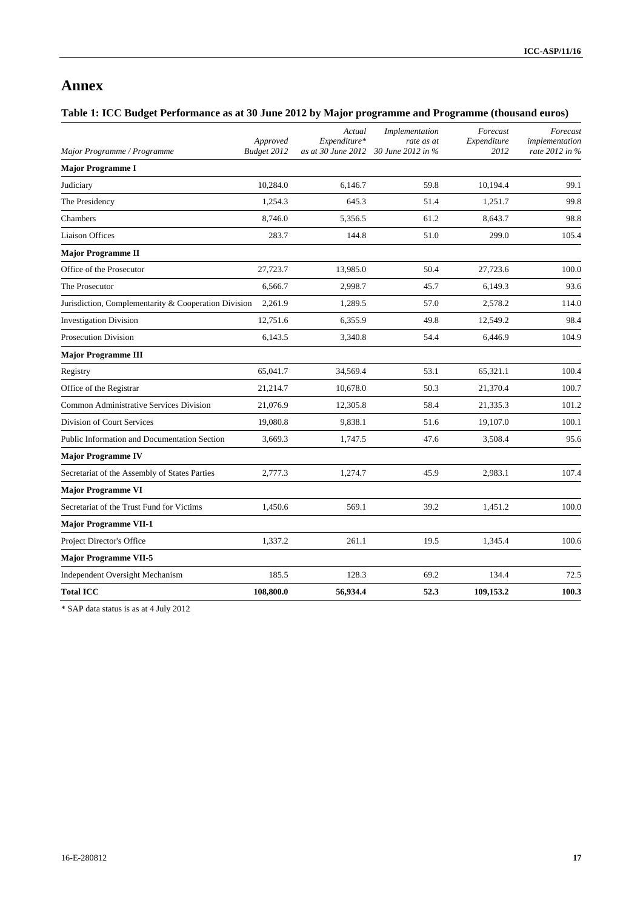# Annex

### Table 1: ICC Budget Performance as at 30 June 2012 by Major programme and Programme (thousand euros)

| *Major Programme / Programme* | *Approved Budget 2012* | *Actual Expenditure\* as at 30 June 2012* | *Implementation rate as at 30 June 2012 in %* | *Forecast Expenditure 2012* | *Forecast implementation rate 2012 in %* |
|---|---|---|---|---|---|
| **Major Programme I** | | | | | |
| Judiciary | 10,284.0 | 6,146.7 | 59.8 | 10,194.4 | 99.1 |
| The Presidency | 1,254.3 | 645.3 | 51.4 | 1,251.7 | 99.8 |
| Chambers | 8,746.0 | 5,356.5 | 61.2 | 8,643.7 | 98.8 |
| Liaison Offices | 283.7 | 144.8 | 51.0 | 299.0 | 105.4 |
| **Major Programme II** | | | | | |
| Office of the Prosecutor | 27,723.7 | 13,985.0 | 50.4 | 27,723.6 | 100.0 |
| The Prosecutor | 6,566.7 | 2,998.7 | 45.7 | 6,149.3 | 93.6 |
| Jurisdiction, Complementarity & Cooperation Division | 2,261.9 | 1,289.5 | 57.0 | 2,578.2 | 114.0 |
| Investigation Division | 12,751.6 | 6,355.9 | 49.8 | 12,549.2 | 98.4 |
| Prosecution Division | 6,143.5 | 3,340.8 | 54.4 | 6,446.9 | 104.9 |
| **Major Programme III** | | | | | |
| Registry | 65,041.7 | 34,569.4 | 53.1 | 65,321.1 | 100.4 |
| Office of the Registrar | 21,214.7 | 10,678.0 | 50.3 | 21,370.4 | 100.7 |
| Common Administrative Services Division | 21,076.9 | 12,305.8 | 58.4 | 21,335.3 | 101.2 |
| Division of Court Services | 19,080.8 | 9,838.1 | 51.6 | 19,107.0 | 100.1 |
| Public Information and Documentation Section | 3,669.3 | 1,747.5 | 47.6 | 3,508.4 | 95.6 |
| **Major Programme IV** | | | | | |
| Secretariat of the Assembly of States Parties | 2,777.3 | 1,274.7 | 45.9 | 2,983.1 | 107.4 |
| **Major Programme VI** | | | | | |
| Secretariat of the Trust Fund for Victims | 1,450.6 | 569.1 | 39.2 | 1,451.2 | 100.0 |
| **Major Programme VII-1** | | | | | |
| Project Director's Office | 1,337.2 | 261.1 | 19.5 | 1,345.4 | 100.6 |
| **Major Programme VII-5** | | | | | |
| Independent Oversight Mechanism | 185.5 | 128.3 | 69.2 | 134.4 | 72.5 |
| **Total ICC** | **108,800.0** | **56,934.4** | **52.3** | **109,153.2** | **100.3** |

\* SAP data status is as at 4 July 2012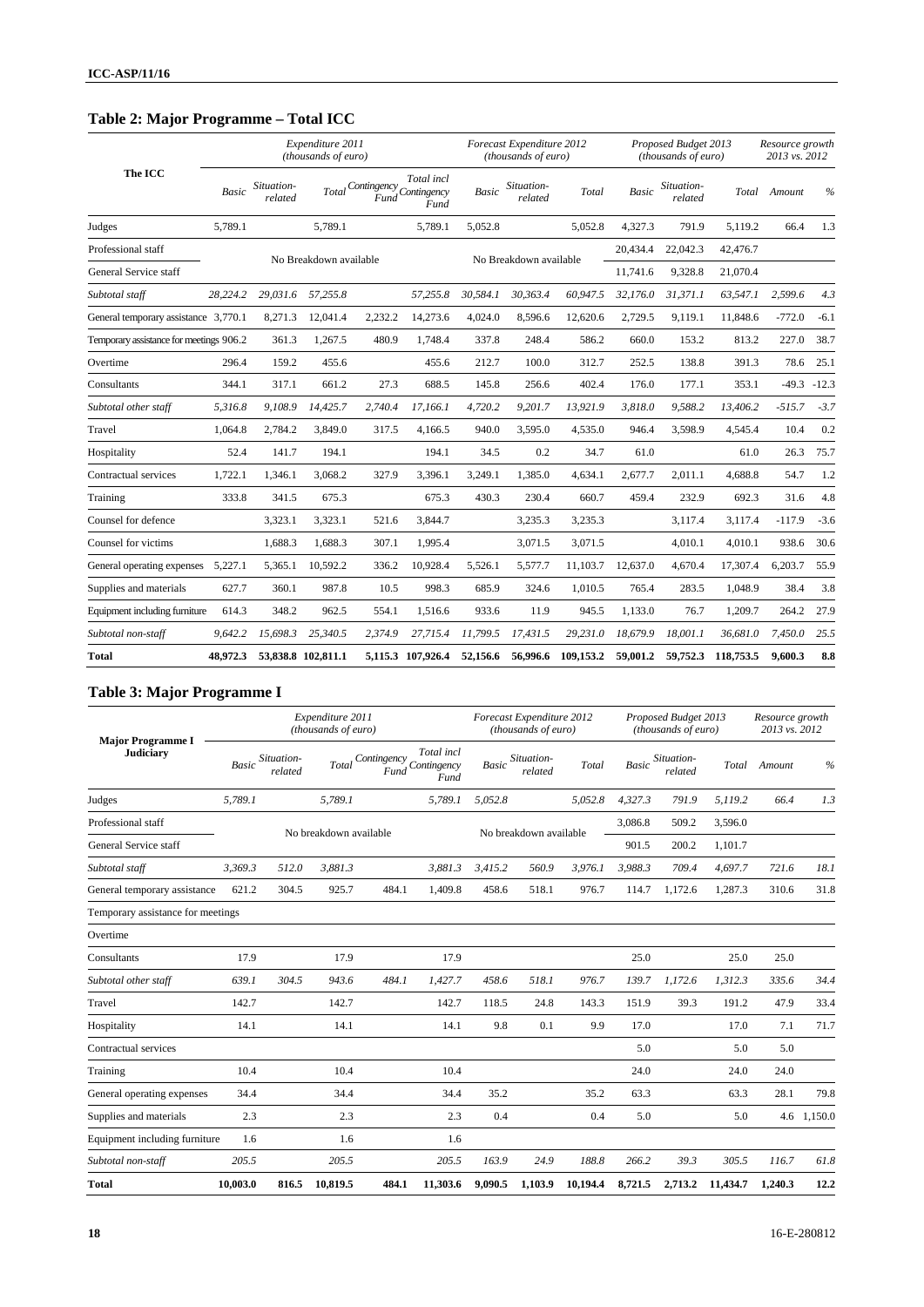## Table 2: Major Programme – Total ICC

| The ICC | Expenditure 2011 (thousands of euro) | | | | | Forecast Expenditure 2012 (thousands of euro) | | | Proposed Budget 2013 (thousands of euro) | | | Resource growth 2013 vs. 2012 | |
|---|---|---|---|---|---|---|---|---|---|---|---|---|---|
| | Basic | Situation-related | Total | Contingency Fund | Total incl Contingency Fund | Basic | Situation-related | Total | Basic | Situation-related | Total | Amount | % |
| Judges | 5,789.1 | | 5,789.1 | | 5,789.1 | 5,052.8 | | 5,052.8 | 4,327.3 | 791.9 | 5,119.2 | 66.4 | 1.3 |
| Professional staff | No Breakdown available | | | | | No Breakdown available | | | 20,434.4 | 22,042.3 | 42,476.7 | | |
| General Service staff | | | | | | | | | 11,741.6 | 9,328.8 | 21,070.4 | | |
| *Subtotal staff* | *28,224.2* | *29,031.6* | *57,255.8* | | *57,255.8* | *30,584.1* | *30,363.4* | *60,947.5* | *32,176.0* | *31,371.1* | *63,547.1* | *2,599.6* | *4.3* |
| General temporary assistance | 3,770.1 | 8,271.3 | 12,041.4 | 2,232.2 | 14,273.6 | 4,024.0 | 8,596.6 | 12,620.6 | 2,729.5 | 9,119.1 | 11,848.6 | -772.0 | -6.1 |
| Temporary assistance for meetings | 906.2 | 361.3 | 1,267.5 | 480.9 | 1,748.4 | 337.8 | 248.4 | 586.2 | 660.0 | 153.2 | 813.2 | 227.0 | 38.7 |
| Overtime | 296.4 | 159.2 | 455.6 | | 455.6 | 212.7 | 100.0 | 312.7 | 252.5 | 138.8 | 391.3 | 78.6 | 25.1 |
| Consultants | 344.1 | 317.1 | 661.2 | 27.3 | 688.5 | 145.8 | 256.6 | 402.4 | 176.0 | 177.1 | 353.1 | -49.3 | -12.3 |
| *Subtotal other staff* | *5,316.8* | *9,108.9* | *14,425.7* | *2,740.4* | *17,166.1* | *4,720.2* | *9,201.7* | *13,921.9* | *3,818.0* | *9,588.2* | *13,406.2* | *-515.7* | *-3.7* |
| Travel | 1,064.8 | 2,784.2 | 3,849.0 | 317.5 | 4,166.5 | 940.0 | 3,595.0 | 4,535.0 | 946.4 | 3,598.9 | 4,545.4 | 10.4 | 0.2 |
| Hospitality | 52.4 | 141.7 | 194.1 | | 194.1 | 34.5 | 0.2 | 34.7 | 61.0 | | 61.0 | 26.3 | 75.7 |
| Contractual services | 1,722.1 | 1,346.1 | 3,068.2 | 327.9 | 3,396.1 | 3,249.1 | 1,385.0 | 4,634.1 | 2,677.7 | 2,011.1 | 4,688.8 | 54.7 | 1.2 |
| Training | 333.8 | 341.5 | 675.3 | | 675.3 | 430.3 | 230.4 | 660.7 | 459.4 | 232.9 | 692.3 | 31.6 | 4.8 |
| Counsel for defence | | 3,323.1 | 3,323.1 | 521.6 | 3,844.7 | | 3,235.3 | 3,235.3 | | 3,117.4 | 3,117.4 | -117.9 | -3.6 |
| Counsel for victims | | 1,688.3 | 1,688.3 | 307.1 | 1,995.4 | | 3,071.5 | 3,071.5 | | 4,010.1 | 4,010.1 | 938.6 | 30.6 |
| General operating expenses | 5,227.1 | 5,365.1 | 10,592.2 | 336.2 | 10,928.4 | 5,526.1 | 5,577.7 | 11,103.7 | 12,637.0 | 4,670.4 | 17,307.4 | 6,203.7 | 55.9 |
| Supplies and materials | 627.7 | 360.1 | 987.8 | 10.5 | 998.3 | 685.9 | 324.6 | 1,010.5 | 765.4 | 283.5 | 1,048.9 | 38.4 | 3.8 |
| Equipment including furniture | 614.3 | 348.2 | 962.5 | 554.1 | 1,516.6 | 933.6 | 11.9 | 945.5 | 1,133.0 | 76.7 | 1,209.7 | 264.2 | 27.9 |
| *Subtotal non-staff* | *9,642.2* | *15,698.3* | *25,340.5* | *2,374.9* | *27,715.4* | *11,799.5* | *17,431.5* | *29,231.0* | *18,679.9* | *18,001.1* | *36,681.0* | *7,450.0* | *25.5* |
| **Total** | **48,972.3** | **53,838.8** | **102,811.1** | **5,115.3** | **107,926.4** | **52,156.6** | **56,996.6** | **109,153.2** | **59,001.2** | **59,752.3** | **118,753.5** | **9,600.3** | **8.8** |

## Table 3: Major Programme I

| Major Programme I Judiciary | Expenditure 2011 (thousands of euro) | | | | | Forecast Expenditure 2012 (thousands of euro) | | | Proposed Budget 2013 (thousands of euro) | | | Resource growth 2013 vs. 2012 | |
|---|---|---|---|---|---|---|---|---|---|---|---|---|---|
| | Basic | Situation-related | Total | Contingency Fund | Total incl Contingency Fund | Basic | Situation-related | Total | Basic | Situation-related | Total | Amount | % |
| Judges | *5,789.1* | | *5,789.1* | | *5,789.1* | *5,052.8* | | *5,052.8* | *4,327.3* | *791.9* | *5,119.2* | *66.4* | *1.3* |
| Professional staff | No breakdown available | | | | | No breakdown available | | | 3,086.8 | 509.2 | 3,596.0 | | |
| General Service staff | | | | | | | | | 901.5 | 200.2 | 1,101.7 | | |
| *Subtotal staff* | *3,369.3* | *512.0* | *3,881.3* | | *3,881.3* | *3,415.2* | *560.9* | *3,976.1* | *3,988.3* | *709.4* | *4,697.7* | *721.6* | *18.1* |
| General temporary assistance | 621.2 | 304.5 | 925.7 | 484.1 | 1,409.8 | 458.6 | 518.1 | 976.7 | 114.7 | 1,172.6 | 1,287.3 | 310.6 | 31.8 |
| Temporary assistance for meetings | | | | | | | | | | | | | |
| Overtime | | | | | | | | | | | | | |
| Consultants | 17.9 | | 17.9 | | 17.9 | | | | 25.0 | | 25.0 | 25.0 | |
| *Subtotal other staff* | *639.1* | *304.5* | *943.6* | *484.1* | *1,427.7* | *458.6* | *518.1* | *976.7* | *139.7* | *1,172.6* | *1,312.3* | *335.6* | *34.4* |
| Travel | 142.7 | | 142.7 | | 142.7 | 118.5 | 24.8 | 143.3 | 151.9 | 39.3 | 191.2 | 47.9 | 33.4 |
| Hospitality | 14.1 | | 14.1 | | 14.1 | 9.8 | 0.1 | 9.9 | 17.0 | | 17.0 | 7.1 | 71.7 |
| Contractual services | | | | | | | | | 5.0 | | 5.0 | 5.0 | |
| Training | 10.4 | | 10.4 | | 10.4 | | | | 24.0 | | 24.0 | 24.0 | |
| General operating expenses | 34.4 | | 34.4 | | 34.4 | 35.2 | | 35.2 | 63.3 | | 63.3 | 28.1 | 79.8 |
| Supplies and materials | 2.3 | | 2.3 | | 2.3 | 0.4 | | 0.4 | 5.0 | | 5.0 | 4.6 | 1,150.0 |
| Equipment including furniture | 1.6 | | 1.6 | | 1.6 | | | | | | | | |
| *Subtotal non-staff* | *205.5* | | *205.5* | | *205.5* | *163.9* | *24.9* | *188.8* | *266.2* | *39.3* | *305.5* | *116.7* | *61.8* |
| **Total** | **10,003.0** | **816.5** | **10,819.5** | **484.1** | **11,303.6** | **9,090.5** | **1,103.9** | **10,194.4** | **8,721.5** | **2,713.2** | **11,434.7** | **1,240.3** | **12.2** |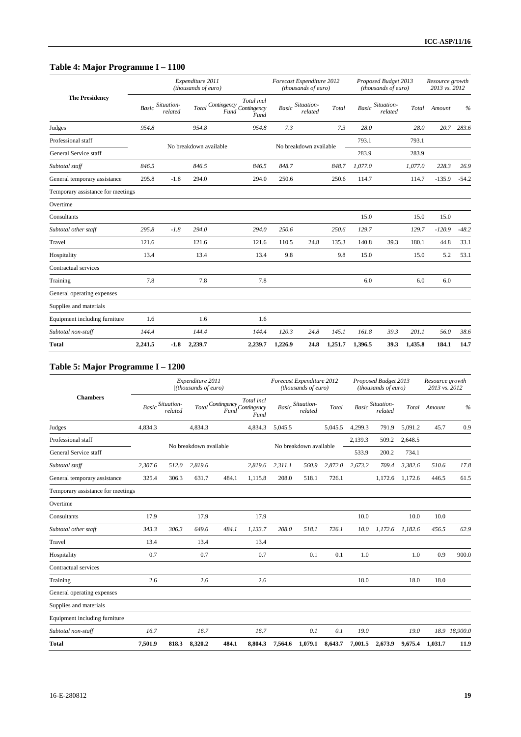## Table 4: Major Programme I – 1100

| The Presidency | Expenditure 2011 (thousands of euro) | | | | | Forecast Expenditure 2012 (thousands of euro) | | | Proposed Budget 2013 (thousands of euro) | | | Resource growth 2013 vs. 2012 | |
|---|---|---|---|---|---|---|---|---|---|---|---|---|---|
| | Basic | Situation-related | Total | Contingency Fund | Total incl Contingency Fund | Basic | Situation-related | Total | Basic | Situation-related | Total | Amount | % |
| Judges | *954.8* | | *954.8* | | *954.8* | *7.3* | | *7.3* | *28.0* | | *28.0* | *20.7* | *283.6* |
| Professional staff | No breakdown available | | | | | No breakdown available | | | 793.1 | | 793.1 | | |
| General Service staff | | | | | | | | | 283.9 | | 283.9 | | |
| *Subtotal staff* | *846.5* | | *846.5* | | *846.5* | *848.7* | | *848.7* | *1,077.0* | | *1,077.0* | *228.3* | *26.9* |
| General temporary assistance | 295.8 | -1.8 | 294.0 | | 294.0 | 250.6 | | 250.6 | 114.7 | | 114.7 | -135.9 | -54.2 |
| Temporary assistance for meetings | | | | | | | | | | | | | |
| Overtime | | | | | | | | | | | | | |
| Consultants | | | | | | | | | 15.0 | | 15.0 | 15.0 | |
| *Subtotal other staff* | *295.8* | *-1.8* | *294.0* | | *294.0* | *250.6* | | *250.6* | *129.7* | | *129.7* | *-120.9* | *-48.2* |
| Travel | 121.6 | | 121.6 | | 121.6 | 110.5 | 24.8 | 135.3 | 140.8 | 39.3 | 180.1 | 44.8 | 33.1 |
| Hospitality | 13.4 | | 13.4 | | 13.4 | 9.8 | | 9.8 | 15.0 | | 15.0 | 5.2 | 53.1 |
| Contractual services | | | | | | | | | | | | | |
| Training | 7.8 | | 7.8 | | 7.8 | | | | 6.0 | | 6.0 | 6.0 | |
| General operating expenses | | | | | | | | | | | | | |
| Supplies and materials | | | | | | | | | | | | | |
| Equipment including furniture | 1.6 | | 1.6 | | 1.6 | | | | | | | | |
| *Subtotal non-staff* | *144.4* | | *144.4* | | *144.4* | *120.3* | *24.8* | *145.1* | *161.8* | *39.3* | *201.1* | *56.0* | *38.6* |
| **Total** | **2,241.5** | **-1.8** | **2,239.7** | | **2,239.7** | **1,226.9** | **24.8** | **1,251.7** | **1,396.5** | **39.3** | **1,435.8** | **184.1** | **14.7** |

## Table 5: Major Programme I – 1200

| Chambers | Expenditure 2011 (thousands of euro) | | | | | Forecast Expenditure 2012 (thousands of euro) | | | Proposed Budget 2013 (thousands of euro) | | | Resource growth 2013 vs. 2012 | |
|---|---|---|---|---|---|---|---|---|---|---|---|---|---|
| | Basic | Situation-related | Total | Contingency Fund | Total incl Contingency Fund | Basic | Situation-related | Total | Basic | Situation-related | Total | Amount | % |
| Judges | 4,834.3 | | 4,834.3 | | 4,834.3 | 5,045.5 | | 5,045.5 | 4,299.3 | 791.9 | 5,091.2 | 45.7 | 0.9 |
| Professional staff | No breakdown available | | | | | No breakdown available | | | 2,139.3 | 509.2 | 2,648.5 | | |
| General Service staff | | | | | | | | | 533.9 | 200.2 | 734.1 | | |
| *Subtotal staff* | *2,307.6* | *512.0* | *2,819.6* | | *2,819.6* | *2,311.1* | *560.9* | *2,872.0* | *2,673.2* | *709.4* | *3,382.6* | *510.6* | *17.8* |
| General temporary assistance | 325.4 | 306.3 | 631.7 | 484.1 | 1,115.8 | 208.0 | 518.1 | 726.1 | | 1,172.6 | 1,172.6 | 446.5 | 61.5 |
| Temporary assistance for meetings | | | | | | | | | | | | | |
| Overtime | | | | | | | | | | | | | |
| Consultants | 17.9 | | 17.9 | | 17.9 | | | | 10.0 | | 10.0 | 10.0 | |
| *Subtotal other staff* | *343.3* | *306.3* | *649.6* | *484.1* | *1,133.7* | *208.0* | *518.1* | *726.1* | *10.0* | *1,172.6* | *1,182.6* | *456.5* | *62.9* |
| Travel | 13.4 | | 13.4 | | 13.4 | | | | | | | | |
| Hospitality | 0.7 | | 0.7 | | 0.7 | | 0.1 | 0.1 | 1.0 | | 1.0 | 0.9 | 900.0 |
| Contractual services | | | | | | | | | | | | | |
| Training | 2.6 | | 2.6 | | 2.6 | | | | 18.0 | | 18.0 | 18.0 | |
| General operating expenses | | | | | | | | | | | | | |
| Supplies and materials | | | | | | | | | | | | | |
| Equipment including furniture | | | | | | | | | | | | | |
| *Subtotal non-staff* | *16.7* | | *16.7* | | *16.7* | | *0.1* | *0.1* | *19.0* | | *19.0* | *18.9* | *18,900.0* |
| **Total** | **7,501.9** | **818.3** | **8,320.2** | **484.1** | **8,804.3** | **7,564.6** | **1,079.1** | **8,643.7** | **7,001.5** | **2,673.9** | **9,675.4** | **1,031.7** | **11.9** |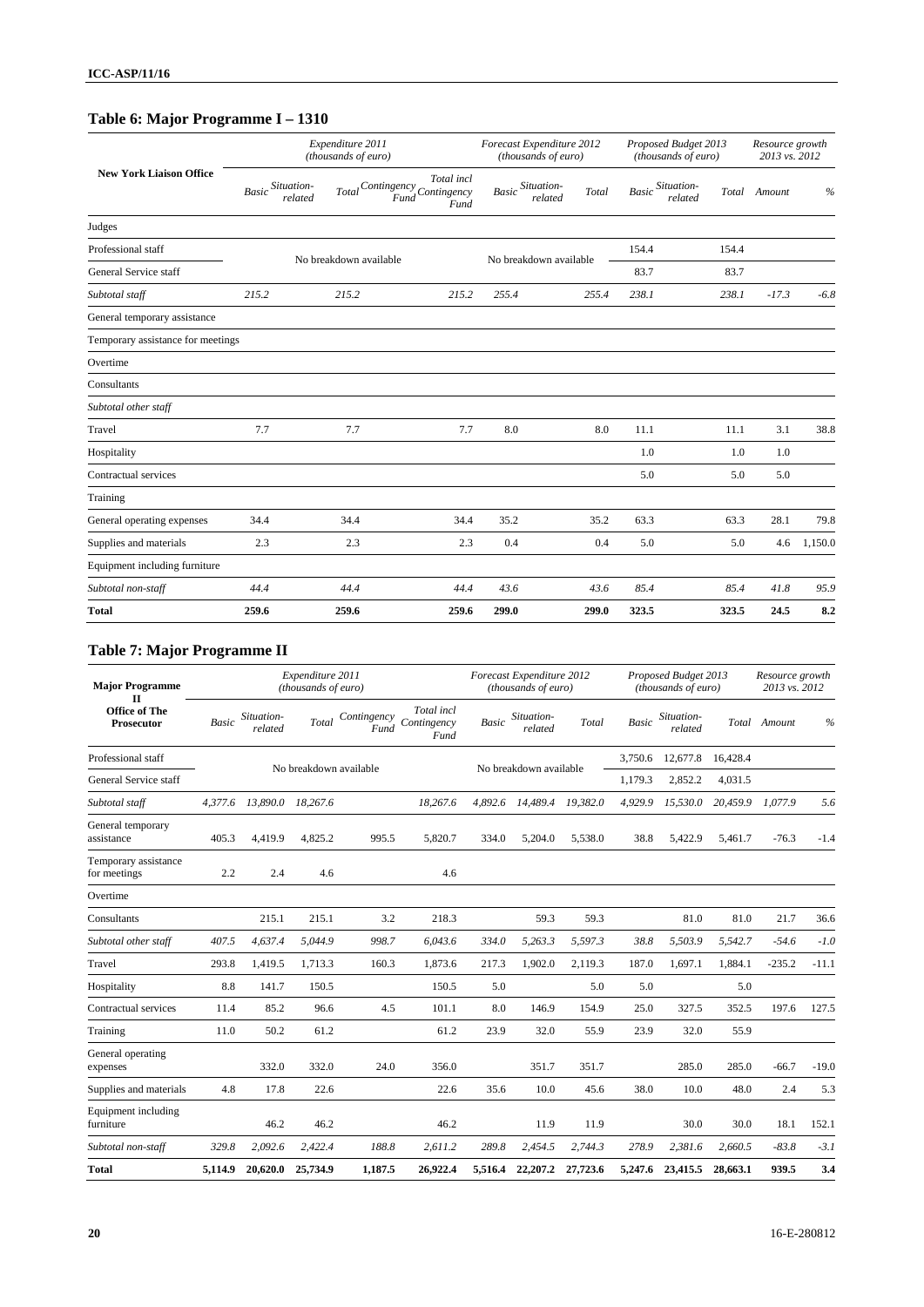## Table 6: Major Programme I – 1310

| New York Liaison Office | Expenditure 2011 (thousands of euro) | | | | | Forecast Expenditure 2012 (thousands of euro) | | | Proposed Budget 2013 (thousands of euro) | | | Resource growth 2013 vs. 2012 | |
|---|---|---|---|---|---|---|---|---|---|---|---|---|---|
| | *Basic* | *Situation-related* | *Total* | *Contingency Fund* | *Total incl Contingency Fund* | *Basic* | *Situation-related* | *Total* | *Basic* | *Situation-related* | *Total* | *Amount* | *%* |
| Judges | | | | | | | | | | | | | |
| Professional staff | No breakdown available | | | | | No breakdown available | | | 154.4 | | 154.4 | | |
| General Service staff | | | | | | | | | 83.7 | | 83.7 | | |
| *Subtotal staff* | *215.2* | | *215.2* | | *215.2* | *255.4* | | *255.4* | *238.1* | | *238.1* | *-17.3* | *-6.8* |
| General temporary assistance | | | | | | | | | | | | | |
| Temporary assistance for meetings | | | | | | | | | | | | | |
| Overtime | | | | | | | | | | | | | |
| Consultants | | | | | | | | | | | | | |
| *Subtotal other staff* | | | | | | | | | | | | | |
| Travel | 7.7 | | 7.7 | | 7.7 | 8.0 | | 8.0 | 11.1 | | 11.1 | 3.1 | 38.8 |
| Hospitality | | | | | | | | | 1.0 | | 1.0 | 1.0 | |
| Contractual services | | | | | | | | | 5.0 | | 5.0 | 5.0 | |
| Training | | | | | | | | | | | | | |
| General operating expenses | 34.4 | | 34.4 | | 34.4 | 35.2 | | 35.2 | 63.3 | | 63.3 | 28.1 | 79.8 |
| Supplies and materials | 2.3 | | 2.3 | | 2.3 | 0.4 | | 0.4 | 5.0 | | 5.0 | 4.6 | 1,150.0 |
| Equipment including furniture | | | | | | | | | | | | | |
| *Subtotal non-staff* | *44.4* | | *44.4* | | *44.4* | *43.6* | | *43.6* | *85.4* | | *85.4* | *41.8* | *95.9* |
| **Total** | **259.6** | | **259.6** | | **259.6** | **299.0** | | **299.0** | **323.5** | | **323.5** | **24.5** | **8.2** |

## Table 7: Major Programme II

| Major Programme II Office of The Prosecutor | Expenditure 2011 (thousands of euro) | | | | | Forecast Expenditure 2012 (thousands of euro) | | | Proposed Budget 2013 (thousands of euro) | | | Resource growth 2013 vs. 2012 | |
|---|---|---|---|---|---|---|---|---|---|---|---|---|---|
| | *Basic* | *Situation-related* | *Total* | *Contingency Fund* | *Total incl Contingency Fund* | *Basic* | *Situation-related* | *Total* | *Basic* | *Situation-related* | *Total* | *Amount* | *%* |
| Professional staff | No breakdown available | | | | | No breakdown available | | | 3,750.6 | 12,677.8 | 16,428.4 | | |
| General Service staff | | | | | | | | | 1,179.3 | 2,852.2 | 4,031.5 | | |
| *Subtotal staff* | *4,377.6* | *13,890.0* | *18,267.6* | | *18,267.6* | *4,892.6* | *14,489.4* | *19,382.0* | *4,929.9* | *15,530.0* | *20,459.9* | *1,077.9* | *5.6* |
| General temporary assistance | 405.3 | 4,419.9 | 4,825.2 | 995.5 | 5,820.7 | 334.0 | 5,204.0 | 5,538.0 | 38.8 | 5,422.9 | 5,461.7 | -76.3 | -1.4 |
| Temporary assistance for meetings | 2.2 | 2.4 | 4.6 | | 4.6 | | | | | | | | |
| Overtime | | | | | | | | | | | | | |
| Consultants | | 215.1 | 215.1 | 3.2 | 218.3 | | 59.3 | 59.3 | | 81.0 | 81.0 | 21.7 | 36.6 |
| *Subtotal other staff* | *407.5* | *4,637.4* | *5,044.9* | *998.7* | *6,043.6* | *334.0* | *5,263.3* | *5,597.3* | *38.8* | *5,503.9* | *5,542.7* | *-54.6* | *-1.0* |
| Travel | 293.8 | 1,419.5 | 1,713.3 | 160.3 | 1,873.6 | 217.3 | 1,902.0 | 2,119.3 | 187.0 | 1,697.1 | 1,884.1 | -235.2 | -11.1 |
| Hospitality | 8.8 | 141.7 | 150.5 | | 150.5 | 5.0 | | 5.0 | 5.0 | | 5.0 | | |
| Contractual services | 11.4 | 85.2 | 96.6 | 4.5 | 101.1 | 8.0 | 146.9 | 154.9 | 25.0 | 327.5 | 352.5 | 197.6 | 127.5 |
| Training | 11.0 | 50.2 | 61.2 | | 61.2 | 23.9 | 32.0 | 55.9 | 23.9 | 32.0 | 55.9 | | |
| General operating expenses | | 332.0 | 332.0 | 24.0 | 356.0 | | 351.7 | 351.7 | | 285.0 | 285.0 | -66.7 | -19.0 |
| Supplies and materials | 4.8 | 17.8 | 22.6 | | 22.6 | 35.6 | 10.0 | 45.6 | 38.0 | 10.0 | 48.0 | 2.4 | 5.3 |
| Equipment including furniture | | 46.2 | 46.2 | | 46.2 | | 11.9 | 11.9 | | 30.0 | 30.0 | 18.1 | 152.1 |
| *Subtotal non-staff* | *329.8* | *2,092.6* | *2,422.4* | *188.8* | *2,611.2* | *289.8* | *2,454.5* | *2,744.3* | *278.9* | *2,381.6* | *2,660.5* | *-83.8* | *-3.1* |
| **Total** | **5,114.9** | **20,620.0** | **25,734.9** | **1,187.5** | **26,922.4** | **5,516.4** | **22,207.2** | **27,723.6** | **5,247.6** | **23,415.5** | **28,663.1** | **939.5** | **3.4** |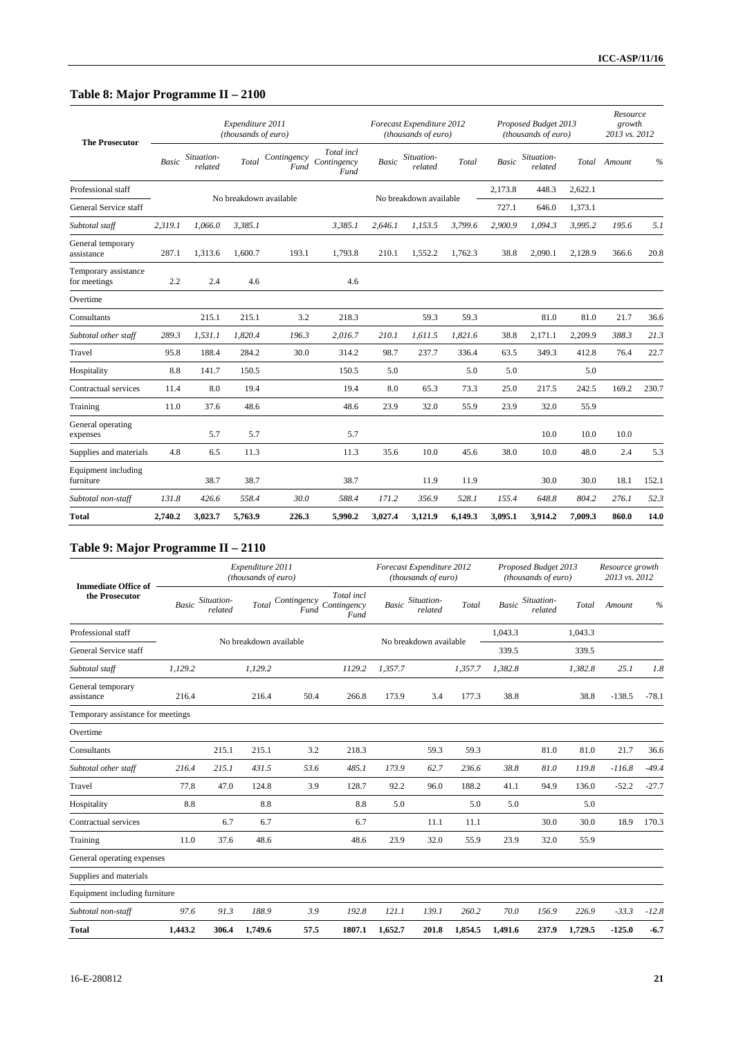## Table 8: Major Programme II – 2100

| The Prosecutor | Expenditure 2011 (thousands of euro) | | | | | Forecast Expenditure 2012 (thousands of euro) | | | Proposed Budget 2013 (thousands of euro) | | | Resource growth 2013 vs. 2012 | |
|---|---|---|---|---|---|---|---|---|---|---|---|---|---|
| | Basic | Situation-related | Total | Contingency Fund | Total incl Contingency Fund | Basic | Situation-related | Total | Basic | Situation-related | Total | Amount | % |
| Professional staff | No breakdown available | | | | | No breakdown available | | | 2,173.8 | 448.3 | 2,622.1 | | |
| General Service staff | | | | | | | | | 727.1 | 646.0 | 1,373.1 | | |
| *Subtotal staff* | *2,319.1* | *1,066.0* | *3,385.1* | | *3,385.1* | *2,646.1* | *1,153.5* | *3,799.6* | *2,900.9* | *1,094.3* | *3,995.2* | *195.6* | *5.1* |
| General temporary assistance | 287.1 | 1,313.6 | 1,600.7 | 193.1 | 1,793.8 | 210.1 | 1,552.2 | 1,762.3 | 38.8 | 2,090.1 | 2,128.9 | 366.6 | 20.8 |
| Temporary assistance for meetings | 2.2 | 2.4 | 4.6 | | 4.6 | | | | | | | | |
| Overtime | | | | | | | | | | | | | |
| Consultants | | 215.1 | 215.1 | 3.2 | 218.3 | | 59.3 | 59.3 | | 81.0 | 81.0 | 21.7 | 36.6 |
| *Subtotal other staff* | *289.3* | *1,531.1* | *1,820.4* | *196.3* | *2,016.7* | *210.1* | *1,611.5* | *1,821.6* | *38.8* | *2,171.1* | *2,209.9* | *388.3* | *21.3* |
| Travel | 95.8 | 188.4 | 284.2 | 30.0 | 314.2 | 98.7 | 237.7 | 336.4 | 63.5 | 349.3 | 412.8 | 76.4 | 22.7 |
| Hospitality | 8.8 | 141.7 | 150.5 | | 150.5 | 5.0 | | 5.0 | 5.0 | | 5.0 | | |
| Contractual services | 11.4 | 8.0 | 19.4 | | 19.4 | 8.0 | 65.3 | 73.3 | 25.0 | 217.5 | 242.5 | 169.2 | 230.7 |
| Training | 11.0 | 37.6 | 48.6 | | 48.6 | 23.9 | 32.0 | 55.9 | 23.9 | 32.0 | 55.9 | | |
| General operating expenses | | 5.7 | 5.7 | | 5.7 | | | | | 10.0 | 10.0 | 10.0 | |
| Supplies and materials | 4.8 | 6.5 | 11.3 | | 11.3 | 35.6 | 10.0 | 45.6 | 38.0 | 10.0 | 48.0 | 2.4 | 5.3 |
| Equipment including furniture | | 38.7 | 38.7 | | 38.7 | | 11.9 | 11.9 | | 30.0 | 30.0 | 18.1 | 152.1 |
| *Subtotal non-staff* | *131.8* | *426.6* | *558.4* | *30.0* | *588.4* | *171.2* | *356.9* | *528.1* | *155.4* | *648.8* | *804.2* | *276.1* | *52.3* |
| **Total** | **2,740.2** | **3,023.7** | **5,763.9** | **226.3** | **5,990.2** | **3,027.4** | **3,121.9** | **6,149.3** | **3,095.1** | **3,914.2** | **7,009.3** | **860.0** | **14.0** |

## Table 9: Major Programme II – 2110

| Immediate Office of the Prosecutor | Expenditure 2011 (thousands of euro) | | | | | Forecast Expenditure 2012 (thousands of euro) | | | Proposed Budget 2013 (thousands of euro) | | | Resource growth 2013 vs. 2012 | |
|---|---|---|---|---|---|---|---|---|---|---|---|---|---|
| | Basic | Situation-related | Total | Contingency Fund | Total incl Contingency Fund | Basic | Situation-related | Total | Basic | Situation-related | Total | Amount | % |
| Professional staff | No breakdown available | | | | | No breakdown available | | | 1,043.3 | | 1,043.3 | | |
| General Service staff | | | | | | | | | 339.5 | | 339.5 | | |
| *Subtotal staff* | *1,129.2* | | *1,129.2* | | *1129.2* | *1,357.7* | | *1,357.7* | *1,382.8* | | *1,382.8* | *25.1* | *1.8* |
| General temporary assistance | 216.4 | | 216.4 | 50.4 | 266.8 | 173.9 | 3.4 | 177.3 | 38.8 | | 38.8 | -138.5 | -78.1 |
| Temporary assistance for meetings | | | | | | | | | | | | | |
| Overtime | | | | | | | | | | | | | |
| Consultants | | 215.1 | 215.1 | 3.2 | 218.3 | | 59.3 | 59.3 | | 81.0 | 81.0 | 21.7 | 36.6 |
| *Subtotal other staff* | *216.4* | *215.1* | *431.5* | *53.6* | *485.1* | *173.9* | *62.7* | *236.6* | *38.8* | *81.0* | *119.8* | *-116.8* | *-49.4* |
| Travel | 77.8 | 47.0 | 124.8 | 3.9 | 128.7 | 92.2 | 96.0 | 188.2 | 41.1 | 94.9 | 136.0 | -52.2 | -27.7 |
| Hospitality | 8.8 | | 8.8 | | 8.8 | 5.0 | | 5.0 | 5.0 | | 5.0 | | |
| Contractual services | | 6.7 | 6.7 | | 6.7 | | 11.1 | 11.1 | | 30.0 | 30.0 | 18.9 | 170.3 |
| Training | 11.0 | 37.6 | 48.6 | | 48.6 | 23.9 | 32.0 | 55.9 | 23.9 | 32.0 | 55.9 | | |
| General operating expenses | | | | | | | | | | | | | |
| Supplies and materials | | | | | | | | | | | | | |
| Equipment including furniture | | | | | | | | | | | | | |
| *Subtotal non-staff* | *97.6* | *91.3* | *188.9* | *3.9* | *192.8* | *121.1* | *139.1* | *260.2* | *70.0* | *156.9* | *226.9* | *-33.3* | *-12.8* |
| **Total** | **1,443.2** | **306.4** | **1,749.6** | **57.5** | **1807.1** | **1,652.7** | **201.8** | **1,854.5** | **1,491.6** | **237.9** | **1,729.5** | **-125.0** | **-6.7** |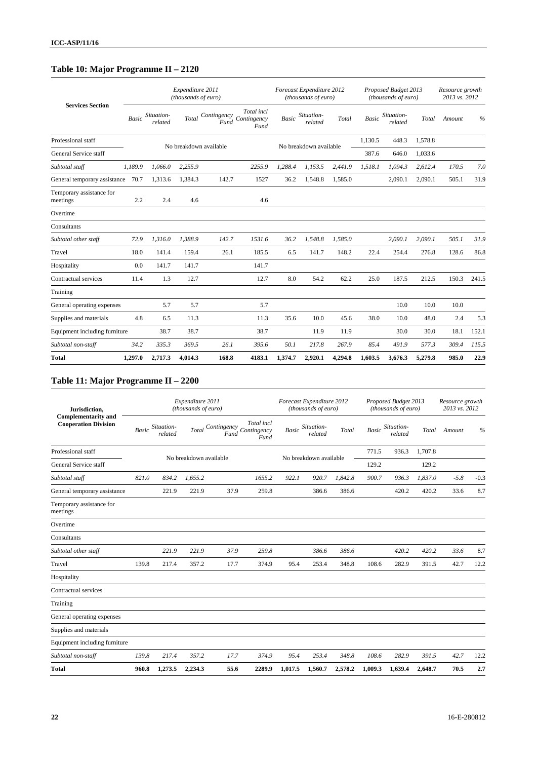## Table 10: Major Programme II – 2120

| Services Section | Expenditure 2011 (thousands of euro) | | | | | Forecast Expenditure 2012 (thousands of euro) | | | Proposed Budget 2013 (thousands of euro) | | | Resource growth 2013 vs. 2012 | |
|---|---|---|---|---|---|---|---|---|---|---|---|---|---|
| | Basic | Situation-related | Total | Contingency Fund | Total incl Contingency Fund | Basic | Situation-related | Total | Basic | Situation-related | Total | Amount | % |
| Professional staff | No breakdown available | | | | | No breakdown available | | | 1,130.5 | 448.3 | 1,578.8 | | |
| General Service staff | | | | | | | | | 387.6 | 646.0 | 1,033.6 | | |
| *Subtotal staff* | *1,189.9* | *1,066.0* | *2,255.9* | | *2255.9* | *1,288.4* | *1,153.5* | *2,441.9* | *1,518.1* | *1,094.3* | *2,612.4* | *170.5* | *7.0* |
| General temporary assistance | 70.7 | 1,313.6 | 1,384.3 | 142.7 | 1527 | 36.2 | 1,548.8 | 1,585.0 | | 2,090.1 | 2,090.1 | 505.1 | 31.9 |
| Temporary assistance for meetings | 2.2 | 2.4 | 4.6 | | 4.6 | | | | | | | | |
| Overtime | | | | | | | | | | | | | |
| Consultants | | | | | | | | | | | | | |
| *Subtotal other staff* | *72.9* | *1,316.0* | *1,388.9* | *142.7* | *1531.6* | *36.2* | *1,548.8* | *1,585.0* | | *2,090.1* | *2,090.1* | *505.1* | *31.9* |
| Travel | 18.0 | 141.4 | 159.4 | 26.1 | 185.5 | 6.5 | 141.7 | 148.2 | 22.4 | 254.4 | 276.8 | 128.6 | 86.8 |
| Hospitality | 0.0 | 141.7 | 141.7 | | 141.7 | | | | | | | | |
| Contractual services | 11.4 | 1.3 | 12.7 | | 12.7 | 8.0 | 54.2 | 62.2 | 25.0 | 187.5 | 212.5 | 150.3 | 241.5 |
| Training | | | | | | | | | | | | | |
| General operating expenses | | 5.7 | 5.7 | | 5.7 | | | | | 10.0 | 10.0 | 10.0 | |
| Supplies and materials | 4.8 | 6.5 | 11.3 | | 11.3 | 35.6 | 10.0 | 45.6 | 38.0 | 10.0 | 48.0 | 2.4 | 5.3 |
| Equipment including furniture | | 38.7 | 38.7 | | 38.7 | | 11.9 | 11.9 | | 30.0 | 30.0 | 18.1 | 152.1 |
| *Subtotal non-staff* | *34.2* | *335.3* | *369.5* | *26.1* | *395.6* | *50.1* | *217.8* | *267.9* | *85.4* | *491.9* | *577.3* | *309.4* | *115.5* |
| **Total** | **1,297.0** | **2,717.3** | **4,014.3** | **168.8** | **4183.1** | **1,374.7** | **2,920.1** | **4,294.8** | **1,603.5** | **3,676.3** | **5,279.8** | **985.0** | **22.9** |

## Table 11: Major Programme II – 2200

| Jurisdiction, Complementarity and Cooperation Division | Expenditure 2011 (thousands of euro) | | | | | Forecast Expenditure 2012 (thousands of euro) | | | Proposed Budget 2013 (thousands of euro) | | | Resource growth 2013 vs. 2012 | |
|---|---|---|---|---|---|---|---|---|---|---|---|---|---|
| | Basic | Situation-related | Total | Contingency Fund | Total incl Contingency Fund | Basic | Situation-related | Total | Basic | Situation-related | Total | Amount | % |
| Professional staff | No breakdown available | | | | | No breakdown available | | | 771.5 | 936.3 | 1,707.8 | | |
| General Service staff | | | | | | | | | 129.2 | | 129.2 | | |
| *Subtotal staff* | *821.0* | *834.2* | *1,655.2* | | *1655.2* | *922.1* | *920.7* | *1,842.8* | *900.7* | *936.3* | *1,837.0* | *-5.8* | *-0.3* |
| General temporary assistance | | 221.9 | 221.9 | 37.9 | 259.8 | | 386.6 | 386.6 | | 420.2 | 420.2 | 33.6 | 8.7 |
| Temporary assistance for meetings | | | | | | | | | | | | | |
| Overtime | | | | | | | | | | | | | |
| Consultants | | | | | | | | | | | | | |
| *Subtotal other staff* | | *221.9* | *221.9* | *37.9* | *259.8* | | *386.6* | *386.6* | | *420.2* | *420.2* | *33.6* | *8.7* |
| Travel | 139.8 | 217.4 | 357.2 | 17.7 | 374.9 | 95.4 | 253.4 | 348.8 | 108.6 | 282.9 | 391.5 | 42.7 | 12.2 |
| Hospitality | | | | | | | | | | | | | |
| Contractual services | | | | | | | | | | | | | |
| Training | | | | | | | | | | | | | |
| General operating expenses | | | | | | | | | | | | | |
| Supplies and materials | | | | | | | | | | | | | |
| Equipment including furniture | | | | | | | | | | | | | |
| *Subtotal non-staff* | *139.8* | *217.4* | *357.2* | *17.7* | *374.9* | *95.4* | *253.4* | *348.8* | *108.6* | *282.9* | *391.5* | *42.7* | *12.2* |
| **Total** | **960.8** | **1,273.5** | **2,234.3** | **55.6** | **2289.9** | **1,017.5** | **1,560.7** | **2,578.2** | **1,009.3** | **1,639.4** | **2,648.7** | **70.5** | **2.7** |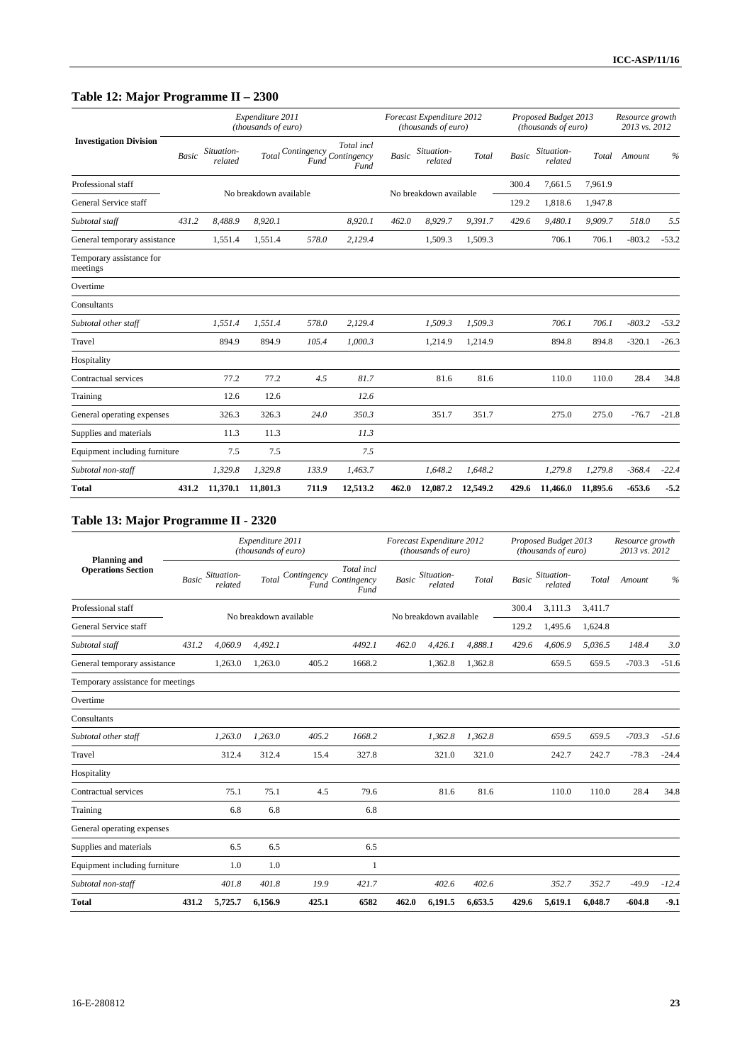## Table 12: Major Programme II – 2300

| Investigation Division | Expenditure 2011 (thousands of euro) | | | | | Forecast Expenditure 2012 (thousands of euro) | | | Proposed Budget 2013 (thousands of euro) | | | Resource growth 2013 vs. 2012 | |
|---|---|---|---|---|---|---|---|---|---|---|---|---|---|
| | Basic | Situation-related | Total | Contingency Fund | Total incl Contingency Fund | Basic | Situation-related | Total | Basic | Situation-related | Total | Amount | % |
| Professional staff | No breakdown available | | | | | No breakdown available | | | 300.4 | 7,661.5 | 7,961.9 | | |
| General Service staff | | | | | | | | | 129.2 | 1,818.6 | 1,947.8 | | |
| *Subtotal staff* | *431.2* | *8,488.9* | *8,920.1* | | *8,920.1* | *462.0* | *8,929.7* | *9,391.7* | *429.6* | *9,480.1* | *9,909.7* | *518.0* | *5.5* |
| General temporary assistance | | 1,551.4 | 1,551.4 | 578.0 | 2,129.4 | | 1,509.3 | 1,509.3 | | 706.1 | 706.1 | -803.2 | -53.2 |
| Temporary assistance for meetings | | | | | | | | | | | | | |
| Overtime | | | | | | | | | | | | | |
| Consultants | | | | | | | | | | | | | |
| *Subtotal other staff* | | *1,551.4* | *1,551.4* | *578.0* | *2,129.4* | | *1,509.3* | *1,509.3* | | *706.1* | *706.1* | *-803.2* | *-53.2* |
| Travel | | 894.9 | 894.9 | 105.4 | 1,000.3 | | 1,214.9 | 1,214.9 | | 894.8 | 894.8 | -320.1 | -26.3 |
| Hospitality | | | | | | | | | | | | | |
| Contractual services | | 77.2 | 77.2 | 4.5 | 81.7 | | 81.6 | 81.6 | | 110.0 | 110.0 | 28.4 | 34.8 |
| Training | | 12.6 | 12.6 | | 12.6 | | | | | | | | |
| General operating expenses | | 326.3 | 326.3 | 24.0 | 350.3 | | 351.7 | 351.7 | | 275.0 | 275.0 | -76.7 | -21.8 |
| Supplies and materials | | 11.3 | 11.3 | | 11.3 | | | | | | | | |
| Equipment including furniture | | 7.5 | 7.5 | | 7.5 | | | | | | | | |
| *Subtotal non-staff* | | *1,329.8* | *1,329.8* | *133.9* | *1,463.7* | | *1,648.2* | *1,648.2* | | *1,279.8* | *1,279.8* | *-368.4* | *-22.4* |
| **Total** | **431.2** | **11,370.1** | **11,801.3** | **711.9** | **12,513.2** | **462.0** | **12,087.2** | **12,549.2** | **429.6** | **11,466.0** | **11,895.6** | **-653.6** | **-5.2** |

## Table 13: Major Programme II - 2320

| Planning and Operations Section | Expenditure 2011 (thousands of euro) | | | | | Forecast Expenditure 2012 (thousands of euro) | | | Proposed Budget 2013 (thousands of euro) | | | Resource growth 2013 vs. 2012 | |
|---|---|---|---|---|---|---|---|---|---|---|---|---|---|
| | Basic | Situation-related | Total | Contingency Fund | Total incl Contingency Fund | Basic | Situation-related | Total | Basic | Situation-related | Total | Amount | % |
| Professional staff | No breakdown available | | | | | No breakdown available | | | 300.4 | 3,111.3 | 3,411.7 | | |
| General Service staff | | | | | | | | | 129.2 | 1,495.6 | 1,624.8 | | |
| *Subtotal staff* | *431.2* | *4,060.9* | *4,492.1* | | *4492.1* | *462.0* | *4,426.1* | *4,888.1* | *429.6* | *4,606.9* | *5,036.5* | *148.4* | *3.0* |
| General temporary assistance | | 1,263.0 | 1,263.0 | 405.2 | 1668.2 | | 1,362.8 | 1,362.8 | | 659.5 | 659.5 | -703.3 | -51.6 |
| Temporary assistance for meetings | | | | | | | | | | | | | |
| Overtime | | | | | | | | | | | | | |
| Consultants | | | | | | | | | | | | | |
| *Subtotal other staff* | | *1,263.0* | *1,263.0* | *405.2* | *1668.2* | | *1,362.8* | *1,362.8* | | *659.5* | *659.5* | *-703.3* | *-51.6* |
| Travel | | 312.4 | 312.4 | 15.4 | 327.8 | | 321.0 | 321.0 | | 242.7 | 242.7 | -78.3 | -24.4 |
| Hospitality | | | | | | | | | | | | | |
| Contractual services | | 75.1 | 75.1 | 4.5 | 79.6 | | 81.6 | 81.6 | | 110.0 | 110.0 | 28.4 | 34.8 |
| Training | | 6.8 | 6.8 | | 6.8 | | | | | | | | |
| General operating expenses | | | | | | | | | | | | | |
| Supplies and materials | | 6.5 | 6.5 | | 6.5 | | | | | | | | |
| Equipment including furniture | | 1.0 | 1.0 | | 1 | | | | | | | | |
| *Subtotal non-staff* | | *401.8* | *401.8* | *19.9* | *421.7* | | *402.6* | *402.6* | | *352.7* | *352.7* | *-49.9* | *-12.4* |
| **Total** | **431.2** | **5,725.7** | **6,156.9** | **425.1** | **6582** | **462.0** | **6,191.5** | **6,653.5** | **429.6** | **5,619.1** | **6,048.7** | **-604.8** | **-9.1** |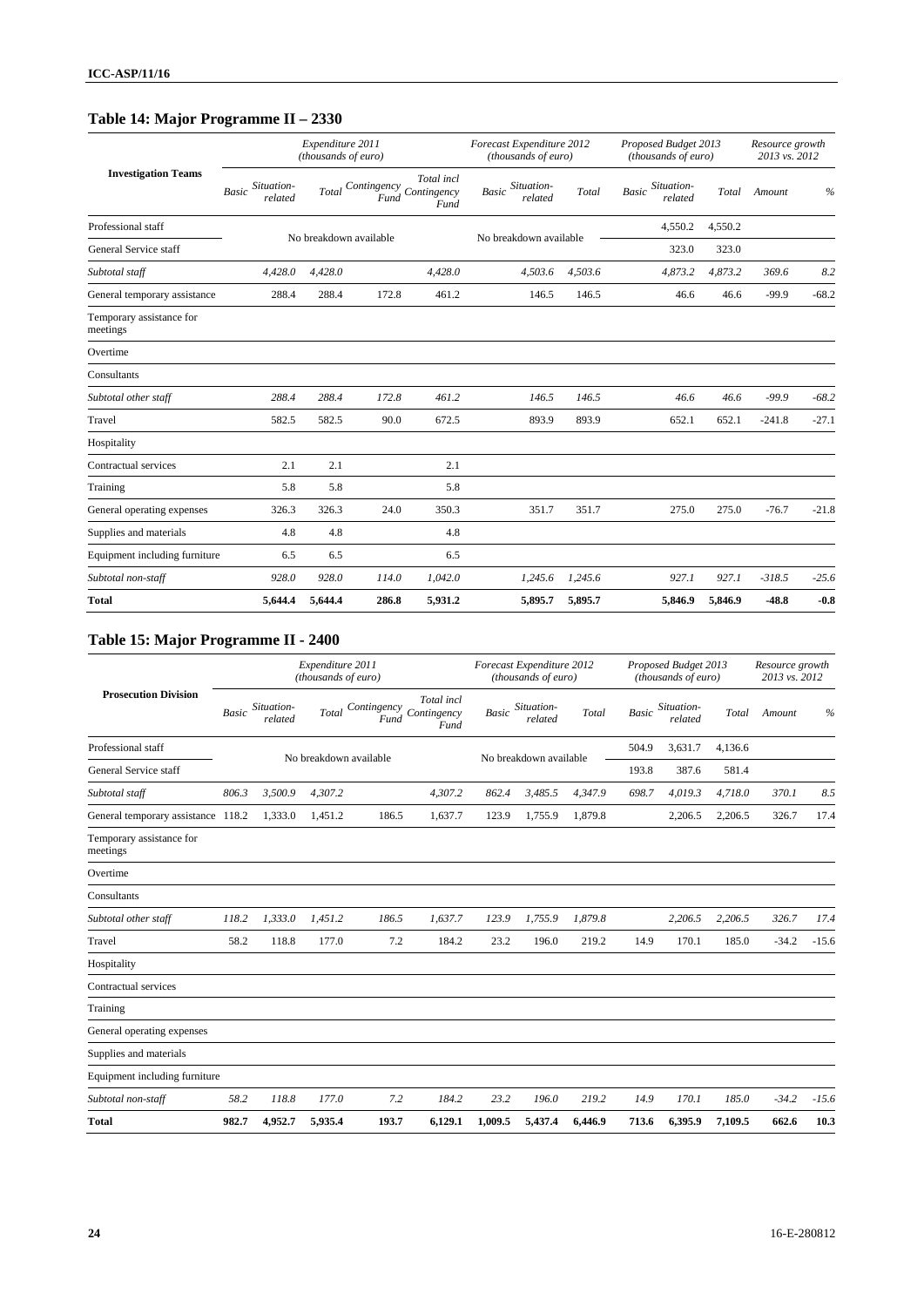## Table 14: Major Programme II – 2330

| Investigation Teams | Expenditure 2011 (thousands of euro) | | | | | Forecast Expenditure 2012 (thousands of euro) | | | Proposed Budget 2013 (thousands of euro) | | | Resource growth 2013 vs. 2012 | |
|---|---|---|---|---|---|---|---|---|---|---|---|---|---|
| | Basic | Situation-related | Total | Contingency Fund | Total incl Contingency Fund | Basic | Situation-related | Total | Basic | Situation-related | Total | Amount | % |
| Professional staff | No breakdown available | | | | | No breakdown available | | | | 4,550.2 | 4,550.2 | | |
| General Service staff | | | | | | | | | | 323.0 | 323.0 | | |
| *Subtotal staff* | | *4,428.0* | *4,428.0* | | *4,428.0* | | *4,503.6* | *4,503.6* | | *4,873.2* | *4,873.2* | *369.6* | *8.2* |
| General temporary assistance | | 288.4 | 288.4 | 172.8 | 461.2 | | 146.5 | 146.5 | | 46.6 | 46.6 | -99.9 | -68.2 |
| Temporary assistance for meetings | | | | | | | | | | | | | |
| Overtime | | | | | | | | | | | | | |
| Consultants | | | | | | | | | | | | | |
| *Subtotal other staff* | | *288.4* | *288.4* | *172.8* | *461.2* | | *146.5* | *146.5* | | *46.6* | *46.6* | *-99.9* | *-68.2* |
| Travel | | 582.5 | 582.5 | 90.0 | 672.5 | | 893.9 | 893.9 | | 652.1 | 652.1 | -241.8 | -27.1 |
| Hospitality | | | | | | | | | | | | | |
| Contractual services | | 2.1 | 2.1 | | 2.1 | | | | | | | | |
| Training | | 5.8 | 5.8 | | 5.8 | | | | | | | | |
| General operating expenses | | 326.3 | 326.3 | 24.0 | 350.3 | | 351.7 | 351.7 | | 275.0 | 275.0 | -76.7 | -21.8 |
| Supplies and materials | | 4.8 | 4.8 | | 4.8 | | | | | | | | |
| Equipment including furniture | | 6.5 | 6.5 | | 6.5 | | | | | | | | |
| *Subtotal non-staff* | | *928.0* | *928.0* | *114.0* | *1,042.0* | | *1,245.6* | *1,245.6* | | *927.1* | *927.1* | *-318.5* | *-25.6* |
| **Total** | | **5,644.4** | **5,644.4** | **286.8** | **5,931.2** | | **5,895.7** | **5,895.7** | | **5,846.9** | **5,846.9** | **-48.8** | **-0.8** |

## Table 15: Major Programme II - 2400

| Prosecution Division | Expenditure 2011 (thousands of euro) | | | | | Forecast Expenditure 2012 (thousands of euro) | | | Proposed Budget 2013 (thousands of euro) | | | Resource growth 2013 vs. 2012 | |
|---|---|---|---|---|---|---|---|---|---|---|---|---|---|
| | Basic | Situation-related | Total | Contingency Fund | Total incl Contingency Fund | Basic | Situation-related | Total | Basic | Situation-related | Total | Amount | % |
| Professional staff | No breakdown available | | | | | No breakdown available | | | 504.9 | 3,631.7 | 4,136.6 | | |
| General Service staff | | | | | | | | | 193.8 | 387.6 | 581.4 | | |
| *Subtotal staff* | *806.3* | *3,500.9* | *4,307.2* | | *4,307.2* | *862.4* | *3,485.5* | *4,347.9* | *698.7* | *4,019.3* | *4,718.0* | *370.1* | *8.5* |
| General temporary assistance | 118.2 | 1,333.0 | 1,451.2 | 186.5 | 1,637.7 | 123.9 | 1,755.9 | 1,879.8 | | 2,206.5 | 2,206.5 | 326.7 | 17.4 |
| Temporary assistance for meetings | | | | | | | | | | | | | |
| Overtime | | | | | | | | | | | | | |
| Consultants | | | | | | | | | | | | | |
| *Subtotal other staff* | *118.2* | *1,333.0* | *1,451.2* | *186.5* | *1,637.7* | *123.9* | *1,755.9* | *1,879.8* | | *2,206.5* | *2,206.5* | *326.7* | *17.4* |
| Travel | 58.2 | 118.8 | 177.0 | 7.2 | 184.2 | 23.2 | 196.0 | 219.2 | 14.9 | 170.1 | 185.0 | -34.2 | -15.6 |
| Hospitality | | | | | | | | | | | | | |
| Contractual services | | | | | | | | | | | | | |
| Training | | | | | | | | | | | | | |
| General operating expenses | | | | | | | | | | | | | |
| Supplies and materials | | | | | | | | | | | | | |
| Equipment including furniture | | | | | | | | | | | | | |
| *Subtotal non-staff* | *58.2* | *118.8* | *177.0* | *7.2* | *184.2* | *23.2* | *196.0* | *219.2* | *14.9* | *170.1* | *185.0* | *-34.2* | *-15.6* |
| **Total** | **982.7** | **4,952.7** | **5,935.4** | **193.7** | **6,129.1** | **1,009.5** | **5,437.4** | **6,446.9** | **713.6** | **6,395.9** | **7,109.5** | **662.6** | **10.3** |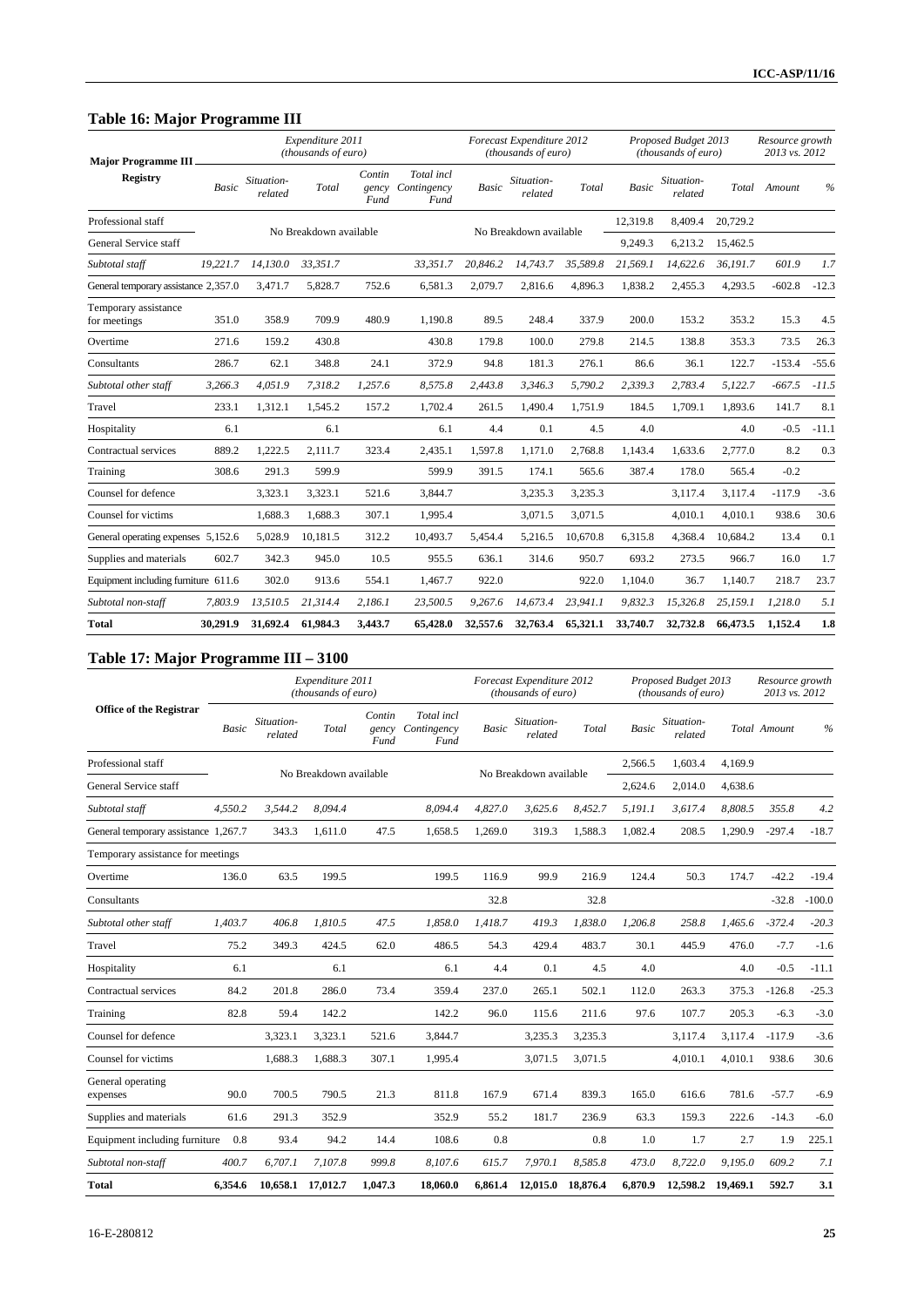## Table 16: Major Programme III

| Major Programme III Registry | Expenditure 2011 (thousands of euro) | | | | | Forecast Expenditure 2012 (thousands of euro) | | | Proposed Budget 2013 (thousands of euro) | | | Resource growth 2013 vs. 2012 | |
|---|---|---|---|---|---|---|---|---|---|---|---|---|---|
| | Basic | Situation-related | Total | Contingency Fund | Total incl Contingency Fund | Basic | Situation-related | Total | Basic | Situation-related | Total | Amount | % |
| Professional staff | No Breakdown available | | | | | No Breakdown available | | | 12,319.8 | 8,409.4 | 20,729.2 | | |
| General Service staff | | | | | | | | | 9,249.3 | 6,213.2 | 15,462.5 | | |
| *Subtotal staff* | *19,221.7* | *14,130.0* | *33,351.7* | | *33,351.7* | *20,846.2* | *14,743.7* | *35,589.8* | *21,569.1* | *14,622.6* | *36,191.7* | *601.9* | *1.7* |
| General temporary assistance | 2,357.0 | 3,471.7 | 5,828.7 | 752.6 | 6,581.3 | 2,079.7 | 2,816.6 | 4,896.3 | 1,838.2 | 2,455.3 | 4,293.5 | -602.8 | -12.3 |
| Temporary assistance for meetings | 351.0 | 358.9 | 709.9 | 480.9 | 1,190.8 | 89.5 | 248.4 | 337.9 | 200.0 | 153.2 | 353.2 | 15.3 | 4.5 |
| Overtime | 271.6 | 159.2 | 430.8 | | 430.8 | 179.8 | 100.0 | 279.8 | 214.5 | 138.8 | 353.3 | 73.5 | 26.3 |
| Consultants | 286.7 | 62.1 | 348.8 | 24.1 | 372.9 | 94.8 | 181.3 | 276.1 | 86.6 | 36.1 | 122.7 | -153.4 | -55.6 |
| *Subtotal other staff* | *3,266.3* | *4,051.9* | *7,318.2* | *1,257.6* | *8,575.8* | *2,443.8* | *3,346.3* | *5,790.2* | *2,339.3* | *2,783.4* | *5,122.7* | *-667.5* | *-11.5* |
| Travel | 233.1 | 1,312.1 | 1,545.2 | 157.2 | 1,702.4 | 261.5 | 1,490.4 | 1,751.9 | 184.5 | 1,709.1 | 1,893.6 | 141.7 | 8.1 |
| Hospitality | 6.1 | | 6.1 | | 6.1 | 4.4 | 0.1 | 4.5 | 4.0 | | 4.0 | -0.5 | -11.1 |
| Contractual services | 889.2 | 1,222.5 | 2,111.7 | 323.4 | 2,435.1 | 1,597.8 | 1,171.0 | 2,768.8 | 1,143.4 | 1,633.6 | 2,777.0 | 8.2 | 0.3 |
| Training | 308.6 | 291.3 | 599.9 | | 599.9 | 391.5 | 174.1 | 565.6 | 387.4 | 178.0 | 565.4 | -0.2 | |
| Counsel for defence | | 3,323.1 | 3,323.1 | 521.6 | 3,844.7 | | 3,235.3 | 3,235.3 | | 3,117.4 | 3,117.4 | -117.9 | -3.6 |
| Counsel for victims | | 1,688.3 | 1,688.3 | 307.1 | 1,995.4 | | 3,071.5 | 3,071.5 | | 4,010.1 | 4,010.1 | 938.6 | 30.6 |
| General operating expenses | 5,152.6 | 5,028.9 | 10,181.5 | 312.2 | 10,493.7 | 5,454.4 | 5,216.5 | 10,670.8 | 6,315.8 | 4,368.4 | 10,684.2 | 13.4 | 0.1 |
| Supplies and materials | 602.7 | 342.3 | 945.0 | 10.5 | 955.5 | 636.1 | 314.6 | 950.7 | 693.2 | 273.5 | 966.7 | 16.0 | 1.7 |
| Equipment including furniture | 611.6 | 302.0 | 913.6 | 554.1 | 1,467.7 | 922.0 | | 922.0 | 1,104.0 | 36.7 | 1,140.7 | 218.7 | 23.7 |
| *Subtotal non-staff* | *7,803.9* | *13,510.5* | *21,314.4* | *2,186.1* | *23,500.5* | *9,267.6* | *14,673.4* | *23,941.1* | *9,832.3* | *15,326.8* | *25,159.1* | *1,218.0* | *5.1* |
| **Total** | **30,291.9** | **31,692.4** | **61,984.3** | **3,443.7** | **65,428.0** | **32,557.6** | **32,763.4** | **65,321.1** | **33,740.7** | **32,732.8** | **66,473.5** | **1,152.4** | **1.8** |

## Table 17: Major Programme III – 3100

| Office of the Registrar | Expenditure 2011 (thousands of euro) | | | | | Forecast Expenditure 2012 (thousands of euro) | | | Proposed Budget 2013 (thousands of euro) | | | Resource growth 2013 vs. 2012 | |
|---|---|---|---|---|---|---|---|---|---|---|---|---|---|
| | Basic | Situation-related | Total | Contingency Fund | Total incl Contingency Fund | Basic | Situation-related | Total | Basic | Situation-related | Total | Amount | % |
| Professional staff | No Breakdown available | | | | | No Breakdown available | | | 2,566.5 | 1,603.4 | 4,169.9 | | |
| General Service staff | | | | | | | | | 2,624.6 | 2,014.0 | 4,638.6 | | |
| *Subtotal staff* | *4,550.2* | *3,544.2* | *8,094.4* | | *8,094.4* | *4,827.0* | *3,625.6* | *8,452.7* | *5,191.1* | *3,617.4* | *8,808.5* | *355.8* | *4.2* |
| General temporary assistance | 1,267.7 | 343.3 | 1,611.0 | 47.5 | 1,658.5 | 1,269.0 | 319.3 | 1,588.3 | 1,082.4 | 208.5 | 1,290.9 | -297.4 | -18.7 |
| Temporary assistance for meetings | | | | | | | | | | | | | |
| Overtime | 136.0 | 63.5 | 199.5 | | 199.5 | 116.9 | 99.9 | 216.9 | 124.4 | 50.3 | 174.7 | -42.2 | -19.4 |
| Consultants | | | | | | 32.8 | | 32.8 | | | | -32.8 | -100.0 |
| *Subtotal other staff* | *1,403.7* | *406.8* | *1,810.5* | *47.5* | *1,858.0* | *1,418.7* | *419.3* | *1,838.0* | *1,206.8* | *258.8* | *1,465.6* | *-372.4* | *-20.3* |
| Travel | 75.2 | 349.3 | 424.5 | 62.0 | 486.5 | 54.3 | 429.4 | 483.7 | 30.1 | 445.9 | 476.0 | -7.7 | -1.6 |
| Hospitality | 6.1 | | 6.1 | | 6.1 | 4.4 | 0.1 | 4.5 | 4.0 | | 4.0 | -0.5 | -11.1 |
| Contractual services | 84.2 | 201.8 | 286.0 | 73.4 | 359.4 | 237.0 | 265.1 | 502.1 | 112.0 | 263.3 | 375.3 | -126.8 | -25.3 |
| Training | 82.8 | 59.4 | 142.2 | | 142.2 | 96.0 | 115.6 | 211.6 | 97.6 | 107.7 | 205.3 | -6.3 | -3.0 |
| Counsel for defence | | 3,323.1 | 3,323.1 | 521.6 | 3,844.7 | | 3,235.3 | 3,235.3 | | 3,117.4 | 3,117.4 | -117.9 | -3.6 |
| Counsel for victims | | 1,688.3 | 1,688.3 | 307.1 | 1,995.4 | | 3,071.5 | 3,071.5 | | 4,010.1 | 4,010.1 | 938.6 | 30.6 |
| General operating expenses | 90.0 | 700.5 | 790.5 | 21.3 | 811.8 | 167.9 | 671.4 | 839.3 | 165.0 | 616.6 | 781.6 | -57.7 | -6.9 |
| Supplies and materials | 61.6 | 291.3 | 352.9 | | 352.9 | 55.2 | 181.7 | 236.9 | 63.3 | 159.3 | 222.6 | -14.3 | -6.0 |
| Equipment including furniture | 0.8 | 93.4 | 94.2 | 14.4 | 108.6 | 0.8 | | 0.8 | 1.0 | 1.7 | 2.7 | 1.9 | 225.1 |
| *Subtotal non-staff* | *400.7* | *6,707.1* | *7,107.8* | *999.8* | *8,107.6* | *615.7* | *7,970.1* | *8,585.8* | *473.0* | *8,722.0* | *9,195.0* | *609.2* | *7.1* |
| **Total** | **6,354.6** | **10,658.1** | **17,012.7** | **1,047.3** | **18,060.0** | **6,861.4** | **12,015.0** | **18,876.4** | **6,870.9** | **12,598.2** | **19,469.1** | **592.7** | **3.1** |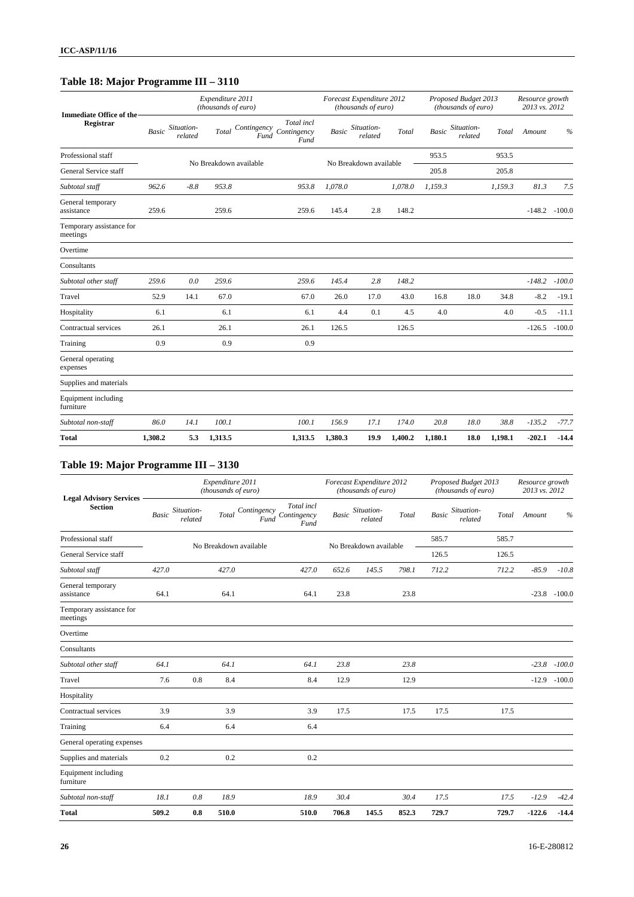## Table 18: Major Programme III – 3110

| Immediate Office of the Registrar | Expenditure 2011 (thousands of euro) | | | | | Forecast Expenditure 2012 (thousands of euro) | | | Proposed Budget 2013 (thousands of euro) | | | Resource growth 2013 vs. 2012 | |
|---|---|---|---|---|---|---|---|---|---|---|---|---|---|
| | Basic | Situation-related | Total | Contingency Fund | Total incl Contingency Fund | Basic | Situation-related | Total | Basic | Situation-related | Total | Amount | % |
| Professional staff | No Breakdown available | | | | | No Breakdown available | | | 953.5 | | 953.5 | | |
| General Service staff | | | | | | | | | 205.8 | | 205.8 | | |
| *Subtotal staff* | *962.6* | *-8.8* | *953.8* | | *953.8* | *1,078.0* | | *1,078.0* | *1,159.3* | | *1,159.3* | *81.3* | *7.5* |
| General temporary assistance | 259.6 | | 259.6 | | 259.6 | 145.4 | 2.8 | 148.2 | | | | -148.2 | -100.0 |
| Temporary assistance for meetings | | | | | | | | | | | | | |
| Overtime | | | | | | | | | | | | | |
| Consultants | | | | | | | | | | | | | |
| *Subtotal other staff* | *259.6* | *0.0* | *259.6* | | *259.6* | *145.4* | *2.8* | *148.2* | | | | *-148.2* | *-100.0* |
| Travel | 52.9 | 14.1 | 67.0 | | 67.0 | 26.0 | 17.0 | 43.0 | 16.8 | 18.0 | 34.8 | -8.2 | -19.1 |
| Hospitality | 6.1 | | 6.1 | | 6.1 | 4.4 | 0.1 | 4.5 | 4.0 | | 4.0 | -0.5 | -11.1 |
| Contractual services | 26.1 | | 26.1 | | 26.1 | 126.5 | | 126.5 | | | | -126.5 | -100.0 |
| Training | 0.9 | | 0.9 | | 0.9 | | | | | | | | |
| General operating expenses | | | | | | | | | | | | | |
| Supplies and materials | | | | | | | | | | | | | |
| Equipment including furniture | | | | | | | | | | | | | |
| *Subtotal non-staff* | *86.0* | *14.1* | *100.1* | | *100.1* | *156.9* | *17.1* | *174.0* | *20.8* | *18.0* | *38.8* | *-135.2* | *-77.7* |
| **Total** | **1,308.2** | **5.3** | **1,313.5** | | **1,313.5** | **1,380.3** | **19.9** | **1,400.2** | **1,180.1** | **18.0** | **1,198.1** | **-202.1** | **-14.4** |

## Table 19: Major Programme III – 3130

| Legal Advisory Services Section | Expenditure 2011 (thousands of euro) | | | | | Forecast Expenditure 2012 (thousands of euro) | | | Proposed Budget 2013 (thousands of euro) | | | Resource growth 2013 vs. 2012 | |
|---|---|---|---|---|---|---|---|---|---|---|---|---|---|
| | Basic | Situation-related | Total | Contingency Fund | Total incl Contingency Fund | Basic | Situation-related | Total | Basic | Situation-related | Total | Amount | % |
| Professional staff | No Breakdown available | | | | | No Breakdown available | | | 585.7 | | 585.7 | | |
| General Service staff | | | | | | | | | 126.5 | | 126.5 | | |
| *Subtotal staff* | *427.0* | | *427.0* | | *427.0* | *652.6* | *145.5* | *798.1* | *712.2* | | *712.2* | *-85.9* | *-10.8* |
| General temporary assistance | 64.1 | | 64.1 | | 64.1 | 23.8 | | 23.8 | | | | -23.8 | -100.0 |
| Temporary assistance for meetings | | | | | | | | | | | | | |
| Overtime | | | | | | | | | | | | | |
| Consultants | | | | | | | | | | | | | |
| *Subtotal other staff* | *64.1* | | *64.1* | | *64.1* | *23.8* | | *23.8* | | | | *-23.8* | *-100.0* |
| Travel | 7.6 | 0.8 | 8.4 | | 8.4 | 12.9 | | 12.9 | | | | -12.9 | -100.0 |
| Hospitality | | | | | | | | | | | | | |
| Contractual services | 3.9 | | 3.9 | | 3.9 | 17.5 | | 17.5 | 17.5 | | 17.5 | | |
| Training | 6.4 | | 6.4 | | 6.4 | | | | | | | | |
| General operating expenses | | | | | | | | | | | | | |
| Supplies and materials | 0.2 | | 0.2 | | 0.2 | | | | | | | | |
| Equipment including furniture | | | | | | | | | | | | | |
| *Subtotal non-staff* | *18.1* | *0.8* | *18.9* | | *18.9* | *30.4* | | *30.4* | *17.5* | | *17.5* | *-12.9* | *-42.4* |
| **Total** | **509.2** | **0.8** | **510.0** | | **510.0** | **706.8** | **145.5** | **852.3** | **729.7** | | **729.7** | **-122.6** | **-14.4** |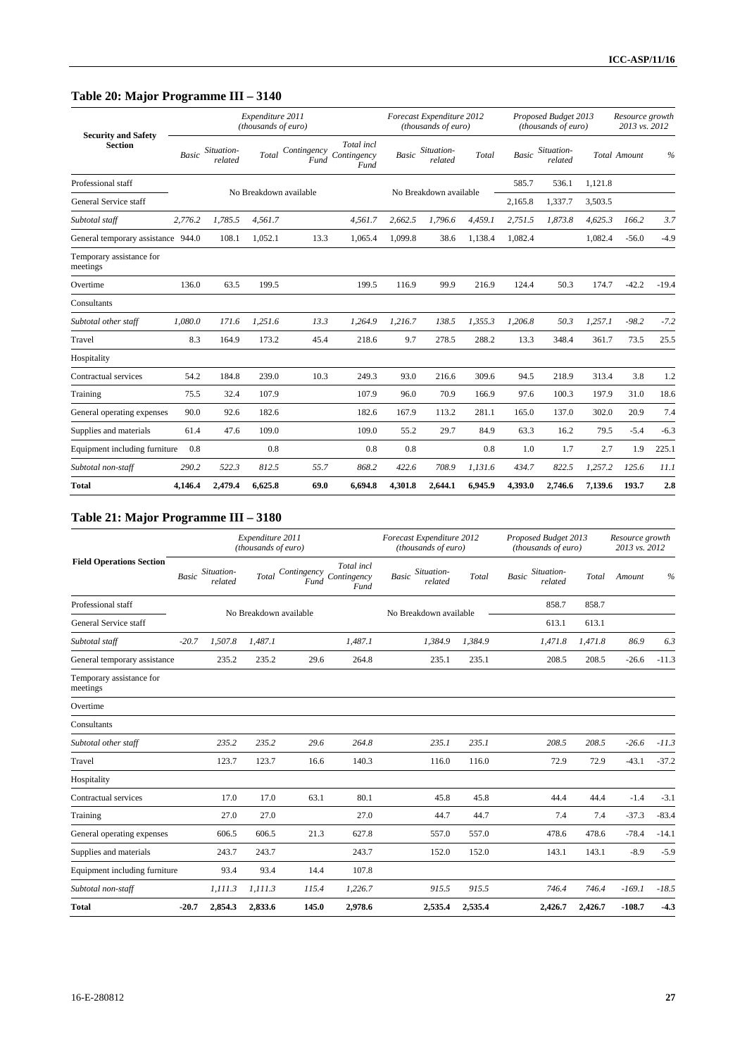## Table 20: Major Programme III – 3140

| Security and Safety Section | Expenditure 2011 (thousands of euro) | | | | | Forecast Expenditure 2012 (thousands of euro) | | | Proposed Budget 2013 (thousands of euro) | | | Resource growth 2013 vs. 2012 | |
|---|---|---|---|---|---|---|---|---|---|---|---|---|---|
| | Basic | Situation-related | Total | Contingency Fund | Total incl Contingency Fund | Basic | Situation-related | Total | Basic | Situation-related | Total | Amount | % |
| Professional staff | No Breakdown available | | | | | No Breakdown available | | | 585.7 | 536.1 | 1,121.8 | | |
| General Service staff | | | | | | | | | 2,165.8 | 1,337.7 | 3,503.5 | | |
| *Subtotal staff* | *2,776.2* | *1,785.5* | *4,561.7* | | *4,561.7* | *2,662.5* | *1,796.6* | *4,459.1* | *2,751.5* | *1,873.8* | *4,625.3* | *166.2* | *3.7* |
| General temporary assistance | 944.0 | 108.1 | 1,052.1 | 13.3 | 1,065.4 | 1,099.8 | 38.6 | 1,138.4 | 1,082.4 | | 1,082.4 | -56.0 | -4.9 |
| Temporary assistance for meetings | | | | | | | | | | | | | |
| Overtime | 136.0 | 63.5 | 199.5 | | 199.5 | 116.9 | 99.9 | 216.9 | 124.4 | 50.3 | 174.7 | -42.2 | -19.4 |
| Consultants | | | | | | | | | | | | | |
| *Subtotal other staff* | *1,080.0* | *171.6* | *1,251.6* | *13.3* | *1,264.9* | *1,216.7* | *138.5* | *1,355.3* | *1,206.8* | *50.3* | *1,257.1* | *-98.2* | *-7.2* |
| Travel | 8.3 | 164.9 | 173.2 | 45.4 | 218.6 | 9.7 | 278.5 | 288.2 | 13.3 | 348.4 | 361.7 | 73.5 | 25.5 |
| Hospitality | | | | | | | | | | | | | |
| Contractual services | 54.2 | 184.8 | 239.0 | 10.3 | 249.3 | 93.0 | 216.6 | 309.6 | 94.5 | 218.9 | 313.4 | 3.8 | 1.2 |
| Training | 75.5 | 32.4 | 107.9 | | 107.9 | 96.0 | 70.9 | 166.9 | 97.6 | 100.3 | 197.9 | 31.0 | 18.6 |
| General operating expenses | 90.0 | 92.6 | 182.6 | | 182.6 | 167.9 | 113.2 | 281.1 | 165.0 | 137.0 | 302.0 | 20.9 | 7.4 |
| Supplies and materials | 61.4 | 47.6 | 109.0 | | 109.0 | 55.2 | 29.7 | 84.9 | 63.3 | 16.2 | 79.5 | -5.4 | -6.3 |
| Equipment including furniture | 0.8 | | 0.8 | | 0.8 | 0.8 | | 0.8 | 1.0 | 1.7 | 2.7 | 1.9 | 225.1 |
| *Subtotal non-staff* | *290.2* | *522.3* | *812.5* | *55.7* | *868.2* | *422.6* | *708.9* | *1,131.6* | *434.7* | *822.5* | *1,257.2* | *125.6* | *11.1* |
| **Total** | **4,146.4** | **2,479.4** | **6,625.8** | **69.0** | **6,694.8** | **4,301.8** | **2,644.1** | **6,945.9** | **4,393.0** | **2,746.6** | **7,139.6** | **193.7** | **2.8** |

## Table 21: Major Programme III – 3180

| Field Operations Section | Expenditure 2011 (thousands of euro) | | | | | Forecast Expenditure 2012 (thousands of euro) | | | Proposed Budget 2013 (thousands of euro) | | | Resource growth 2013 vs. 2012 | |
|---|---|---|---|---|---|---|---|---|---|---|---|---|---|
| | Basic | Situation-related | Total | Contingency Fund | Total incl Contingency Fund | Basic | Situation-related | Total | Basic | Situation-related | Total | Amount | % |
| Professional staff | No Breakdown available | | | | | No Breakdown available | | | | 858.7 | 858.7 | | |
| General Service staff | | | | | | | | | | 613.1 | 613.1 | | |
| *Subtotal staff* | *-20.7* | *1,507.8* | *1,487.1* | | *1,487.1* | | *1,384.9* | *1,384.9* | | *1,471.8* | *1,471.8* | *86.9* | *6.3* |
| General temporary assistance | | 235.2 | 235.2 | 29.6 | 264.8 | | 235.1 | 235.1 | | 208.5 | 208.5 | -26.6 | -11.3 |
| Temporary assistance for meetings | | | | | | | | | | | | | |
| Overtime | | | | | | | | | | | | | |
| Consultants | | | | | | | | | | | | | |
| *Subtotal other staff* | | *235.2* | *235.2* | *29.6* | *264.8* | | *235.1* | *235.1* | | *208.5* | *208.5* | *-26.6* | *-11.3* |
| Travel | | 123.7 | 123.7 | 16.6 | 140.3 | | 116.0 | 116.0 | | 72.9 | 72.9 | -43.1 | -37.2 |
| Hospitality | | | | | | | | | | | | | |
| Contractual services | | 17.0 | 17.0 | 63.1 | 80.1 | | 45.8 | 45.8 | | 44.4 | 44.4 | -1.4 | -3.1 |
| Training | | 27.0 | 27.0 | | 27.0 | | 44.7 | 44.7 | | 7.4 | 7.4 | -37.3 | -83.4 |
| General operating expenses | | 606.5 | 606.5 | 21.3 | 627.8 | | 557.0 | 557.0 | | 478.6 | 478.6 | -78.4 | -14.1 |
| Supplies and materials | | 243.7 | 243.7 | | 243.7 | | 152.0 | 152.0 | | 143.1 | 143.1 | -8.9 | -5.9 |
| Equipment including furniture | | 93.4 | 93.4 | 14.4 | 107.8 | | | | | | | | |
| *Subtotal non-staff* | | *1,111.3* | *1,111.3* | *115.4* | *1,226.7* | | *915.5* | *915.5* | | *746.4* | *746.4* | *-169.1* | *-18.5* |
| **Total** | **-20.7** | **2,854.3** | **2,833.6** | **145.0** | **2,978.6** | | **2,535.4** | **2,535.4** | | **2,426.7** | **2,426.7** | **-108.7** | **-4.3** |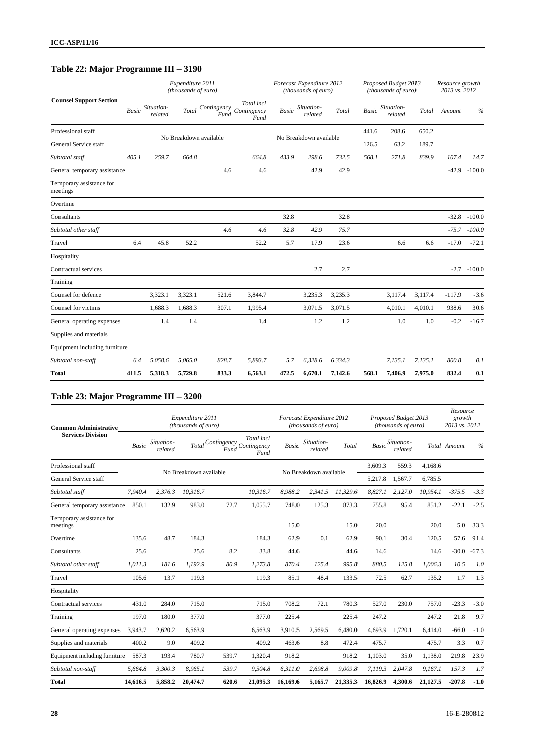## Table 22: Major Programme III – 3190

| Counsel Support Section | Expenditure 2011 (thousands of euro) | | | | | Forecast Expenditure 2012 (thousands of euro) | | | Proposed Budget 2013 (thousands of euro) | | | Resource growth 2013 vs. 2012 | |
|---|---|---|---|---|---|---|---|---|---|---|---|---|---|
| | Basic | Situation-related | Total | Contingency Fund | Total incl Contingency Fund | Basic | Situation-related | Total | Basic | Situation-related | Total | Amount | % |
| Professional staff | No Breakdown available | | | | | No Breakdown available | | | 441.6 | 208.6 | 650.2 | | |
| General Service staff | | | | | | | | | 126.5 | 63.2 | 189.7 | | |
| *Subtotal staff* | *405.1* | *259.7* | *664.8* | | *664.8* | *433.9* | *298.6* | *732.5* | *568.1* | *271.8* | *839.9* | *107.4* | *14.7* |
| General temporary assistance | | | | 4.6 | 4.6 | | 42.9 | 42.9 | | | | -42.9 | -100.0 |
| Temporary assistance for meetings | | | | | | | | | | | | | |
| Overtime | | | | | | | | | | | | | |
| Consultants | | | | | | 32.8 | | 32.8 | | | | -32.8 | -100.0 |
| *Subtotal other staff* | | | | *4.6* | *4.6* | *32.8* | *42.9* | *75.7* | | | | *-75.7* | *-100.0* |
| Travel | 6.4 | 45.8 | 52.2 | | 52.2 | 5.7 | 17.9 | 23.6 | | 6.6 | 6.6 | -17.0 | -72.1 |
| Hospitality | | | | | | | | | | | | | |
| Contractual services | | | | | | | 2.7 | 2.7 | | | | -2.7 | -100.0 |
| Training | | | | | | | | | | | | | |
| Counsel for defence | | 3,323.1 | 3,323.1 | 521.6 | 3,844.7 | | 3,235.3 | 3,235.3 | | 3,117.4 | 3,117.4 | -117.9 | -3.6 |
| Counsel for victims | | 1,688.3 | 1,688.3 | 307.1 | 1,995.4 | | 3,071.5 | 3,071.5 | | 4,010.1 | 4,010.1 | 938.6 | 30.6 |
| General operating expenses | | 1.4 | 1.4 | | 1.4 | | 1.2 | 1.2 | | 1.0 | 1.0 | -0.2 | -16.7 |
| Supplies and materials | | | | | | | | | | | | | |
| Equipment including furniture | | | | | | | | | | | | | |
| *Subtotal non-staff* | *6.4* | *5,058.6* | *5,065.0* | *828.7* | *5,893.7* | *5.7* | *6,328.6* | *6,334.3* | | *7,135.1* | *7,135.1* | *800.8* | *0.1* |
| **Total** | **411.5** | **5,318.3** | **5,729.8** | **833.3** | **6,563.1** | **472.5** | **6,670.1** | **7,142.6** | **568.1** | **7,406.9** | **7,975.0** | **832.4** | **0.1** |

## Table 23: Major Programme III – 3200

| Common Administrative Services Division | Expenditure 2011 (thousands of euro) | | | | | Forecast Expenditure 2012 (thousands of euro) | | | Proposed Budget 2013 (thousands of euro) | | | Resource growth 2013 vs. 2012 | |
|---|---|---|---|---|---|---|---|---|---|---|---|---|---|
| | Basic | Situation-related | Total | Contingency Fund | Total incl Contingency Fund | Basic | Situation-related | Total | Basic | Situation-related | Total | Amount | % |
| Professional staff | No Breakdown available | | | | | No Breakdown available | | | 3,609.3 | 559.3 | 4,168.6 | | |
| General Service staff | | | | | | | | | 5,217.8 | 1,567.7 | 6,785.5 | | |
| *Subtotal staff* | *7,940.4* | *2,376.3* | *10,316.7* | | *10,316.7* | *8,988.2* | *2,341.5* | *11,329.6* | *8,827.1* | *2,127.0* | *10,954.1* | *-375.5* | *-3.3* |
| General temporary assistance | 850.1 | 132.9 | 983.0 | 72.7 | 1,055.7 | 748.0 | 125.3 | 873.3 | 755.8 | 95.4 | 851.2 | -22.1 | -2.5 |
| Temporary assistance for meetings | | | | | | 15.0 | | 15.0 | 20.0 | | 20.0 | 5.0 | 33.3 |
| Overtime | 135.6 | 48.7 | 184.3 | | 184.3 | 62.9 | 0.1 | 62.9 | 90.1 | 30.4 | 120.5 | 57.6 | 91.4 |
| Consultants | 25.6 | | 25.6 | 8.2 | 33.8 | 44.6 | | 44.6 | 14.6 | | 14.6 | -30.0 | -67.3 |
| *Subtotal other staff* | *1,011.3* | *181.6* | *1,192.9* | *80.9* | *1,273.8* | *870.4* | *125.4* | *995.8* | *880.5* | *125.8* | *1,006.3* | *10.5* | *1.0* |
| Travel | 105.6 | 13.7 | 119.3 | | 119.3 | 85.1 | 48.4 | 133.5 | 72.5 | 62.7 | 135.2 | 1.7 | 1.3 |
| Hospitality | | | | | | | | | | | | | |
| Contractual services | 431.0 | 284.0 | 715.0 | | 715.0 | 708.2 | 72.1 | 780.3 | 527.0 | 230.0 | 757.0 | -23.3 | -3.0 |
| Training | 197.0 | 180.0 | 377.0 | | 377.0 | 225.4 | | 225.4 | 247.2 | | 247.2 | 21.8 | 9.7 |
| General operating expenses | 3,943.7 | 2,620.2 | 6,563.9 | | 6,563.9 | 3,910.5 | 2,569.5 | 6,480.0 | 4,693.9 | 1,720.1 | 6,414.0 | -66.0 | -1.0 |
| Supplies and materials | 400.2 | 9.0 | 409.2 | | 409.2 | 463.6 | 8.8 | 472.4 | 475.7 | | 475.7 | 3.3 | 0.7 |
| Equipment including furniture | 587.3 | 193.4 | 780.7 | 539.7 | 1,320.4 | 918.2 | | 918.2 | 1,103.0 | 35.0 | 1,138.0 | 219.8 | 23.9 |
| *Subtotal non-staff* | *5,664.8* | *3,300.3* | *8,965.1* | *539.7* | *9,504.8* | *6,311.0* | *2,698.8* | *9,009.8* | *7,119.3* | *2,047.8* | *9,167.1* | *157.3* | *1.7* |
| **Total** | **14,616.5** | **5,858.2** | **20,474.7** | **620.6** | **21,095.3** | **16,169.6** | **5,165.7** | **21,335.3** | **16,826.9** | **4,300.6** | **21,127.5** | **-207.8** | **-1.0** |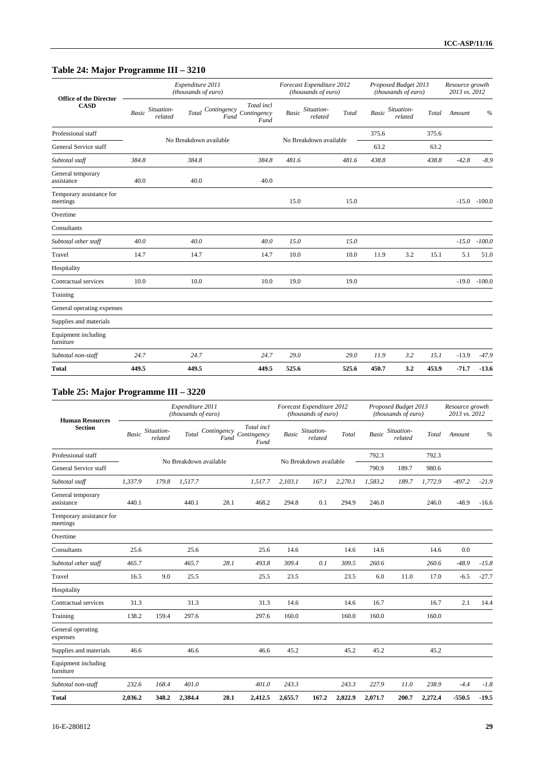## Table 24: Major Programme III – 3210

| Office of the Director CASD | Expenditure 2011 (thousands of euro) | | | | | Forecast Expenditure 2012 (thousands of euro) | | | Proposed Budget 2013 (thousands of euro) | | | Resource growth 2013 vs. 2012 | |
|---|---|---|---|---|---|---|---|---|---|---|---|---|---|
| | Basic | Situation-related | Total | Contingency Fund | Total incl Contingency Fund | Basic | Situation-related | Total | Basic | Situation-related | Total | Amount | % |
| Professional staff | No Breakdown available | | | | | No Breakdown available | | | 375.6 | | 375.6 | | |
| General Service staff | | | | | | | | | 63.2 | | 63.2 | | |
| *Subtotal staff* | *384.8* | | *384.8* | | *384.8* | *481.6* | | *481.6* | *438.8* | | *438.8* | *-42.8* | *-8.9* |
| General temporary assistance | 40.0 | | 40.0 | | 40.0 | | | | | | | | |
| Temporary assistance for meetings | | | | | | 15.0 | | 15.0 | | | | -15.0 | -100.0 |
| Overtime | | | | | | | | | | | | | |
| Consultants | | | | | | | | | | | | | |
| *Subtotal other staff* | *40.0* | | *40.0* | | *40.0* | *15.0* | | *15.0* | | | | *-15.0* | *-100.0* |
| Travel | 14.7 | | 14.7 | | 14.7 | 10.0 | | 10.0 | 11.9 | 3.2 | 15.1 | 5.1 | 51.0 |
| Hospitality | | | | | | | | | | | | | |
| Contractual services | 10.0 | | 10.0 | | 10.0 | 19.0 | | 19.0 | | | | -19.0 | -100.0 |
| Training | | | | | | | | | | | | | |
| General operating expenses | | | | | | | | | | | | | |
| Supplies and materials | | | | | | | | | | | | | |
| Equipment including furniture | | | | | | | | | | | | | |
| *Subtotal non-staff* | *24.7* | | *24.7* | | *24.7* | *29.0* | | *29.0* | *11.9* | *3.2* | *15.1* | *-13.9* | *-47.9* |
| **Total** | **449.5** | | **449.5** | | **449.5** | **525.6** | | **525.6** | **450.7** | **3.2** | **453.9** | **-71.7** | **-13.6** |

## Table 25: Major Programme III – 3220

| Human Resources Section | Expenditure 2011 (thousands of euro) | | | | | Forecast Expenditure 2012 (thousands of euro) | | | Proposed Budget 2013 (thousands of euro) | | | Resource growth 2013 vs. 2012 | |
|---|---|---|---|---|---|---|---|---|---|---|---|---|---|
| | Basic | Situation-related | Total | Contingency Fund | Total incl Contingency Fund | Basic | Situation-related | Total | Basic | Situation-related | Total | Amount | % |
| Professional staff | No Breakdown available | | | | | No Breakdown available | | | 792.3 | | 792.3 | | |
| General Service staff | | | | | | | | | 790.9 | 189.7 | 980.6 | | |
| *Subtotal staff* | *1,337.9* | *179.8* | *1,517.7* | | *1,517.7* | *2,103.1* | *167.1* | *2,270.1* | *1,583.2* | *189.7* | *1,772.9* | *-497.2* | *-21.9* |
| General temporary assistance | 440.1 | | 440.1 | 28.1 | 468.2 | 294.8 | 0.1 | 294.9 | 246.0 | | 246.0 | -48.9 | -16.6 |
| Temporary assistance for meetings | | | | | | | | | | | | | |
| Overtime | | | | | | | | | | | | | |
| Consultants | 25.6 | | 25.6 | | 25.6 | 14.6 | | 14.6 | 14.6 | | 14.6 | 0.0 | |
| *Subtotal other staff* | *465.7* | | *465.7* | *28.1* | *493.8* | *309.4* | *0.1* | *309.5* | *260.6* | | *260.6* | *-48.9* | *-15.8* |
| Travel | 16.5 | 9.0 | 25.5 | | 25.5 | 23.5 | | 23.5 | 6.0 | 11.0 | 17.0 | -6.5 | -27.7 |
| Hospitality | | | | | | | | | | | | | |
| Contractual services | 31.3 | | 31.3 | | 31.3 | 14.6 | | 14.6 | 16.7 | | 16.7 | 2.1 | 14.4 |
| Training | 138.2 | 159.4 | 297.6 | | 297.6 | 160.0 | | 160.0 | 160.0 | | 160.0 | | |
| General operating expenses | | | | | | | | | | | | | |
| Supplies and materials | 46.6 | | 46.6 | | 46.6 | 45.2 | | 45.2 | 45.2 | | 45.2 | | |
| Equipment including furniture | | | | | | | | | | | | | |
| *Subtotal non-staff* | *232.6* | *168.4* | *401.0* | | *401.0* | *243.3* | | *243.3* | *227.9* | *11.0* | *238.9* | *-4.4* | *-1.8* |
| **Total** | **2,036.2** | **348.2** | **2,384.4** | **28.1** | **2,412.5** | **2,655.7** | **167.2** | **2,822.9** | **2,071.7** | **200.7** | **2,272.4** | **-550.5** | **-19.5** |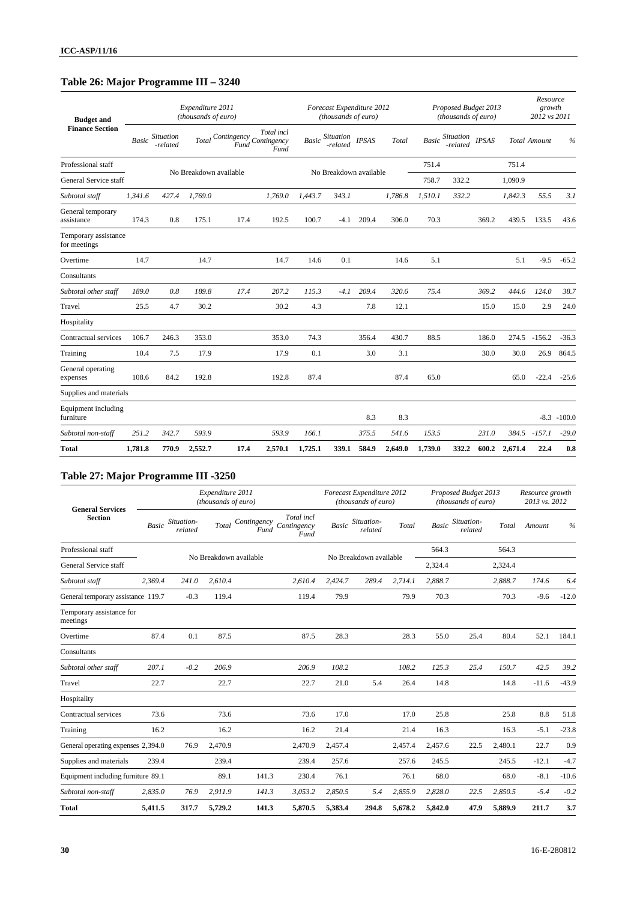## Table 26: Major Programme III – 3240

| Budget and Finance Section | Expenditure 2011 (thousands of euro) | | | | | Forecast Expenditure 2012 (thousands of euro) | | | | Proposed Budget 2013 (thousands of euro) | | | | Resource growth 2012 vs 2011 | |
|---|---|---|---|---|---|---|---|---|---|---|---|---|---|---|---|
| | Basic | Situation -related | Total | Contingency Fund | Total incl Contingency Fund | Basic | Situation -related | IPSAS | Total | Basic | Situation -related | IPSAS | Total | Amount | % |
| Professional staff | No Breakdown available | | | | | No Breakdown available | | | | 751.4 | | | 751.4 | | |
| General Service staff | | | | | | | | | | 758.7 | 332.2 | | 1,090.9 | | |
| *Subtotal staff* | *1,341.6* | *427.4* | *1,769.0* | | *1,769.0* | *1,443.7* | *343.1* | | *1,786.8* | *1,510.1* | *332.2* | | *1,842.3* | *55.5* | *3.1* |
| General temporary assistance | 174.3 | 0.8 | 175.1 | 17.4 | 192.5 | 100.7 | -4.1 | 209.4 | 306.0 | 70.3 | | 369.2 | 439.5 | 133.5 | 43.6 |
| Temporary assistance for meetings | | | | | | | | | | | | | | | |
| Overtime | 14.7 | | 14.7 | | 14.7 | 14.6 | 0.1 | | 14.6 | 5.1 | | | 5.1 | -9.5 | -65.2 |
| Consultants | | | | | | | | | | | | | | | |
| *Subtotal other staff* | *189.0* | *0.8* | *189.8* | *17.4* | *207.2* | *115.3* | *-4.1* | *209.4* | *320.6* | *75.4* | | *369.2* | *444.6* | *124.0* | *38.7* |
| Travel | 25.5 | 4.7 | 30.2 | | 30.2 | 4.3 | | 7.8 | 12.1 | | | 15.0 | 15.0 | 2.9 | 24.0 |
| Hospitality | | | | | | | | | | | | | | | |
| Contractual services | 106.7 | 246.3 | 353.0 | | 353.0 | 74.3 | | 356.4 | 430.7 | 88.5 | | 186.0 | 274.5 | -156.2 | -36.3 |
| Training | 10.4 | 7.5 | 17.9 | | 17.9 | 0.1 | | 3.0 | 3.1 | | | 30.0 | 30.0 | 26.9 | 864.5 |
| General operating expenses | 108.6 | 84.2 | 192.8 | | 192.8 | 87.4 | | | 87.4 | 65.0 | | | 65.0 | -22.4 | -25.6 |
| Supplies and materials | | | | | | | | | | | | | | | |
| Equipment including furniture | | | | | | | | 8.3 | 8.3 | | | | | -8.3 | -100.0 |
| *Subtotal non-staff* | *251.2* | *342.7* | *593.9* | | *593.9* | *166.1* | | *375.5* | *541.6* | *153.5* | | *231.0* | *384.5* | *-157.1* | *-29.0* |
| **Total** | **1,781.8** | **770.9** | **2,552.7** | **17.4** | **2,570.1** | **1,725.1** | **339.1** | **584.9** | **2,649.0** | **1,739.0** | **332.2** | **600.2** | **2,671.4** | **22.4** | **0.8** |

## Table 27: Major Programme III -3250

| General Services Section | Expenditure 2011 (thousands of euro) | | | | | Forecast Expenditure 2012 (thousands of euro) | | | Proposed Budget 2013 (thousands of euro) | | | Resource growth 2013 vs. 2012 | |
|---|---|---|---|---|---|---|---|---|---|---|---|---|---|
| | Basic | Situation-related | Total | Contingency Fund | Total incl Contingency Fund | Basic | Situation-related | Total | Basic | Situation-related | Total | Amount | % |
| Professional staff | No Breakdown available | | | | | No Breakdown available | | | 564.3 | | 564.3 | | |
| General Service staff | | | | | | | | | 2,324.4 | | 2,324.4 | | |
| *Subtotal staff* | *2,369.4* | *241.0* | *2,610.4* | | *2,610.4* | *2,424.7* | *289.4* | *2,714.1* | *2,888.7* | | *2,888.7* | *174.6* | *6.4* |
| General temporary assistance | 119.7 | -0.3 | 119.4 | | 119.4 | 79.9 | | 79.9 | 70.3 | | 70.3 | -9.6 | -12.0 |
| Temporary assistance for meetings | | | | | | | | | | | | | |
| Overtime | 87.4 | 0.1 | 87.5 | | 87.5 | 28.3 | | 28.3 | 55.0 | 25.4 | 80.4 | 52.1 | 184.1 |
| Consultants | | | | | | | | | | | | | |
| *Subtotal other staff* | *207.1* | *-0.2* | *206.9* | | *206.9* | *108.2* | | *108.2* | *125.3* | *25.4* | *150.7* | *42.5* | *39.2* |
| Travel | 22.7 | | 22.7 | | 22.7 | 21.0 | 5.4 | 26.4 | 14.8 | | 14.8 | -11.6 | -43.9 |
| Hospitality | | | | | | | | | | | | | |
| Contractual services | 73.6 | | 73.6 | | 73.6 | 17.0 | | 17.0 | 25.8 | | 25.8 | 8.8 | 51.8 |
| Training | 16.2 | | 16.2 | | 16.2 | 21.4 | | 21.4 | 16.3 | | 16.3 | -5.1 | -23.8 |
| General operating expenses | 2,394.0 | 76.9 | 2,470.9 | | 2,470.9 | 2,457.4 | | 2,457.4 | 2,457.6 | 22.5 | 2,480.1 | 22.7 | 0.9 |
| Supplies and materials | 239.4 | | 239.4 | | 239.4 | 257.6 | | 257.6 | 245.5 | | 245.5 | -12.1 | -4.7 |
| Equipment including furniture | 89.1 | | 89.1 | 141.3 | 230.4 | 76.1 | | 76.1 | 68.0 | | 68.0 | -8.1 | -10.6 |
| *Subtotal non-staff* | *2,835.0* | *76.9* | *2,911.9* | *141.3* | *3,053.2* | *2,850.5* | *5.4* | *2,855.9* | *2,828.0* | *22.5* | *2,850.5* | *-5.4* | *-0.2* |
| **Total** | **5,411.5** | **317.7** | **5,729.2** | **141.3** | **5,870.5** | **5,383.4** | **294.8** | **5,678.2** | **5,842.0** | **47.9** | **5,889.9** | **211.7** | **3.7** |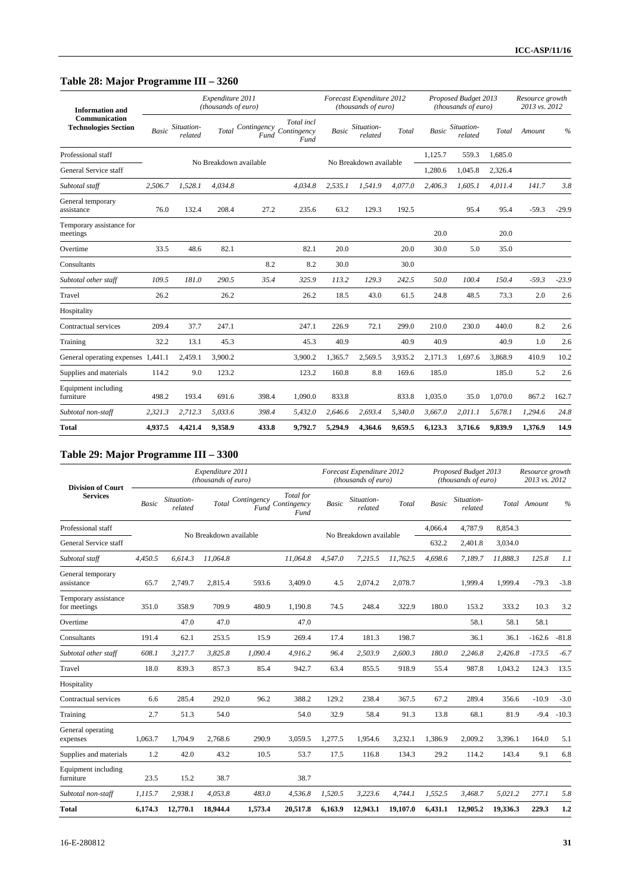## Table 28: Major Programme III – 3260

| Information and Communication Technologies Section | Expenditure 2011 (thousands of euro) | | | | | Forecast Expenditure 2012 (thousands of euro) | | | Proposed Budget 2013 (thousands of euro) | | | Resource growth 2013 vs. 2012 | |
|---|---|---|---|---|---|---|---|---|---|---|---|---|---|
| | Basic | Situation-related | Total | Contingency Fund | Total incl Contingency Fund | Basic | Situation-related | Total | Basic | Situation-related | Total | Amount | % |
| Professional staff | No Breakdown available | | | | | No Breakdown available | | | 1,125.7 | 559.3 | 1,685.0 | | |
| General Service staff | | | | | | | | | 1,280.6 | 1,045.8 | 2,326.4 | | |
| *Subtotal staff* | *2,506.7* | *1,528.1* | *4,034.8* | | *4,034.8* | *2,535.1* | *1,541.9* | *4,077.0* | *2,406.3* | *1,605.1* | *4,011.4* | *141.7* | *3.8* |
| General temporary assistance | 76.0 | 132.4 | 208.4 | 27.2 | 235.6 | 63.2 | 129.3 | 192.5 | | 95.4 | 95.4 | -59.3 | -29.9 |
| Temporary assistance for meetings | | | | | | | | | 20.0 | | 20.0 | | |
| Overtime | 33.5 | 48.6 | 82.1 | | 82.1 | 20.0 | | 20.0 | 30.0 | 5.0 | 35.0 | | |
| Consultants | | | | 8.2 | 8.2 | 30.0 | | 30.0 | | | | | |
| *Subtotal other staff* | *109.5* | *181.0* | *290.5* | *35.4* | *325.9* | *113.2* | *129.3* | *242.5* | *50.0* | *100.4* | *150.4* | *-59.3* | *-23.9* |
| Travel | 26.2 | | 26.2 | | 26.2 | 18.5 | 43.0 | 61.5 | 24.8 | 48.5 | 73.3 | 2.0 | 2.6 |
| Hospitality | | | | | | | | | | | | | |
| Contractual services | 209.4 | 37.7 | 247.1 | | 247.1 | 226.9 | 72.1 | 299.0 | 210.0 | 230.0 | 440.0 | 8.2 | 2.6 |
| Training | 32.2 | 13.1 | 45.3 | | 45.3 | 40.9 | | 40.9 | 40.9 | | 40.9 | 1.0 | 2.6 |
| General operating expenses | 1,441.1 | 2,459.1 | 3,900.2 | | 3,900.2 | 1,365.7 | 2,569.5 | 3,935.2 | 2,171.3 | 1,697.6 | 3,868.9 | 410.9 | 10.2 |
| Supplies and materials | 114.2 | 9.0 | 123.2 | | 123.2 | 160.8 | 8.8 | 169.6 | 185.0 | | 185.0 | 5.2 | 2.6 |
| Equipment including furniture | 498.2 | 193.4 | 691.6 | 398.4 | 1,090.0 | 833.8 | | 833.8 | 1,035.0 | 35.0 | 1,070.0 | 867.2 | 162.7 |
| *Subtotal non-staff* | *2,321.3* | *2,712.3* | *5,033.6* | *398.4* | *5,432.0* | *2,646.6* | *2,693.4* | *5,340.0* | *3,667.0* | *2,011.1* | *5,678.1* | *1,294.6* | *24.8* |
| **Total** | **4,937.5** | **4,421.4** | **9,358.9** | **433.8** | **9,792.7** | **5,294.9** | **4,364.6** | **9,659.5** | **6,123.3** | **3,716.6** | **9,839.9** | **1,376.9** | **14.9** |

## Table 29: Major Programme III – 3300

| Division of Court Services | Expenditure 2011 (thousands of euro) | | | | | Forecast Expenditure 2012 (thousands of euro) | | | Proposed Budget 2013 (thousands of euro) | | | Resource growth 2013 vs. 2012 | |
|---|---|---|---|---|---|---|---|---|---|---|---|---|---|
| | Basic | Situation-related | Total | Contingency Fund | Total for Contingency Fund | Basic | Situation-related | Total | Basic | Situation-related | Total | Amount | % |
| Professional staff | No Breakdown available | | | | | No Breakdown available | | | 4,066.4 | 4,787.9 | 8,854.3 | | |
| General Service staff | | | | | | | | | 632.2 | 2,401.8 | 3,034.0 | | |
| *Subtotal staff* | *4,450.5* | *6,614.3* | *11,064.8* | | *11,064.8* | *4,547.0* | *7,215.5* | *11,762.5* | *4,698.6* | *7,189.7* | *11,888.3* | *125.8* | *1.1* |
| General temporary assistance | 65.7 | 2,749.7 | 2,815.4 | 593.6 | 3,409.0 | 4.5 | 2,074.2 | 2,078.7 | | 1,999.4 | 1,999.4 | -79.3 | -3.8 |
| Temporary assistance for meetings | 351.0 | 358.9 | 709.9 | 480.9 | 1,190.8 | 74.5 | 248.4 | 322.9 | 180.0 | 153.2 | 333.2 | 10.3 | 3.2 |
| Overtime | | 47.0 | 47.0 | | 47.0 | | | | | 58.1 | 58.1 | 58.1 | |
| Consultants | 191.4 | 62.1 | 253.5 | 15.9 | 269.4 | 17.4 | 181.3 | 198.7 | | 36.1 | 36.1 | -162.6 | -81.8 |
| *Subtotal other staff* | *608.1* | *3,217.7* | *3,825.8* | *1,090.4* | *4,916.2* | *96.4* | *2,503.9* | *2,600.3* | *180.0* | *2,246.8* | *2,426.8* | *-173.5* | *-6.7* |
| Travel | 18.0 | 839.3 | 857.3 | 85.4 | 942.7 | 63.4 | 855.5 | 918.9 | 55.4 | 987.8 | 1,043.2 | 124.3 | 13.5 |
| Hospitality | | | | | | | | | | | | | |
| Contractual services | 6.6 | 285.4 | 292.0 | 96.2 | 388.2 | 129.2 | 238.4 | 367.5 | 67.2 | 289.4 | 356.6 | -10.9 | -3.0 |
| Training | 2.7 | 51.3 | 54.0 | | 54.0 | 32.9 | 58.4 | 91.3 | 13.8 | 68.1 | 81.9 | -9.4 | -10.3 |
| General operating expenses | 1,063.7 | 1,704.9 | 2,768.6 | 290.9 | 3,059.5 | 1,277.5 | 1,954.6 | 3,232.1 | 1,386.9 | 2,009.2 | 3,396.1 | 164.0 | 5.1 |
| Supplies and materials | 1.2 | 42.0 | 43.2 | 10.5 | 53.7 | 17.5 | 116.8 | 134.3 | 29.2 | 114.2 | 143.4 | 9.1 | 6.8 |
| Equipment including furniture | 23.5 | 15.2 | 38.7 | | 38.7 | | | | | | | | |
| *Subtotal non-staff* | *1,115.7* | *2,938.1* | *4,053.8* | *483.0* | *4,536.8* | *1,520.5* | *3,223.6* | *4,744.1* | *1,552.5* | *3,468.7* | *5,021.2* | *277.1* | *5.8* |
| **Total** | **6,174.3** | **12,770.1** | **18,944.4** | **1,573.4** | **20,517.8** | **6,163.9** | **12,943.1** | **19,107.0** | **6,431.1** | **12,905.2** | **19,336.3** | **229.3** | **1.2** |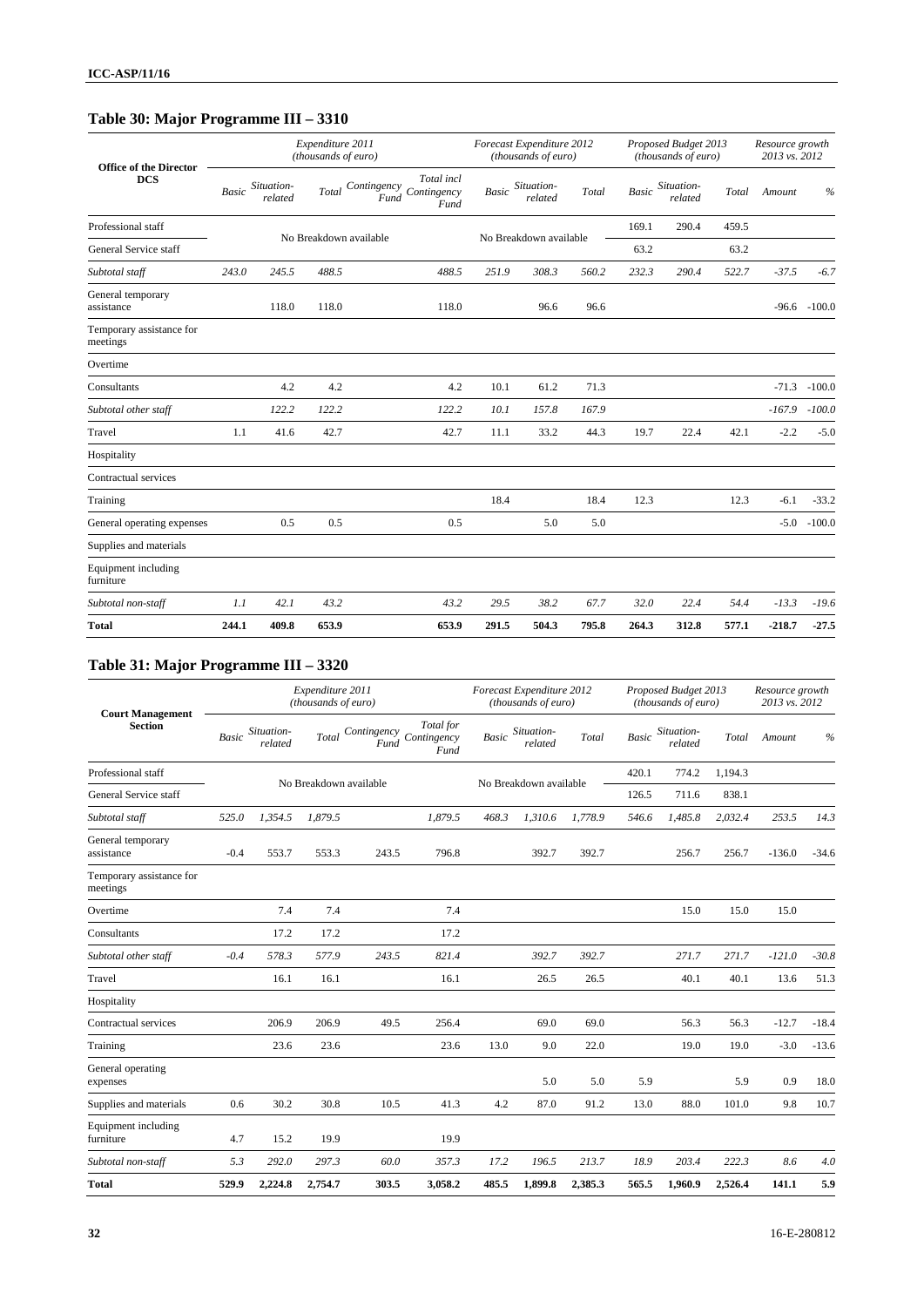## Table 30: Major Programme III – 3310

| Office of the Director DCS | Expenditure 2011 (thousands of euro) | | | | | Forecast Expenditure 2012 (thousands of euro) | | | Proposed Budget 2013 (thousands of euro) | | | Resource growth 2013 vs. 2012 | |
|---|---|---|---|---|---|---|---|---|---|---|---|---|---|
| | Basic | Situation-related | Total | Contingency Fund | Total incl Contingency Fund | Basic | Situation-related | Total | Basic | Situation-related | Total | Amount | % |
| Professional staff | No Breakdown available | | | | | No Breakdown available | | | 169.1 | 290.4 | 459.5 | | |
| General Service staff | | | | | | | | | 63.2 | | 63.2 | | |
| *Subtotal staff* | *243.0* | *245.5* | *488.5* | | *488.5* | *251.9* | *308.3* | *560.2* | *232.3* | *290.4* | *522.7* | *-37.5* | *-6.7* |
| General temporary assistance | | 118.0 | 118.0 | | 118.0 | | 96.6 | 96.6 | | | | -96.6 | -100.0 |
| Temporary assistance for meetings | | | | | | | | | | | | | |
| Overtime | | | | | | | | | | | | | |
| Consultants | | 4.2 | 4.2 | | 4.2 | 10.1 | 61.2 | 71.3 | | | | -71.3 | -100.0 |
| *Subtotal other staff* | | *122.2* | *122.2* | | *122.2* | *10.1* | *157.8* | *167.9* | | | | *-167.9* | *-100.0* |
| Travel | 1.1 | 41.6 | 42.7 | | 42.7 | 11.1 | 33.2 | 44.3 | 19.7 | 22.4 | 42.1 | -2.2 | -5.0 |
| Hospitality | | | | | | | | | | | | | |
| Contractual services | | | | | | | | | | | | | |
| Training | | | | | | 18.4 | | 18.4 | 12.3 | | 12.3 | -6.1 | -33.2 |
| General operating expenses | | 0.5 | 0.5 | | 0.5 | | 5.0 | 5.0 | | | | -5.0 | -100.0 |
| Supplies and materials | | | | | | | | | | | | | |
| Equipment including furniture | | | | | | | | | | | | | |
| *Subtotal non-staff* | *1.1* | *42.1* | *43.2* | | *43.2* | *29.5* | *38.2* | *67.7* | *32.0* | *22.4* | *54.4* | *-13.3* | *-19.6* |
| **Total** | **244.1** | **409.8** | **653.9** | | **653.9** | **291.5** | **504.3** | **795.8** | **264.3** | **312.8** | **577.1** | **-218.7** | **-27.5** |

## Table 31: Major Programme III – 3320

| Court Management Section | Expenditure 2011 (thousands of euro) | | | | | Forecast Expenditure 2012 (thousands of euro) | | | Proposed Budget 2013 (thousands of euro) | | | Resource growth 2013 vs. 2012 | |
|---|---|---|---|---|---|---|---|---|---|---|---|---|---|
| | Basic | Situation-related | Total | Contingency Fund | Total for Contingency Fund | Basic | Situation-related | Total | Basic | Situation-related | Total | Amount | % |
| Professional staff | No Breakdown available | | | | | No Breakdown available | | | 420.1 | 774.2 | 1,194.3 | | |
| General Service staff | | | | | | | | | 126.5 | 711.6 | 838.1 | | |
| *Subtotal staff* | *525.0* | *1,354.5* | *1,879.5* | | *1,879.5* | *468.3* | *1,310.6* | *1,778.9* | *546.6* | *1,485.8* | *2,032.4* | *253.5* | *14.3* |
| General temporary assistance | -0.4 | 553.7 | 553.3 | 243.5 | 796.8 | | 392.7 | 392.7 | | 256.7 | 256.7 | -136.0 | -34.6 |
| Temporary assistance for meetings | | | | | | | | | | | | | |
| Overtime | | 7.4 | 7.4 | | 7.4 | | | | | 15.0 | 15.0 | 15.0 | |
| Consultants | | 17.2 | 17.2 | | 17.2 | | | | | | | | |
| *Subtotal other staff* | *-0.4* | *578.3* | *577.9* | *243.5* | *821.4* | | *392.7* | *392.7* | | *271.7* | *271.7* | *-121.0* | *-30.8* |
| Travel | | 16.1 | 16.1 | | 16.1 | | 26.5 | 26.5 | | 40.1 | 40.1 | 13.6 | 51.3 |
| Hospitality | | | | | | | | | | | | | |
| Contractual services | | 206.9 | 206.9 | 49.5 | 256.4 | | 69.0 | 69.0 | | 56.3 | 56.3 | -12.7 | -18.4 |
| Training | | 23.6 | 23.6 | | 23.6 | 13.0 | 9.0 | 22.0 | | 19.0 | 19.0 | -3.0 | -13.6 |
| General operating expenses | | | | | | | 5.0 | 5.0 | 5.9 | | 5.9 | 0.9 | 18.0 |
| Supplies and materials | 0.6 | 30.2 | 30.8 | 10.5 | 41.3 | 4.2 | 87.0 | 91.2 | 13.0 | 88.0 | 101.0 | 9.8 | 10.7 |
| Equipment including furniture | 4.7 | 15.2 | 19.9 | | 19.9 | | | | | | | | |
| *Subtotal non-staff* | *5.3* | *292.0* | *297.3* | *60.0* | *357.3* | *17.2* | *196.5* | *213.7* | *18.9* | *203.4* | *222.3* | *8.6* | *4.0* |
| **Total** | **529.9** | **2,224.8** | **2,754.7** | **303.5** | **3,058.2** | **485.5** | **1,899.8** | **2,385.3** | **565.5** | **1,960.9** | **2,526.4** | **141.1** | **5.9** |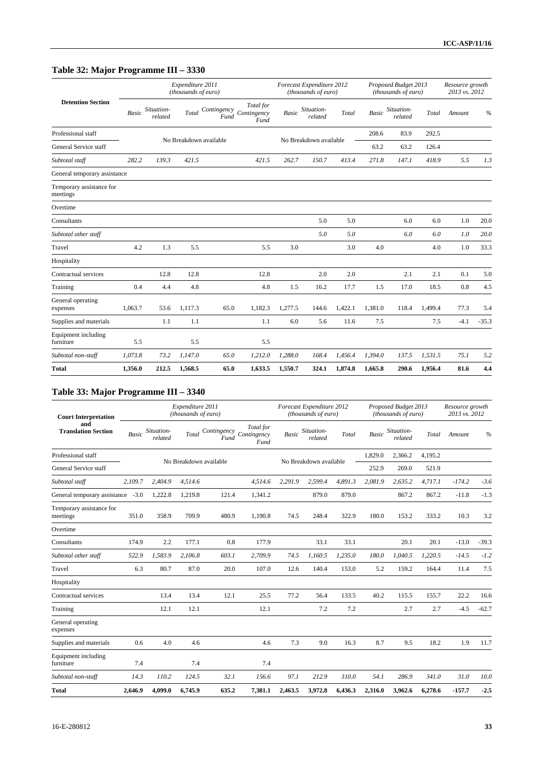## Table 32: Major Programme III – 3330

| Detention Section | Expenditure 2011 (thousands of euro) | | | | | Forecast Expenditure 2012 (thousands of euro) | | | Proposed Budget 2013 (thousands of euro) | | | Resource growth 2013 vs. 2012 | |
|---|---|---|---|---|---|---|---|---|---|---|---|---|---|
| | Basic | Situation-related | Total | Contingency Fund | Total for Contingency Fund | Basic | Situation-related | Total | Basic | Situation-related | Total | Amount | % |
| Professional staff | No Breakdown available | | | | | No Breakdown available | | | 208.6 | 83.9 | 292.5 | | |
| General Service staff | | | | | | | | | 63.2 | 63.2 | 126.4 | | |
| *Subtotal staff* | *282.2* | *139.3* | *421.5* | | *421.5* | *262.7* | *150.7* | *413.4* | *271.8* | *147.1* | *418.9* | *5.5* | *1.3* |
| General temporary assistance | | | | | | | | | | | | | |
| Temporary assistance for meetings | | | | | | | | | | | | | |
| Overtime | | | | | | | | | | | | | |
| Consultants | | | | | | | 5.0 | 5.0 | | 6.0 | 6.0 | 1.0 | 20.0 |
| *Subtotal other staff* | | | | | | | *5.0* | *5.0* | | *6.0* | *6.0* | *1.0* | *20.0* |
| Travel | 4.2 | 1.3 | 5.5 | | 5.5 | 3.0 | | 3.0 | 4.0 | | 4.0 | 1.0 | 33.3 |
| Hospitality | | | | | | | | | | | | | |
| Contractual services | | 12.8 | 12.8 | | 12.8 | | 2.0 | 2.0 | | 2.1 | 2.1 | 0.1 | 5.0 |
| Training | 0.4 | 4.4 | 4.8 | | 4.8 | 1.5 | 16.2 | 17.7 | 1.5 | 17.0 | 18.5 | 0.8 | 4.5 |
| General operating expenses | 1,063.7 | 53.6 | 1,117.3 | 65.0 | 1,182.3 | 1,277.5 | 144.6 | 1,422.1 | 1,381.0 | 118.4 | 1,499.4 | 77.3 | 5.4 |
| Supplies and materials | | 1.1 | 1.1 | | 1.1 | 6.0 | 5.6 | 11.6 | 7.5 | | 7.5 | -4.1 | -35.3 |
| Equipment including furniture | 5.5 | | 5.5 | | 5.5 | | | | | | | | |
| *Subtotal non-staff* | *1,073.8* | *73.2* | *1,147.0* | *65.0* | *1,212.0* | *1,288.0* | *168.4* | *1,456.4* | *1,394.0* | *137.5* | *1,531.5* | *75.1* | *5.2* |
| **Total** | **1,356.0** | **212.5** | **1,568.5** | **65.0** | **1,633.5** | **1,550.7** | **324.1** | **1,874.8** | **1,665.8** | **290.6** | **1,956.4** | **81.6** | **4.4** |

## Table 33: Major Programme III – 3340

| Court Interpretation and Translation Section | Expenditure 2011 (thousands of euro) | | | | | Forecast Expenditure 2012 (thousands of euro) | | | Proposed Budget 2013 (thousands of euro) | | | Resource growth 2013 vs. 2012 | |
|---|---|---|---|---|---|---|---|---|---|---|---|---|---|
| | Basic | Situation-related | Total | Contingency Fund | Total for Contingency Fund | Basic | Situation-related | Total | Basic | Situation-related | Total | Amount | % |
| Professional staff | No Breakdown available | | | | | No Breakdown available | | | 1,829.0 | 2,366.2 | 4,195.2 | | |
| General Service staff | | | | | | | | | 252.9 | 269.0 | 521.9 | | |
| *Subtotal staff* | *2,109.7* | *2,404.9* | *4,514.6* | | *4,514.6* | *2,291.9* | *2,599.4* | *4,891.3* | *2,081.9* | *2,635.2* | *4,717.1* | *-174.2* | *-3.6* |
| General temporary assistance | -3.0 | 1,222.8 | 1,219.8 | 121.4 | 1,341.2 | | 879.0 | 879.0 | | 867.2 | 867.2 | -11.8 | -1.3 |
| Temporary assistance for meetings | 351.0 | 358.9 | 709.9 | 480.9 | 1,190.8 | 74.5 | 248.4 | 322.9 | 180.0 | 153.2 | 333.2 | 10.3 | 3.2 |
| Overtime | | | | | | | | | | | | | |
| Consultants | 174.9 | 2.2 | 177.1 | 0.8 | 177.9 | | 33.1 | 33.1 | | 20.1 | 20.1 | -13.0 | -39.3 |
| *Subtotal other staff* | *522.9* | *1,583.9* | *2,106.8* | *603.1* | *2,709.9* | *74.5* | *1,160.5* | *1,235.0* | *180.0* | *1,040.5* | *1,220.5* | *-14.5* | *-1.2* |
| Travel | 6.3 | 80.7 | 87.0 | 20.0 | 107.0 | 12.6 | 140.4 | 153.0 | 5.2 | 159.2 | 164.4 | 11.4 | 7.5 |
| Hospitality | | | | | | | | | | | | | |
| Contractual services | | 13.4 | 13.4 | 12.1 | 25.5 | 77.2 | 56.4 | 133.5 | 40.2 | 115.5 | 155.7 | 22.2 | 16.6 |
| Training | | 12.1 | 12.1 | | 12.1 | | 7.2 | 7.2 | | 2.7 | 2.7 | -4.5 | -62.7 |
| General operating expenses | | | | | | | | | | | | | |
| Supplies and materials | 0.6 | 4.0 | 4.6 | | 4.6 | 7.3 | 9.0 | 16.3 | 8.7 | 9.5 | 18.2 | 1.9 | 11.7 |
| Equipment including furniture | 7.4 | | 7.4 | | 7.4 | | | | | | | | |
| *Subtotal non-staff* | *14.3* | *110.2* | *124.5* | *32.1* | *156.6* | *97.1* | *212.9* | *310.0* | *54.1* | *286.9* | *341.0* | *31.0* | *10.0* |
| **Total** | **2,646.9** | **4,099.0** | **6,745.9** | **635.2** | **7,381.1** | **2,463.5** | **3,972.8** | **6,436.3** | **2,316.0** | **3,962.6** | **6,278.6** | **-157.7** | **-2.5** |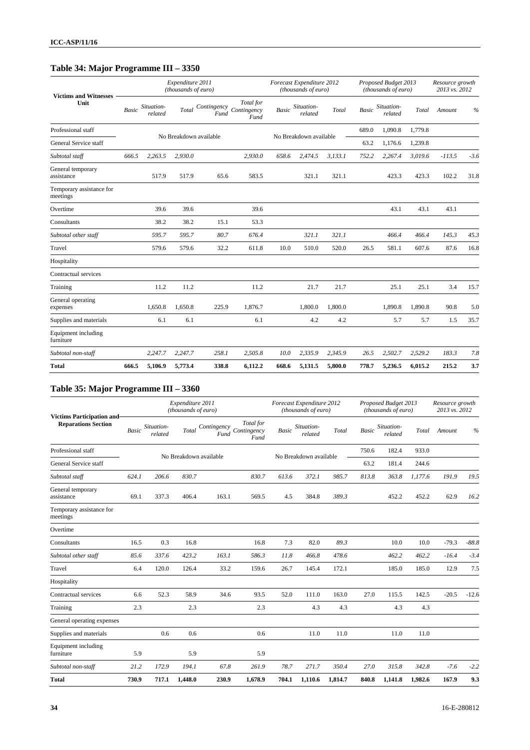## Table 34: Major Programme III – 3350

| Victims and Witnesses Unit | Expenditure 2011 (thousands of euro) | | | | | Forecast Expenditure 2012 (thousands of euro) | | | Proposed Budget 2013 (thousands of euro) | | | Resource growth 2013 vs. 2012 | |
|---|---|---|---|---|---|---|---|---|---|---|---|---|---|
| | Basic | Situation-related | Total | Contingency Fund | Total for Contingency Fund | Basic | Situation-related | Total | Basic | Situation-related | Total | Amount | % |
| Professional staff | No Breakdown available | | | | | No Breakdown available | | | 689.0 | 1,090.8 | 1,779.8 | | |
| General Service staff | | | | | | | | | 63.2 | 1,176.6 | 1,239.8 | | |
| *Subtotal staff* | *666.5* | *2,263.5* | *2,930.0* | | *2,930.0* | *658.6* | *2,474.5* | *3,133.1* | *752.2* | *2,267.4* | *3,019.6* | *-113.5* | *-3.6* |
| General temporary assistance | | 517.9 | 517.9 | 65.6 | 583.5 | | 321.1 | 321.1 | | 423.3 | 423.3 | 102.2 | 31.8 |
| Temporary assistance for meetings | | | | | | | | | | | | | |
| Overtime | | 39.6 | 39.6 | | 39.6 | | | | | 43.1 | 43.1 | 43.1 | |
| Consultants | | 38.2 | 38.2 | 15.1 | 53.3 | | | | | | | | |
| *Subtotal other staff* | | *595.7* | *595.7* | *80.7* | *676.4* | | *321.1* | *321.1* | | *466.4* | *466.4* | *145.3* | *45.3* |
| Travel | | 579.6 | 579.6 | 32.2 | 611.8 | 10.0 | 510.0 | 520.0 | 26.5 | 581.1 | 607.6 | 87.6 | 16.8 |
| Hospitality | | | | | | | | | | | | | |
| Contractual services | | | | | | | | | | | | | |
| Training | | 11.2 | 11.2 | | 11.2 | | 21.7 | 21.7 | | 25.1 | 25.1 | 3.4 | 15.7 |
| General operating expenses | | 1,650.8 | 1,650.8 | 225.9 | 1,876.7 | | 1,800.0 | 1,800.0 | | 1,890.8 | 1,890.8 | 90.8 | 5.0 |
| Supplies and materials | | 6.1 | 6.1 | | 6.1 | | 4.2 | 4.2 | | 5.7 | 5.7 | 1.5 | 35.7 |
| Equipment including furniture | | | | | | | | | | | | | |
| *Subtotal non-staff* | | *2,247.7* | *2,247.7* | *258.1* | *2,505.8* | *10.0* | *2,335.9* | *2,345.9* | *26.5* | *2,502.7* | *2,529.2* | *183.3* | *7.8* |
| **Total** | **666.5** | **5,106.9** | **5,773.4** | **338.8** | **6,112.2** | **668.6** | **5,131.5** | **5,800.0** | **778.7** | **5,236.5** | **6,015.2** | **215.2** | **3.7** |

## Table 35: Major Programme III – 3360

| Victims Participation and Reparations Section | Expenditure 2011 (thousands of euro) | | | | | Forecast Expenditure 2012 (thousands of euro) | | | Proposed Budget 2013 (thousands of euro) | | | Resource growth 2013 vs. 2012 | |
|---|---|---|---|---|---|---|---|---|---|---|---|---|---|
| | Basic | Situation-related | Total | Contingency Fund | Total for Contingency Fund | Basic | Situation-related | Total | Basic | Situation-related | Total | Amount | % |
| Professional staff | No Breakdown available | | | | | No Breakdown available | | | 750.6 | 182.4 | 933.0 | | |
| General Service staff | | | | | | | | | 63.2 | 181.4 | 244.6 | | |
| *Subtotal staff* | *624.1* | *206.6* | *830.7* | | *830.7* | *613.6* | *372.1* | *985.7* | *813.8* | *363.8* | *1,177.6* | *191.9* | *19.5* |
| General temporary assistance | 69.1 | 337.3 | 406.4 | 163.1 | 569.5 | 4.5 | 384.8 | *389.3* | | 452.2 | 452.2 | 62.9 | *16.2* |
| Temporary assistance for meetings | | | | | | | | | | | | | |
| Overtime | | | | | | | | | | | | | |
| Consultants | 16.5 | 0.3 | 16.8 | | 16.8 | 7.3 | 82.0 | *89.3* | | 10.0 | 10.0 | -79.3 | *-88.8* |
| *Subtotal other staff* | *85.6* | *337.6* | *423.2* | *163.1* | *586.3* | *11.8* | *466.8* | *478.6* | | *462.2* | *462.2* | *-16.4* | *-3.4* |
| Travel | 6.4 | 120.0 | 126.4 | 33.2 | 159.6 | 26.7 | 145.4 | 172.1 | | 185.0 | 185.0 | 12.9 | 7.5 |
| Hospitality | | | | | | | | | | | | | |
| Contractual services | 6.6 | 52.3 | 58.9 | 34.6 | 93.5 | 52.0 | 111.0 | 163.0 | 27.0 | 115.5 | 142.5 | -20.5 | -12.6 |
| Training | 2.3 | | 2.3 | | 2.3 | | 4.3 | 4.3 | | 4.3 | 4.3 | | |
| General operating expenses | | | | | | | | | | | | | |
| Supplies and materials | | 0.6 | 0.6 | | 0.6 | | 11.0 | 11.0 | | 11.0 | 11.0 | | |
| Equipment including furniture | 5.9 | | 5.9 | | 5.9 | | | | | | | | |
| *Subtotal non-staff* | *21.2* | *172.9* | *194.1* | *67.8* | *261.9* | *78.7* | *271.7* | *350.4* | *27.0* | *315.8* | *342.8* | *-7.6* | *-2.2* |
| **Total** | **730.9** | **717.1** | **1,448.0** | **230.9** | **1,678.9** | **704.1** | **1,110.6** | **1,814.7** | **840.8** | **1,141.8** | **1,982.6** | **167.9** | **9.3** |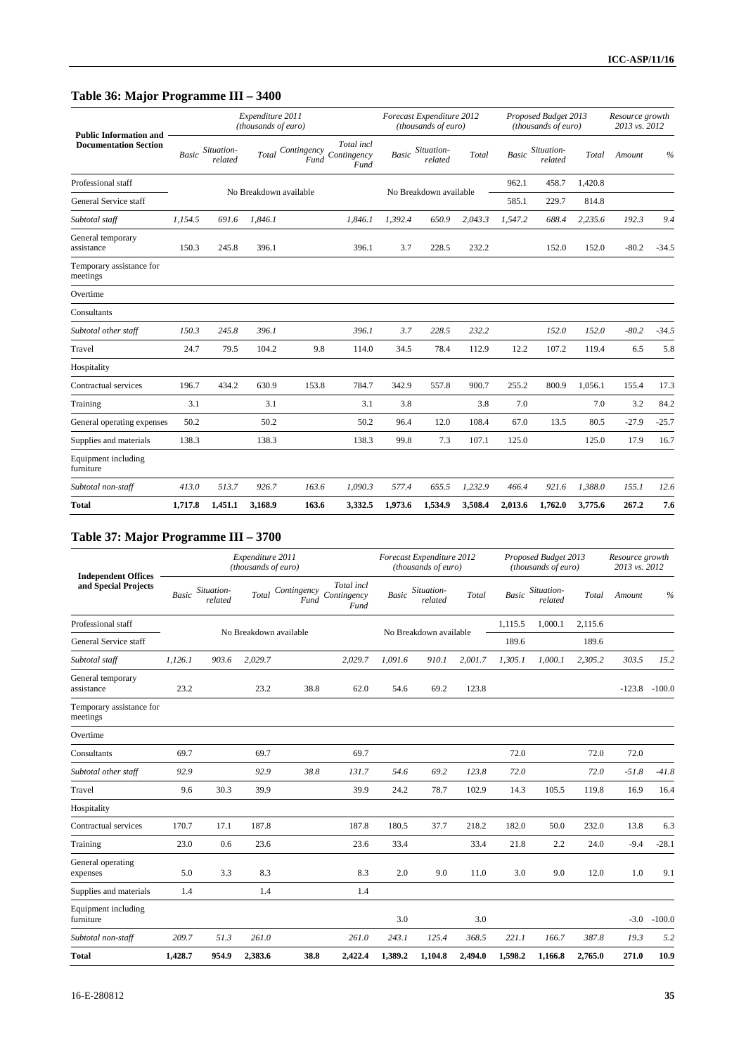## Table 36: Major Programme III – 3400

| Public Information and Documentation Section | Expenditure 2011 (thousands of euro) | | | | | Forecast Expenditure 2012 (thousands of euro) | | | Proposed Budget 2013 (thousands of euro) | | | Resource growth 2013 vs. 2012 | |
|---|---|---|---|---|---|---|---|---|---|---|---|---|---|
| | Basic | Situation-related | Total | Contingency Fund | Total incl Contingency Fund | Basic | Situation-related | Total | Basic | Situation-related | Total | Amount | % |
| Professional staff | No Breakdown available | | | | | No Breakdown available | | | 962.1 | 458.7 | 1,420.8 | | |
| General Service staff | | | | | | | | | 585.1 | 229.7 | 814.8 | | |
| *Subtotal staff* | *1,154.5* | *691.6* | *1,846.1* | | *1,846.1* | *1,392.4* | *650.9* | *2,043.3* | *1,547.2* | *688.4* | *2,235.6* | *192.3* | *9.4* |
| General temporary assistance | 150.3 | 245.8 | 396.1 | | 396.1 | 3.7 | 228.5 | 232.2 | | 152.0 | 152.0 | -80.2 | -34.5 |
| Temporary assistance for meetings | | | | | | | | | | | | | |
| Overtime | | | | | | | | | | | | | |
| Consultants | | | | | | | | | | | | | |
| *Subtotal other staff* | *150.3* | *245.8* | *396.1* | | *396.1* | *3.7* | *228.5* | *232.2* | | *152.0* | *152.0* | *-80.2* | *-34.5* |
| Travel | 24.7 | 79.5 | 104.2 | 9.8 | 114.0 | 34.5 | 78.4 | 112.9 | 12.2 | 107.2 | 119.4 | 6.5 | 5.8 |
| Hospitality | | | | | | | | | | | | | |
| Contractual services | 196.7 | 434.2 | 630.9 | 153.8 | 784.7 | 342.9 | 557.8 | 900.7 | 255.2 | 800.9 | 1,056.1 | 155.4 | 17.3 |
| Training | 3.1 | | 3.1 | | 3.1 | 3.8 | | 3.8 | 7.0 | | 7.0 | 3.2 | 84.2 |
| General operating expenses | 50.2 | | 50.2 | | 50.2 | 96.4 | 12.0 | 108.4 | 67.0 | 13.5 | 80.5 | -27.9 | -25.7 |
| Supplies and materials | 138.3 | | 138.3 | | 138.3 | 99.8 | 7.3 | 107.1 | 125.0 | | 125.0 | 17.9 | 16.7 |
| Equipment including furniture | | | | | | | | | | | | | |
| *Subtotal non-staff* | *413.0* | *513.7* | *926.7* | *163.6* | *1,090.3* | *577.4* | *655.5* | *1,232.9* | *466.4* | *921.6* | *1,388.0* | *155.1* | *12.6* |
| **Total** | **1,717.8** | **1,451.1** | **3,168.9** | **163.6** | **3,332.5** | **1,973.6** | **1,534.9** | **3,508.4** | **2,013.6** | **1,762.0** | **3,775.6** | **267.2** | **7.6** |

## Table 37: Major Programme III – 3700

| Independent Offices and Special Projects | Expenditure 2011 (thousands of euro) | | | | | Forecast Expenditure 2012 (thousands of euro) | | | Proposed Budget 2013 (thousands of euro) | | | Resource growth 2013 vs. 2012 | |
|---|---|---|---|---|---|---|---|---|---|---|---|---|---|
| | Basic | Situation-related | Total | Contingency Fund | Total incl Contingency Fund | Basic | Situation-related | Total | Basic | Situation-related | Total | Amount | % |
| Professional staff | No Breakdown available | | | | | No Breakdown available | | | 1,115.5 | 1,000.1 | 2,115.6 | | |
| General Service staff | | | | | | | | | 189.6 | | 189.6 | | |
| *Subtotal staff* | *1,126.1* | *903.6* | *2,029.7* | | *2,029.7* | *1,091.6* | *910.1* | *2,001.7* | *1,305.1* | *1,000.1* | *2,305.2* | *303.5* | *15.2* |
| General temporary assistance | 23.2 | | 23.2 | 38.8 | 62.0 | 54.6 | 69.2 | 123.8 | | | | -123.8 | -100.0 |
| Temporary assistance for meetings | | | | | | | | | | | | | |
| Overtime | | | | | | | | | | | | | |
| Consultants | 69.7 | | 69.7 | | 69.7 | | | | 72.0 | | 72.0 | 72.0 | |
| *Subtotal other staff* | *92.9* | | *92.9* | *38.8* | *131.7* | *54.6* | *69.2* | *123.8* | *72.0* | | *72.0* | *-51.8* | *-41.8* |
| Travel | 9.6 | 30.3 | 39.9 | | 39.9 | 24.2 | 78.7 | 102.9 | 14.3 | 105.5 | 119.8 | 16.9 | 16.4 |
| Hospitality | | | | | | | | | | | | | |
| Contractual services | 170.7 | 17.1 | 187.8 | | 187.8 | 180.5 | 37.7 | 218.2 | 182.0 | 50.0 | 232.0 | 13.8 | 6.3 |
| Training | 23.0 | 0.6 | 23.6 | | 23.6 | 33.4 | | 33.4 | 21.8 | 2.2 | 24.0 | -9.4 | -28.1 |
| General operating expenses | 5.0 | 3.3 | 8.3 | | 8.3 | 2.0 | 9.0 | 11.0 | 3.0 | 9.0 | 12.0 | 1.0 | 9.1 |
| Supplies and materials | 1.4 | | 1.4 | | 1.4 | | | | | | | | |
| Equipment including furniture | | | | | | 3.0 | | 3.0 | | | | -3.0 | -100.0 |
| *Subtotal non-staff* | *209.7* | *51.3* | *261.0* | | *261.0* | *243.1* | *125.4* | *368.5* | *221.1* | *166.7* | *387.8* | *19.3* | *5.2* |
| **Total** | **1,428.7** | **954.9** | **2,383.6** | **38.8** | **2,422.4** | **1,389.2** | **1,104.8** | **2,494.0** | **1,598.2** | **1,166.8** | **2,765.0** | **271.0** | **10.9** |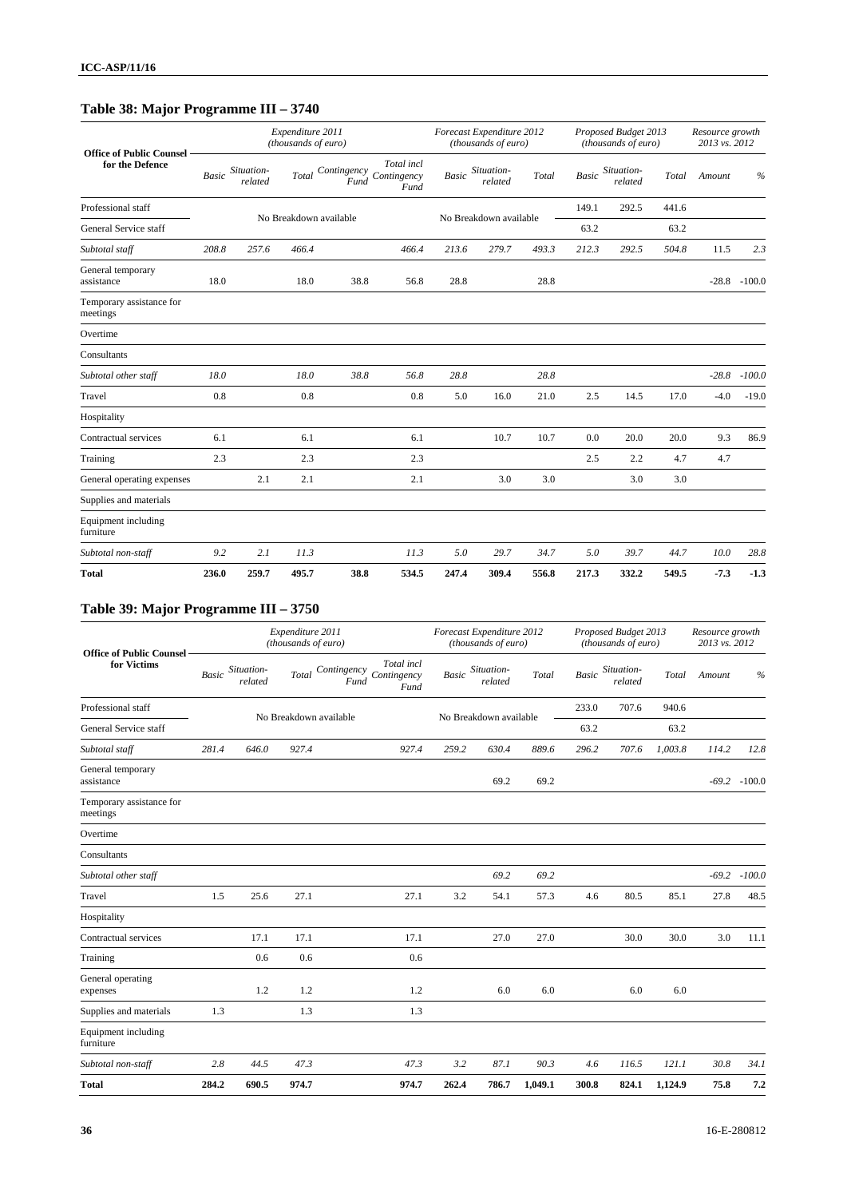## Table 38: Major Programme III – 3740

| Office of Public Counsel for the Defence | Expenditure 2011 (thousands of euro) | | | | | Forecast Expenditure 2012 (thousands of euro) | | | Proposed Budget 2013 (thousands of euro) | | | Resource growth 2013 vs. 2012 | |
|---|---|---|---|---|---|---|---|---|---|---|---|---|---|
| | Basic | Situation-related | Total | Contingency Fund | Total incl Contingency Fund | Basic | Situation-related | Total | Basic | Situation-related | Total | Amount | % |
| Professional staff | No Breakdown available | | | | | No Breakdown available | | | 149.1 | 292.5 | 441.6 | | |
| General Service staff | | | | | | | | | 63.2 | | 63.2 | | |
| *Subtotal staff* | *208.8* | *257.6* | *466.4* | | *466.4* | *213.6* | *279.7* | *493.3* | *212.3* | *292.5* | *504.8* | *11.5* | *2.3* |
| General temporary assistance | 18.0 | | 18.0 | 38.8 | 56.8 | 28.8 | | 28.8 | | | | -28.8 | -100.0 |
| Temporary assistance for meetings | | | | | | | | | | | | | |
| Overtime | | | | | | | | | | | | | |
| Consultants | | | | | | | | | | | | | |
| *Subtotal other staff* | *18.0* | | *18.0* | *38.8* | *56.8* | *28.8* | | *28.8* | | | | *-28.8* | *-100.0* |
| Travel | 0.8 | | 0.8 | | 0.8 | 5.0 | 16.0 | 21.0 | 2.5 | 14.5 | 17.0 | -4.0 | -19.0 |
| Hospitality | | | | | | | | | | | | | |
| Contractual services | 6.1 | | 6.1 | | 6.1 | | 10.7 | 10.7 | 0.0 | 20.0 | 20.0 | 9.3 | 86.9 |
| Training | 2.3 | | 2.3 | | 2.3 | | | | 2.5 | 2.2 | 4.7 | 4.7 | |
| General operating expenses | | 2.1 | 2.1 | | 2.1 | | 3.0 | 3.0 | | 3.0 | 3.0 | | |
| Supplies and materials | | | | | | | | | | | | | |
| Equipment including furniture | | | | | | | | | | | | | |
| *Subtotal non-staff* | *9.2* | *2.1* | *11.3* | | *11.3* | *5.0* | *29.7* | *34.7* | *5.0* | *39.7* | *44.7* | *10.0* | *28.8* |
| **Total** | **236.0** | **259.7** | **495.7** | **38.8** | **534.5** | **247.4** | **309.4** | **556.8** | **217.3** | **332.2** | **549.5** | **-7.3** | **-1.3** |

## Table 39: Major Programme III – 3750

| Office of Public Counsel for Victims | Expenditure 2011 (thousands of euro) | | | | | Forecast Expenditure 2012 (thousands of euro) | | | Proposed Budget 2013 (thousands of euro) | | | Resource growth 2013 vs. 2012 | |
|---|---|---|---|---|---|---|---|---|---|---|---|---|---|
| | Basic | Situation-related | Total | Contingency Fund | Total incl Contingency Fund | Basic | Situation-related | Total | Basic | Situation-related | Total | Amount | % |
| Professional staff | No Breakdown available | | | | | No Breakdown available | | | 233.0 | 707.6 | 940.6 | | |
| General Service staff | | | | | | | | | 63.2 | | 63.2 | | |
| *Subtotal staff* | *281.4* | *646.0* | *927.4* | | *927.4* | *259.2* | *630.4* | *889.6* | *296.2* | *707.6* | *1,003.8* | *114.2* | *12.8* |
| General temporary assistance | | | | | | | 69.2 | 69.2 | | | | -69.2 | -100.0 |
| Temporary assistance for meetings | | | | | | | | | | | | | |
| Overtime | | | | | | | | | | | | | |
| Consultants | | | | | | | | | | | | | |
| *Subtotal other staff* | | | | | | | *69.2* | *69.2* | | | | *-69.2* | *-100.0* |
| Travel | 1.5 | 25.6 | 27.1 | | 27.1 | 3.2 | 54.1 | 57.3 | 4.6 | 80.5 | 85.1 | 27.8 | 48.5 |
| Hospitality | | | | | | | | | | | | | |
| Contractual services | | 17.1 | 17.1 | | 17.1 | | 27.0 | 27.0 | | 30.0 | 30.0 | 3.0 | 11.1 |
| Training | | 0.6 | 0.6 | | 0.6 | | | | | | | | |
| General operating expenses | | 1.2 | 1.2 | | 1.2 | | 6.0 | 6.0 | | 6.0 | 6.0 | | |
| Supplies and materials | 1.3 | | 1.3 | | 1.3 | | | | | | | | |
| Equipment including furniture | | | | | | | | | | | | | |
| *Subtotal non-staff* | *2.8* | *44.5* | *47.3* | | *47.3* | *3.2* | *87.1* | *90.3* | *4.6* | *116.5* | *121.1* | *30.8* | *34.1* |
| **Total** | **284.2** | **690.5** | **974.7** | | **974.7** | **262.4** | **786.7** | **1,049.1** | **300.8** | **824.1** | **1,124.9** | **75.8** | **7.2** |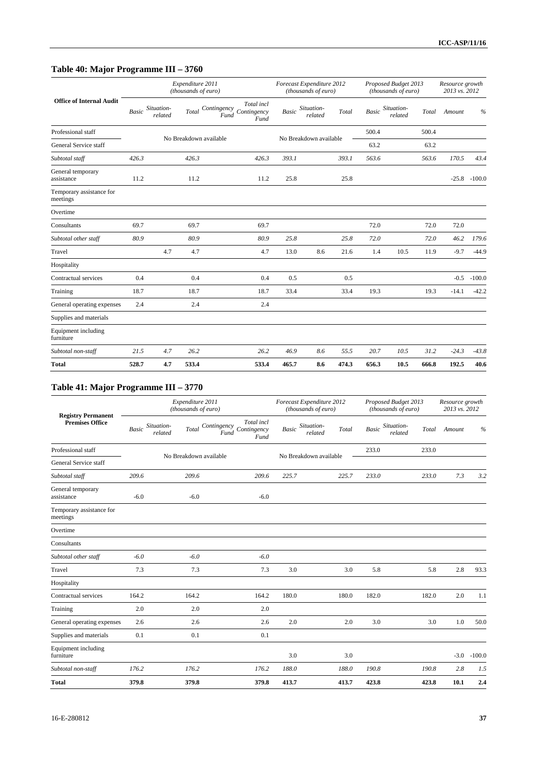## Table 40: Major Programme III – 3760

| Office of Internal Audit | Expenditure 2011 (thousands of euro) | | | | | Forecast Expenditure 2012 (thousands of euro) | | | Proposed Budget 2013 (thousands of euro) | | | Resource growth 2013 vs. 2012 | |
|---|---|---|---|---|---|---|---|---|---|---|---|---|---|
| | Basic | Situation-related | Total | Contingency Fund | Total incl Contingency Fund | Basic | Situation-related | Total | Basic | Situation-related | Total | Amount | % |
| Professional staff | No Breakdown available | | | | | No Breakdown available | | | 500.4 | | 500.4 | | |
| General Service staff | | | | | | | | | 63.2 | | 63.2 | | |
| *Subtotal staff* | *426.3* | | *426.3* | | *426.3* | *393.1* | | *393.1* | *563.6* | | *563.6* | *170.5* | *43.4* |
| General temporary assistance | 11.2 | | 11.2 | | 11.2 | 25.8 | | 25.8 | | | | -25.8 | -100.0 |
| Temporary assistance for meetings | | | | | | | | | | | | | |
| Overtime | | | | | | | | | | | | | |
| Consultants | 69.7 | | 69.7 | | 69.7 | | | | 72.0 | | 72.0 | 72.0 | |
| *Subtotal other staff* | *80.9* | | *80.9* | | *80.9* | *25.8* | | *25.8* | *72.0* | | *72.0* | *46.2* | *179.6* |
| Travel | | 4.7 | 4.7 | | 4.7 | 13.0 | 8.6 | 21.6 | 1.4 | 10.5 | 11.9 | -9.7 | -44.9 |
| Hospitality | | | | | | | | | | | | | |
| Contractual services | 0.4 | | 0.4 | | 0.4 | 0.5 | | 0.5 | | | | -0.5 | -100.0 |
| Training | 18.7 | | 18.7 | | 18.7 | 33.4 | | 33.4 | 19.3 | | 19.3 | -14.1 | -42.2 |
| General operating expenses | 2.4 | | 2.4 | | 2.4 | | | | | | | | |
| Supplies and materials | | | | | | | | | | | | | |
| Equipment including furniture | | | | | | | | | | | | | |
| *Subtotal non-staff* | *21.5* | *4.7* | *26.2* | | *26.2* | *46.9* | *8.6* | *55.5* | *20.7* | *10.5* | *31.2* | *-24.3* | *-43.8* |
| **Total** | **528.7** | **4.7** | **533.4** | | **533.4** | **465.7** | **8.6** | **474.3** | **656.3** | **10.5** | **666.8** | **192.5** | **40.6** |

## Table 41: Major Programme III – 3770

| Registry Permanent Premises Office | Expenditure 2011 (thousands of euro) | | | | | Forecast Expenditure 2012 (thousands of euro) | | | Proposed Budget 2013 (thousands of euro) | | | Resource growth 2013 vs. 2012 | |
|---|---|---|---|---|---|---|---|---|---|---|---|---|---|
| | Basic | Situation-related | Total | Contingency Fund | Total incl Contingency Fund | Basic | Situation-related | Total | Basic | Situation-related | Total | Amount | % |
| Professional staff | No Breakdown available | | | | | No Breakdown available | | | 233.0 | | 233.0 | | |
| General Service staff | | | | | | | | | | | | | |
| *Subtotal staff* | *209.6* | | *209.6* | | *209.6* | *225.7* | | *225.7* | *233.0* | | *233.0* | *7.3* | *3.2* |
| General temporary assistance | -6.0 | | -6.0 | | -6.0 | | | | | | | | |
| Temporary assistance for meetings | | | | | | | | | | | | | |
| Overtime | | | | | | | | | | | | | |
| Consultants | | | | | | | | | | | | | |
| *Subtotal other staff* | *-6.0* | | *-6.0* | | *-6.0* | | | | | | | | |
| Travel | 7.3 | | 7.3 | | 7.3 | 3.0 | | 3.0 | 5.8 | | 5.8 | 2.8 | 93.3 |
| Hospitality | | | | | | | | | | | | | |
| Contractual services | 164.2 | | 164.2 | | 164.2 | 180.0 | | 180.0 | 182.0 | | 182.0 | 2.0 | 1.1 |
| Training | 2.0 | | 2.0 | | 2.0 | | | | | | | | |
| General operating expenses | 2.6 | | 2.6 | | 2.6 | 2.0 | | 2.0 | 3.0 | | 3.0 | 1.0 | 50.0 |
| Supplies and materials | 0.1 | | 0.1 | | 0.1 | | | | | | | | |
| Equipment including furniture | | | | | | 3.0 | | 3.0 | | | | -3.0 | -100.0 |
| *Subtotal non-staff* | *176.2* | | *176.2* | | *176.2* | *188.0* | | *188.0* | *190.8* | | *190.8* | *2.8* | *1.5* |
| **Total** | **379.8** | | **379.8** | | **379.8** | **413.7** | | **413.7** | **423.8** | | **423.8** | **10.1** | **2.4** |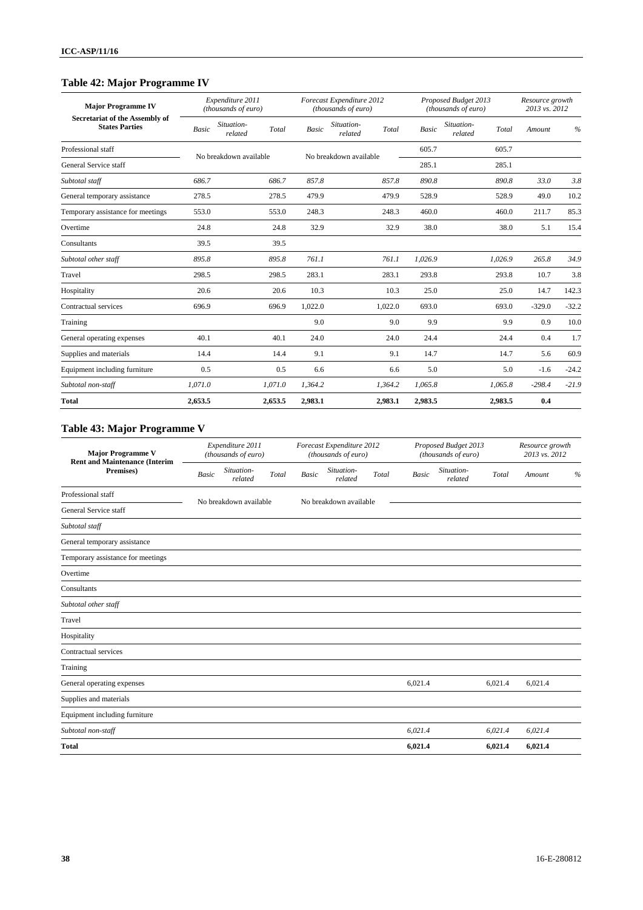## Table 42: Major Programme IV

| Major Programme IV Secretariat of the Assembly of States Parties | Expenditure 2011 (thousands of euro) | | | Forecast Expenditure 2012 (thousands of euro) | | | Proposed Budget 2013 (thousands of euro) | | | Resource growth 2013 vs. 2012 | |
|---|---|---|---|---|---|---|---|---|---|---|---|
| | *Basic* | *Situation-related* | *Total* | *Basic* | *Situation-related* | *Total* | *Basic* | *Situation-related* | *Total* | *Amount* | *%* |
| Professional staff | No breakdown available | | | No breakdown available | | | 605.7 | | 605.7 | | |
| General Service staff | | | | | | | 285.1 | | 285.1 | | |
| *Subtotal staff* | *686.7* | | *686.7* | *857.8* | | *857.8* | *890.8* | | *890.8* | *33.0* | *3.8* |
| General temporary assistance | 278.5 | | 278.5 | 479.9 | | 479.9 | 528.9 | | 528.9 | 49.0 | 10.2 |
| Temporary assistance for meetings | 553.0 | | 553.0 | 248.3 | | 248.3 | 460.0 | | 460.0 | 211.7 | 85.3 |
| Overtime | 24.8 | | 24.8 | 32.9 | | 32.9 | 38.0 | | 38.0 | 5.1 | 15.4 |
| Consultants | 39.5 | | 39.5 | | | | | | | | |
| *Subtotal other staff* | *895.8* | | *895.8* | *761.1* | | *761.1* | *1,026.9* | | *1,026.9* | *265.8* | *34.9* |
| Travel | 298.5 | | 298.5 | 283.1 | | 283.1 | 293.8 | | 293.8 | 10.7 | 3.8 |
| Hospitality | 20.6 | | 20.6 | 10.3 | | 10.3 | 25.0 | | 25.0 | 14.7 | 142.3 |
| Contractual services | 696.9 | | 696.9 | 1,022.0 | | 1,022.0 | 693.0 | | 693.0 | -329.0 | -32.2 |
| Training | | | | 9.0 | | 9.0 | 9.9 | | 9.9 | 0.9 | 10.0 |
| General operating expenses | 40.1 | | 40.1 | 24.0 | | 24.0 | 24.4 | | 24.4 | 0.4 | 1.7 |
| Supplies and materials | 14.4 | | 14.4 | 9.1 | | 9.1 | 14.7 | | 14.7 | 5.6 | 60.9 |
| Equipment including furniture | 0.5 | | 0.5 | 6.6 | | 6.6 | 5.0 | | 5.0 | -1.6 | -24.2 |
| *Subtotal non-staff* | *1,071.0* | | *1,071.0* | *1,364.2* | | *1,364.2* | *1,065.8* | | *1,065.8* | *-298.4* | *-21.9* |
| **Total** | **2,653.5** | | **2,653.5** | **2,983.1** | | **2,983.1** | **2,983.5** | | **2,983.5** | **0.4** | |

## Table 43: Major Programme V

| Major Programme V Rent and Maintenance (Interim Premises) | Expenditure 2011 (thousands of euro) | | | Forecast Expenditure 2012 (thousands of euro) | | | Proposed Budget 2013 (thousands of euro) | | | Resource growth 2013 vs. 2012 | |
|---|---|---|---|---|---|---|---|---|---|---|---|
| | *Basic* | *Situation-related* | *Total* | *Basic* | *Situation-related* | *Total* | *Basic* | *Situation-related* | *Total* | *Amount* | *%* |
| Professional staff | No breakdown available | | | No breakdown available | | | | | | | |
| General Service staff | | | | | | | | | | | |
| *Subtotal staff* | | | | | | | | | | | |
| General temporary assistance | | | | | | | | | | | |
| Temporary assistance for meetings | | | | | | | | | | | |
| Overtime | | | | | | | | | | | |
| Consultants | | | | | | | | | | | |
| *Subtotal other staff* | | | | | | | | | | | |
| Travel | | | | | | | | | | | |
| Hospitality | | | | | | | | | | | |
| Contractual services | | | | | | | | | | | |
| Training | | | | | | | | | | | |
| General operating expenses | | | | | | | 6,021.4 | | 6,021.4 | 6,021.4 | |
| Supplies and materials | | | | | | | | | | | |
| Equipment including furniture | | | | | | | | | | | |
| *Subtotal non-staff* | | | | | | | *6,021.4* | | *6,021.4* | *6,021.4* | |
| **Total** | | | | | | | **6,021.4** | | **6,021.4** | **6,021.4** | |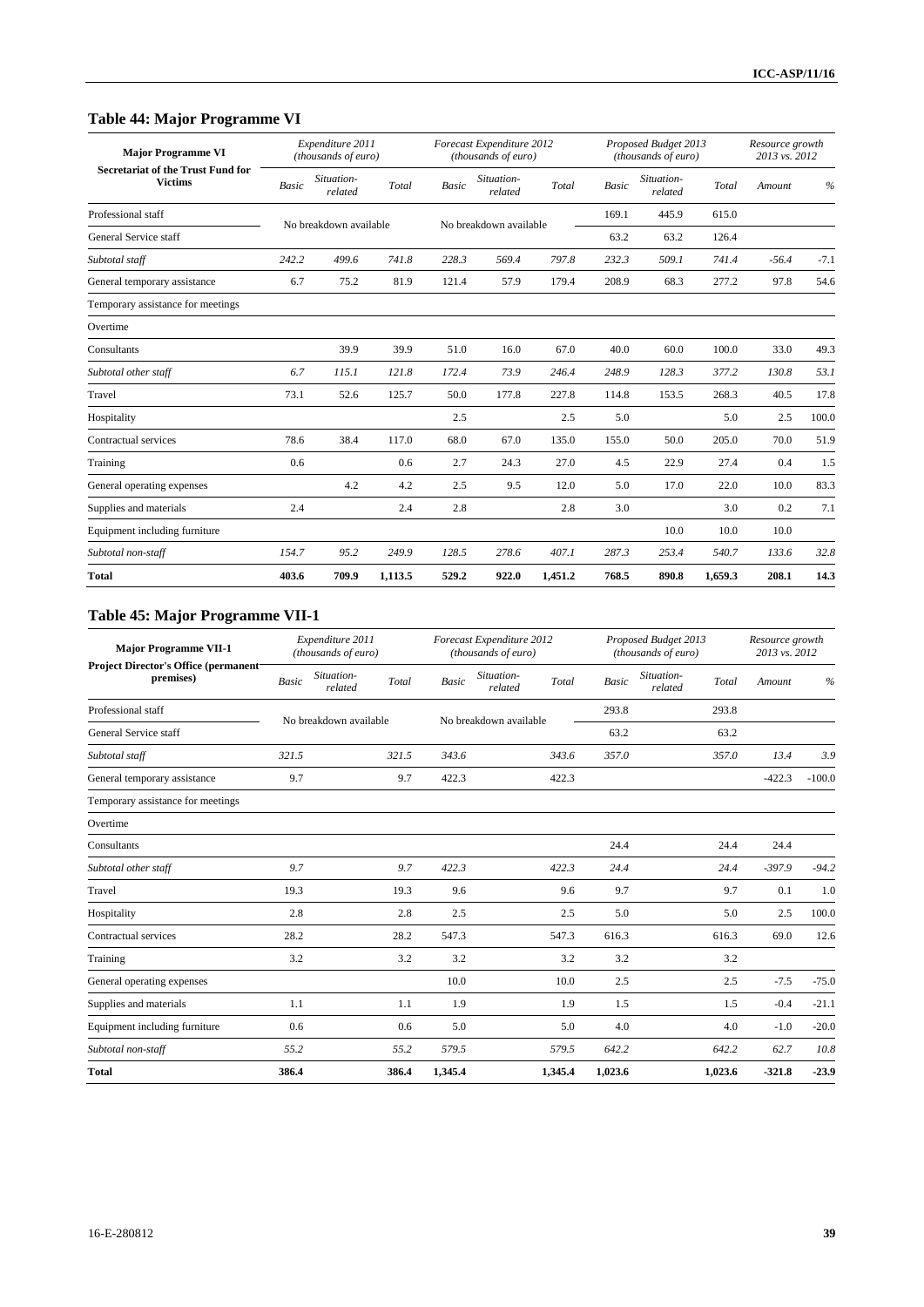## Table 44: Major Programme VI

| Major Programme VI<br>Secretariat of the Trust Fund for Victims | Expenditure 2011 (thousands of euro) | | | Forecast Expenditure 2012 (thousands of euro) | | | Proposed Budget 2013 (thousands of euro) | | | Resource growth 2013 vs. 2012 | |
|---|---|---|---|---|---|---|---|---|---|---|---|
| | *Basic* | *Situation-related* | *Total* | *Basic* | *Situation-related* | *Total* | *Basic* | *Situation-related* | *Total* | *Amount* | *%* |
| Professional staff | No breakdown available | | | No breakdown available | | | 169.1 | 445.9 | 615.0 | | |
| General Service staff | | | | | | | 63.2 | 63.2 | 126.4 | | |
| *Subtotal staff* | *242.2* | *499.6* | *741.8* | *228.3* | *569.4* | *797.8* | *232.3* | *509.1* | *741.4* | *-56.4* | *-7.1* |
| General temporary assistance | 6.7 | 75.2 | 81.9 | 121.4 | 57.9 | 179.4 | 208.9 | 68.3 | 277.2 | 97.8 | 54.6 |
| Temporary assistance for meetings | | | | | | | | | | | |
| Overtime | | | | | | | | | | | |
| Consultants | | 39.9 | 39.9 | 51.0 | 16.0 | 67.0 | 40.0 | 60.0 | 100.0 | 33.0 | 49.3 |
| *Subtotal other staff* | *6.7* | *115.1* | *121.8* | *172.4* | *73.9* | *246.4* | *248.9* | *128.3* | *377.2* | *130.8* | *53.1* |
| Travel | 73.1 | 52.6 | 125.7 | 50.0 | 177.8 | 227.8 | 114.8 | 153.5 | 268.3 | 40.5 | 17.8 |
| Hospitality | | | | 2.5 | | 2.5 | 5.0 | | 5.0 | 2.5 | 100.0 |
| Contractual services | 78.6 | 38.4 | 117.0 | 68.0 | 67.0 | 135.0 | 155.0 | 50.0 | 205.0 | 70.0 | 51.9 |
| Training | 0.6 | | 0.6 | 2.7 | 24.3 | 27.0 | 4.5 | 22.9 | 27.4 | 0.4 | 1.5 |
| General operating expenses | | 4.2 | 4.2 | 2.5 | 9.5 | 12.0 | 5.0 | 17.0 | 22.0 | 10.0 | 83.3 |
| Supplies and materials | 2.4 | | 2.4 | 2.8 | | 2.8 | 3.0 | | 3.0 | 0.2 | 7.1 |
| Equipment including furniture | | | | | | | | 10.0 | 10.0 | 10.0 | |
| *Subtotal non-staff* | *154.7* | *95.2* | *249.9* | *128.5* | *278.6* | *407.1* | *287.3* | *253.4* | *540.7* | *133.6* | *32.8* |
| **Total** | **403.6** | **709.9** | **1,113.5** | **529.2** | **922.0** | **1,451.2** | **768.5** | **890.8** | **1,659.3** | **208.1** | **14.3** |

## Table 45: Major Programme VII-1

| Major Programme VII-1<br>Project Director's Office (permanent premises) | Expenditure 2011 (thousands of euro) | | | Forecast Expenditure 2012 (thousands of euro) | | | Proposed Budget 2013 (thousands of euro) | | | Resource growth 2013 vs. 2012 | |
|---|---|---|---|---|---|---|---|---|---|---|---|
| | *Basic* | *Situation-related* | *Total* | *Basic* | *Situation-related* | *Total* | *Basic* | *Situation-related* | *Total* | *Amount* | *%* |
| Professional staff | No breakdown available | | | No breakdown available | | | 293.8 | | 293.8 | | |
| General Service staff | | | | | | | 63.2 | | 63.2 | | |
| *Subtotal staff* | *321.5* | | *321.5* | *343.6* | | *343.6* | *357.0* | | *357.0* | *13.4* | *3.9* |
| General temporary assistance | 9.7 | | 9.7 | 422.3 | | 422.3 | | | | -422.3 | -100.0 |
| Temporary assistance for meetings | | | | | | | | | | | |
| Overtime | | | | | | | | | | | |
| Consultants | | | | | | | 24.4 | | 24.4 | 24.4 | |
| *Subtotal other staff* | *9.7* | | *9.7* | *422.3* | | *422.3* | *24.4* | | *24.4* | *-397.9* | *-94.2* |
| Travel | 19.3 | | 19.3 | 9.6 | | 9.6 | 9.7 | | 9.7 | 0.1 | 1.0 |
| Hospitality | 2.8 | | 2.8 | 2.5 | | 2.5 | 5.0 | | 5.0 | 2.5 | 100.0 |
| Contractual services | 28.2 | | 28.2 | 547.3 | | 547.3 | 616.3 | | 616.3 | 69.0 | 12.6 |
| Training | 3.2 | | 3.2 | 3.2 | | 3.2 | 3.2 | | 3.2 | | |
| General operating expenses | | | | 10.0 | | 10.0 | 2.5 | | 2.5 | -7.5 | -75.0 |
| Supplies and materials | 1.1 | | 1.1 | 1.9 | | 1.9 | 1.5 | | 1.5 | -0.4 | -21.1 |
| Equipment including furniture | 0.6 | | 0.6 | 5.0 | | 5.0 | 4.0 | | 4.0 | -1.0 | -20.0 |
| *Subtotal non-staff* | *55.2* | | *55.2* | *579.5* | | *579.5* | *642.2* | | *642.2* | *62.7* | *10.8* |
| **Total** | **386.4** | | **386.4** | **1,345.4** | | **1,345.4** | **1,023.6** | | **1,023.6** | **-321.8** | **-23.9** |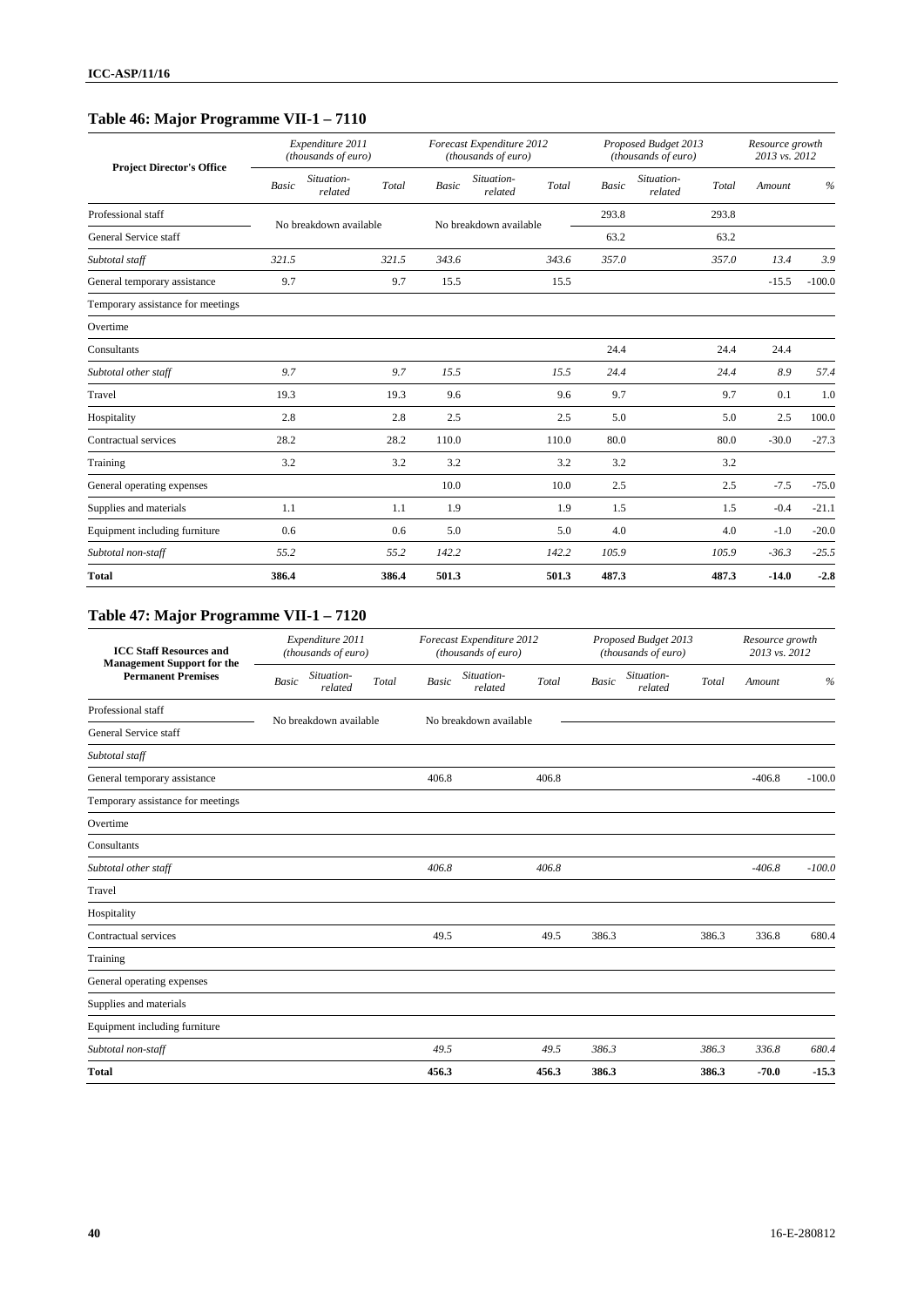## Table 46: Major Programme VII-1 – 7110

| Project Director's Office | Expenditure 2011 (thousands of euro) | | | Forecast Expenditure 2012 (thousands of euro) | | | Proposed Budget 2013 (thousands of euro) | | | Resource growth 2013 vs. 2012 | |
|---|---|---|---|---|---|---|---|---|---|---|---|
| | *Basic* | *Situation-related* | *Total* | *Basic* | *Situation-related* | *Total* | *Basic* | *Situation-related* | *Total* | *Amount* | *%* |
| Professional staff | No breakdown available | | | No breakdown available | | | 293.8 | | 293.8 | | |
| General Service staff | | | | | | | 63.2 | | 63.2 | | |
| *Subtotal staff* | *321.5* | | *321.5* | *343.6* | | *343.6* | *357.0* | | *357.0* | *13.4* | *3.9* |
| General temporary assistance | 9.7 | | 9.7 | 15.5 | | 15.5 | | | | -15.5 | -100.0 |
| Temporary assistance for meetings | | | | | | | | | | | |
| Overtime | | | | | | | | | | | |
| Consultants | | | | | | | 24.4 | | 24.4 | 24.4 | |
| *Subtotal other staff* | *9.7* | | *9.7* | *15.5* | | *15.5* | *24.4* | | *24.4* | *8.9* | *57.4* |
| Travel | 19.3 | | 19.3 | 9.6 | | 9.6 | 9.7 | | 9.7 | 0.1 | 1.0 |
| Hospitality | 2.8 | | 2.8 | 2.5 | | 2.5 | 5.0 | | 5.0 | 2.5 | 100.0 |
| Contractual services | 28.2 | | 28.2 | 110.0 | | 110.0 | 80.0 | | 80.0 | -30.0 | -27.3 |
| Training | 3.2 | | 3.2 | 3.2 | | 3.2 | 3.2 | | 3.2 | | |
| General operating expenses | | | | 10.0 | | 10.0 | 2.5 | | 2.5 | -7.5 | -75.0 |
| Supplies and materials | 1.1 | | 1.1 | 1.9 | | 1.9 | 1.5 | | 1.5 | -0.4 | -21.1 |
| Equipment including furniture | 0.6 | | 0.6 | 5.0 | | 5.0 | 4.0 | | 4.0 | -1.0 | -20.0 |
| *Subtotal non-staff* | *55.2* | | *55.2* | *142.2* | | *142.2* | *105.9* | | *105.9* | *-36.3* | *-25.5* |
| **Total** | **386.4** | | **386.4** | **501.3** | | **501.3** | **487.3** | | **487.3** | **-14.0** | **-2.8** |

## Table 47: Major Programme VII-1 – 7120

| ICC Staff Resources and Management Support for the Permanent Premises | Expenditure 2011 (thousands of euro) | | | Forecast Expenditure 2012 (thousands of euro) | | | Proposed Budget 2013 (thousands of euro) | | | Resource growth 2013 vs. 2012 | |
|---|---|---|---|---|---|---|---|---|---|---|---|
| | *Basic* | *Situation-related* | *Total* | *Basic* | *Situation-related* | *Total* | *Basic* | *Situation-related* | *Total* | *Amount* | *%* |
| Professional staff | No breakdown available | | | No breakdown available | | | | | | | |
| General Service staff | | | | | | | | | | | |
| *Subtotal staff* | | | | | | | | | | | |
| General temporary assistance | | | | 406.8 | | 406.8 | | | | -406.8 | -100.0 |
| Temporary assistance for meetings | | | | | | | | | | | |
| Overtime | | | | | | | | | | | |
| Consultants | | | | | | | | | | | |
| *Subtotal other staff* | | | | *406.8* | | *406.8* | | | | *-406.8* | *-100.0* |
| Travel | | | | | | | | | | | |
| Hospitality | | | | | | | | | | | |
| Contractual services | | | | 49.5 | | 49.5 | 386.3 | | 386.3 | 336.8 | 680.4 |
| Training | | | | | | | | | | | |
| General operating expenses | | | | | | | | | | | |
| Supplies and materials | | | | | | | | | | | |
| Equipment including furniture | | | | | | | | | | | |
| *Subtotal non-staff* | | | | *49.5* | | *49.5* | *386.3* | | *386.3* | *336.8* | *680.4* |
| **Total** | | | | **456.3** | | **456.3** | **386.3** | | **386.3** | **-70.0** | **-15.3** |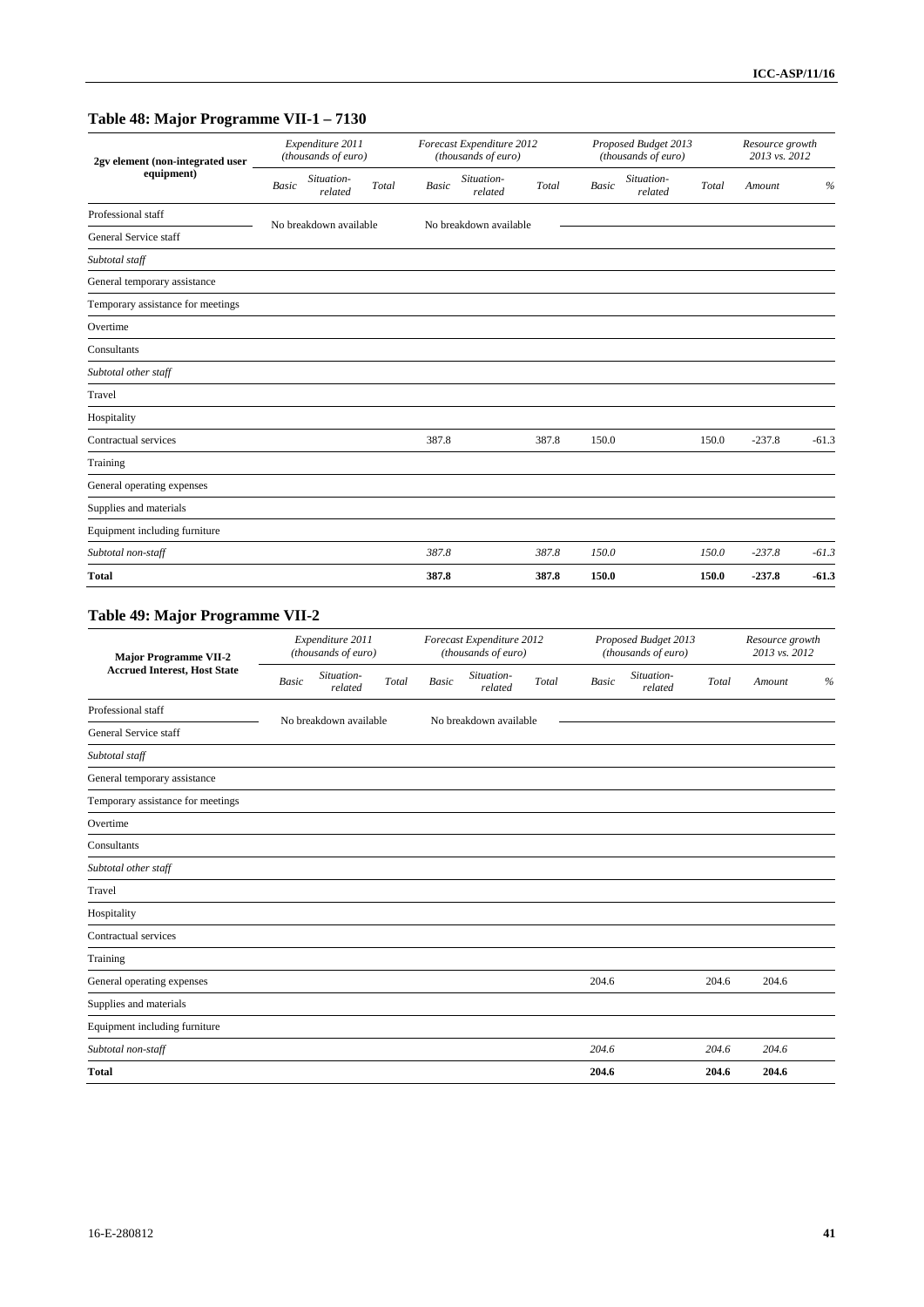## Table 48: Major Programme VII-1 – 7130

| 2gv element (non-integrated user equipment) | Expenditure 2011 (thousands of euro) | | | Forecast Expenditure 2012 (thousands of euro) | | | Proposed Budget 2013 (thousands of euro) | | | Resource growth 2013 vs. 2012 | |
|---|---|---|---|---|---|---|---|---|---|---|---|
| | *Basic* | *Situation-related* | *Total* | *Basic* | *Situation-related* | *Total* | *Basic* | *Situation-related* | *Total* | *Amount* | *%* |
| Professional staff | No breakdown available | | | No breakdown available | | | | | | | |
| General Service staff | | | | | | | | | | | |
| *Subtotal staff* | | | | | | | | | | | |
| General temporary assistance | | | | | | | | | | | |
| Temporary assistance for meetings | | | | | | | | | | | |
| Overtime | | | | | | | | | | | |
| Consultants | | | | | | | | | | | |
| *Subtotal other staff* | | | | | | | | | | | |
| Travel | | | | | | | | | | | |
| Hospitality | | | | | | | | | | | |
| Contractual services | | | | 387.8 | | 387.8 | 150.0 | | 150.0 | -237.8 | -61.3 |
| Training | | | | | | | | | | | |
| General operating expenses | | | | | | | | | | | |
| Supplies and materials | | | | | | | | | | | |
| Equipment including furniture | | | | | | | | | | | |
| *Subtotal non-staff* | | | | *387.8* | | *387.8* | *150.0* | | *150.0* | *-237.8* | *-61.3* |
| **Total** | | | | **387.8** | | **387.8** | **150.0** | | **150.0** | **-237.8** | **-61.3** |

## Table 49: Major Programme VII-2

| Major Programme VII-2 Accrued Interest, Host State | Expenditure 2011 (thousands of euro) | | | Forecast Expenditure 2012 (thousands of euro) | | | Proposed Budget 2013 (thousands of euro) | | | Resource growth 2013 vs. 2012 | |
|---|---|---|---|---|---|---|---|---|---|---|---|
| | *Basic* | *Situation-related* | *Total* | *Basic* | *Situation-related* | *Total* | *Basic* | *Situation-related* | *Total* | *Amount* | *%* |
| Professional staff | No breakdown available | | | No breakdown available | | | | | | | |
| General Service staff | | | | | | | | | | | |
| *Subtotal staff* | | | | | | | | | | | |
| General temporary assistance | | | | | | | | | | | |
| Temporary assistance for meetings | | | | | | | | | | | |
| Overtime | | | | | | | | | | | |
| Consultants | | | | | | | | | | | |
| *Subtotal other staff* | | | | | | | | | | | |
| Travel | | | | | | | | | | | |
| Hospitality | | | | | | | | | | | |
| Contractual services | | | | | | | | | | | |
| Training | | | | | | | | | | | |
| General operating expenses | | | | | | | 204.6 | | 204.6 | 204.6 | |
| Supplies and materials | | | | | | | | | | | |
| Equipment including furniture | | | | | | | | | | | |
| *Subtotal non-staff* | | | | | | | *204.6* | | *204.6* | *204.6* | |
| **Total** | | | | | | | **204.6** | | **204.6** | **204.6** | |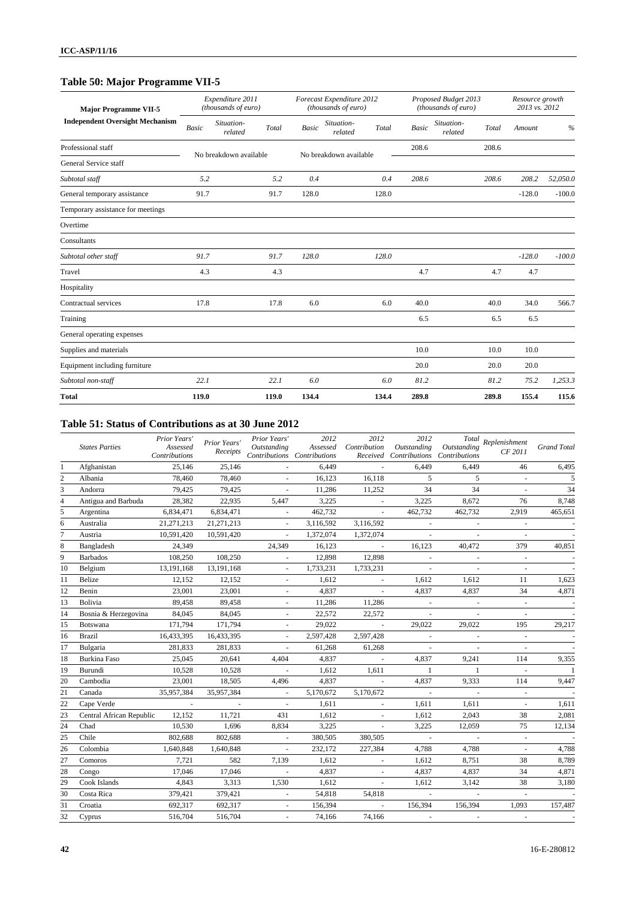## Table 50: Major Programme VII-5

| Major Programme VII-5 Independent Oversight Mechanism | Expenditure 2011 (thousands of euro) | | | Forecast Expenditure 2012 (thousands of euro) | | | Proposed Budget 2013 (thousands of euro) | | | Resource growth 2013 vs. 2012 | |
|---|---|---|---|---|---|---|---|---|---|---|---|
| | Basic | Situation-related | Total | Basic | Situation-related | Total | Basic | Situation-related | Total | Amount | % |
| Professional staff | No breakdown available | | | No breakdown available | | | 208.6 | | 208.6 | | |
| General Service staff | | | | | | | | | | | |
| *Subtotal staff* | *5.2* | | *5.2* | *0.4* | | *0.4* | *208.6* | | *208.6* | *208.2* | *52,050.0* |
| General temporary assistance | 91.7 | | 91.7 | 128.0 | | 128.0 | | | | -128.0 | -100.0 |
| Temporary assistance for meetings | | | | | | | | | | | |
| Overtime | | | | | | | | | | | |
| Consultants | | | | | | | | | | | |
| *Subtotal other staff* | *91.7* | | *91.7* | *128.0* | | *128.0* | | | | *-128.0* | *-100.0* |
| Travel | 4.3 | | 4.3 | | | | 4.7 | | 4.7 | 4.7 | |
| Hospitality | | | | | | | | | | | |
| Contractual services | 17.8 | | 17.8 | 6.0 | | 6.0 | 40.0 | | 40.0 | 34.0 | 566.7 |
| Training | | | | | | | 6.5 | | 6.5 | 6.5 | |
| General operating expenses | | | | | | | | | | | |
| Supplies and materials | | | | | | | 10.0 | | 10.0 | 10.0 | |
| Equipment including furniture | | | | | | | 20.0 | | 20.0 | 20.0 | |
| *Subtotal non-staff* | *22.1* | | *22.1* | *6.0* | | *6.0* | *81.2* | | *81.2* | *75.2* | *1,253.3* |
| **Total** | **119.0** | | **119.0** | **134.4** | | **134.4** | **289.8** | | **289.8** | **155.4** | **115.6** |

## Table 51: Status of Contributions as at 30 June 2012

| | States Parties | Prior Years' Assessed Contributions | Prior Years' Receipts | Prior Years' Outstanding Contributions | 2012 Assessed Contributions | 2012 Contribution Received | 2012 Outstanding Contributions | Total Outstanding Contributions | Replenishment CF 2011 | Grand Total |
|---|---|---|---|---|---|---|---|---|---|---|
| 1 | Afghanistan | 25,146 | 25,146 | - | 6,449 | - | 6,449 | 6,449 | 46 | 6,495 |
| 2 | Albania | 78,460 | 78,460 | - | 16,123 | 16,118 | 5 | 5 | - | 5 |
| 3 | Andorra | 79,425 | 79,425 | - | 11,286 | 11,252 | 34 | 34 | - | 34 |
| 4 | Antigua and Barbuda | 28,382 | 22,935 | 5,447 | 3,225 | - | 3,225 | 8,672 | 76 | 8,748 |
| 5 | Argentina | 6,834,471 | 6,834,471 | - | 462,732 | - | 462,732 | 462,732 | 2,919 | 465,651 |
| 6 | Australia | 21,271,213 | 21,271,213 | - | 3,116,592 | 3,116,592 | - | - | - | - |
| 7 | Austria | 10,591,420 | 10,591,420 | - | 1,372,074 | 1,372,074 | - | - | - | - |
| 8 | Bangladesh | 24,349 | | 24,349 | 16,123 | - | 16,123 | 40,472 | 379 | 40,851 |
| 9 | Barbados | 108,250 | 108,250 | - | 12,898 | 12,898 | - | - | - | - |
| 10 | Belgium | 13,191,168 | 13,191,168 | - | 1,733,231 | 1,733,231 | - | - | - | - |
| 11 | Belize | 12,152 | 12,152 | - | 1,612 | - | 1,612 | 1,612 | 11 | 1,623 |
| 12 | Benin | 23,001 | 23,001 | - | 4,837 | - | 4,837 | 4,837 | 34 | 4,871 |
| 13 | Bolivia | 89,458 | 89,458 | - | 11,286 | 11,286 | - | - | - | - |
| 14 | Bosnia & Herzegovina | 84,045 | 84,045 | - | 22,572 | 22,572 | - | - | - | - |
| 15 | Botswana | 171,794 | 171,794 | - | 29,022 | - | 29,022 | 29,022 | 195 | 29,217 |
| 16 | Brazil | 16,433,395 | 16,433,395 | - | 2,597,428 | 2,597,428 | - | - | - | - |
| 17 | Bulgaria | 281,833 | 281,833 | - | 61,268 | 61,268 | - | - | - | - |
| 18 | Burkina Faso | 25,045 | 20,641 | 4,404 | 4,837 | - | 4,837 | 9,241 | 114 | 9,355 |
| 19 | Burundi | 10,528 | 10,528 | - | 1,612 | 1,611 | 1 | 1 | - | 1 |
| 20 | Cambodia | 23,001 | 18,505 | 4,496 | 4,837 | - | 4,837 | 9,333 | 114 | 9,447 |
| 21 | Canada | 35,957,384 | 35,957,384 | - | 5,170,672 | 5,170,672 | - | - | - | - |
| 22 | Cape Verde | - | - | - | 1,611 | - | 1,611 | 1,611 | - | 1,611 |
| 23 | Central African Republic | 12,152 | 11,721 | 431 | 1,612 | - | 1,612 | 2,043 | 38 | 2,081 |
| 24 | Chad | 10,530 | 1,696 | 8,834 | 3,225 | - | 3,225 | 12,059 | 75 | 12,134 |
| 25 | Chile | 802,688 | 802,688 | - | 380,505 | 380,505 | - | - | - | - |
| 26 | Colombia | 1,640,848 | 1,640,848 | - | 232,172 | 227,384 | 4,788 | 4,788 | - | 4,788 |
| 27 | Comoros | 7,721 | 582 | 7,139 | 1,612 | - | 1,612 | 8,751 | 38 | 8,789 |
| 28 | Congo | 17,046 | 17,046 | - | 4,837 | - | 4,837 | 4,837 | 34 | 4,871 |
| 29 | Cook Islands | 4,843 | 3,313 | 1,530 | 1,612 | - | 1,612 | 3,142 | 38 | 3,180 |
| 30 | Costa Rica | 379,421 | 379,421 | - | 54,818 | 54,818 | - | - | - | - |
| 31 | Croatia | 692,317 | 692,317 | - | 156,394 | - | 156,394 | 156,394 | 1,093 | 157,487 |
| 32 | Cyprus | 516,704 | 516,704 | - | 74,166 | 74,166 | - | - | - | - |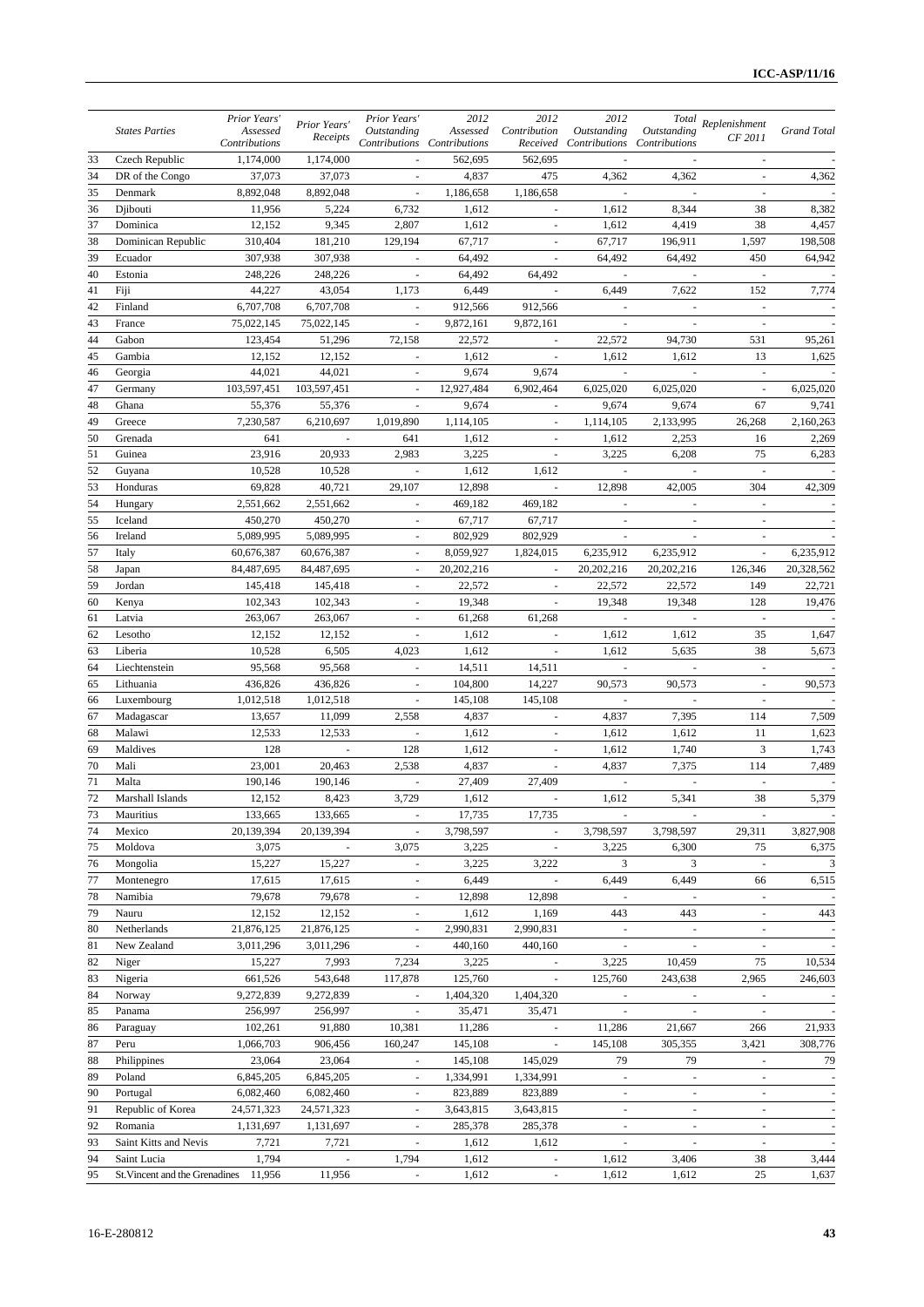| | States Parties | Prior Years' Assessed Contributions | Prior Years' Receipts | Prior Years' Outstanding Contributions | 2012 Assessed Contributions | 2012 Contribution Received | 2012 Outstanding Contributions | Total Outstanding Contributions | Replenishment CF 2011 | Grand Total |
|---|---|---|---|---|---|---|---|---|---|---|
| 33 | Czech Republic | 1,174,000 | 1,174,000 | - | 562,695 | 562,695 | - | - | - | - |
| 34 | DR of the Congo | 37,073 | 37,073 | - | 4,837 | 475 | 4,362 | 4,362 | - | 4,362 |
| 35 | Denmark | 8,892,048 | 8,892,048 | - | 1,186,658 | 1,186,658 | - | - | - | - |
| 36 | Djibouti | 11,956 | 5,224 | 6,732 | 1,612 | - | 1,612 | 8,344 | 38 | 8,382 |
| 37 | Dominica | 12,152 | 9,345 | 2,807 | 1,612 | - | 1,612 | 4,419 | 38 | 4,457 |
| 38 | Dominican Republic | 310,404 | 181,210 | 129,194 | 67,717 | - | 67,717 | 196,911 | 1,597 | 198,508 |
| 39 | Ecuador | 307,938 | 307,938 | - | 64,492 | - | 64,492 | 64,492 | 450 | 64,942 |
| 40 | Estonia | 248,226 | 248,226 | - | 64,492 | 64,492 | - | - | - | - |
| 41 | Fiji | 44,227 | 43,054 | 1,173 | 6,449 | - | 6,449 | 7,622 | 152 | 7,774 |
| 42 | Finland | 6,707,708 | 6,707,708 | - | 912,566 | 912,566 | - | - | - | - |
| 43 | France | 75,022,145 | 75,022,145 | - | 9,872,161 | 9,872,161 | - | - | - | - |
| 44 | Gabon | 123,454 | 51,296 | 72,158 | 22,572 | - | 22,572 | 94,730 | 531 | 95,261 |
| 45 | Gambia | 12,152 | 12,152 | - | 1,612 | - | 1,612 | 1,612 | 13 | 1,625 |
| 46 | Georgia | 44,021 | 44,021 | - | 9,674 | 9,674 | - | - | - | - |
| 47 | Germany | 103,597,451 | 103,597,451 | - | 12,927,484 | 6,902,464 | 6,025,020 | 6,025,020 | - | 6,025,020 |
| 48 | Ghana | 55,376 | 55,376 | - | 9,674 | - | 9,674 | 9,674 | 67 | 9,741 |
| 49 | Greece | 7,230,587 | 6,210,697 | 1,019,890 | 1,114,105 | - | 1,114,105 | 2,133,995 | 26,268 | 2,160,263 |
| 50 | Grenada | 641 | - | 641 | 1,612 | - | 1,612 | 2,253 | 16 | 2,269 |
| 51 | Guinea | 23,916 | 20,933 | 2,983 | 3,225 | - | 3,225 | 6,208 | 75 | 6,283 |
| 52 | Guyana | 10,528 | 10,528 | - | 1,612 | 1,612 | - | - | - | - |
| 53 | Honduras | 69,828 | 40,721 | 29,107 | 12,898 | - | 12,898 | 42,005 | 304 | 42,309 |
| 54 | Hungary | 2,551,662 | 2,551,662 | - | 469,182 | 469,182 | - | - | - | - |
| 55 | Iceland | 450,270 | 450,270 | - | 67,717 | 67,717 | - | - | - | - |
| 56 | Ireland | 5,089,995 | 5,089,995 | - | 802,929 | 802,929 | - | - | - | - |
| 57 | Italy | 60,676,387 | 60,676,387 | - | 8,059,927 | 1,824,015 | 6,235,912 | 6,235,912 | - | 6,235,912 |
| 58 | Japan | 84,487,695 | 84,487,695 | - | 20,202,216 | - | 20,202,216 | 20,202,216 | 126,346 | 20,328,562 |
| 59 | Jordan | 145,418 | 145,418 | - | 22,572 | - | 22,572 | 22,572 | 149 | 22,721 |
| 60 | Kenya | 102,343 | 102,343 | - | 19,348 | - | 19,348 | 19,348 | 128 | 19,476 |
| 61 | Latvia | 263,067 | 263,067 | - | 61,268 | 61,268 | - | - | - | - |
| 62 | Lesotho | 12,152 | 12,152 | - | 1,612 | - | 1,612 | 1,612 | 35 | 1,647 |
| 63 | Liberia | 10,528 | 6,505 | 4,023 | 1,612 | - | 1,612 | 5,635 | 38 | 5,673 |
| 64 | Liechtenstein | 95,568 | 95,568 | - | 14,511 | 14,511 | - | - | - | - |
| 65 | Lithuania | 436,826 | 436,826 | - | 104,800 | 14,227 | 90,573 | 90,573 | - | 90,573 |
| 66 | Luxembourg | 1,012,518 | 1,012,518 | - | 145,108 | 145,108 | - | - | - | - |
| 67 | Madagascar | 13,657 | 11,099 | 2,558 | 4,837 | - | 4,837 | 7,395 | 114 | 7,509 |
| 68 | Malawi | 12,533 | 12,533 | - | 1,612 | - | 1,612 | 1,612 | 11 | 1,623 |
| 69 | Maldives | 128 | - | 128 | 1,612 | - | 1,612 | 1,740 | 3 | 1,743 |
| 70 | Mali | 23,001 | 20,463 | 2,538 | 4,837 | - | 4,837 | 7,375 | 114 | 7,489 |
| 71 | Malta | 190,146 | 190,146 | - | 27,409 | 27,409 | - | - | - | - |
| 72 | Marshall Islands | 12,152 | 8,423 | 3,729 | 1,612 | - | 1,612 | 5,341 | 38 | 5,379 |
| 73 | Mauritius | 133,665 | 133,665 | - | 17,735 | 17,735 | - | - | - | - |
| 74 | Mexico | 20,139,394 | 20,139,394 | - | 3,798,597 | - | 3,798,597 | 3,798,597 | 29,311 | 3,827,908 |
| 75 | Moldova | 3,075 | - | 3,075 | 3,225 | - | 3,225 | 6,300 | 75 | 6,375 |
| 76 | Mongolia | 15,227 | 15,227 | - | 3,225 | 3,222 | 3 | 3 | - | 3 |
| 77 | Montenegro | 17,615 | 17,615 | - | 6,449 | - | 6,449 | 6,449 | 66 | 6,515 |
| 78 | Namibia | 79,678 | 79,678 | - | 12,898 | 12,898 | - | - | - | - |
| 79 | Nauru | 12,152 | 12,152 | - | 1,612 | 1,169 | 443 | 443 | - | 443 |
| 80 | Netherlands | 21,876,125 | 21,876,125 | - | 2,990,831 | 2,990,831 | - | - | - | - |
| 81 | New Zealand | 3,011,296 | 3,011,296 | - | 440,160 | 440,160 | - | - | - | - |
| 82 | Niger | 15,227 | 7,993 | 7,234 | 3,225 | - | 3,225 | 10,459 | 75 | 10,534 |
| 83 | Nigeria | 661,526 | 543,648 | 117,878 | 125,760 | - | 125,760 | 243,638 | 2,965 | 246,603 |
| 84 | Norway | 9,272,839 | 9,272,839 | - | 1,404,320 | 1,404,320 | - | - | - | - |
| 85 | Panama | 256,997 | 256,997 | - | 35,471 | 35,471 | - | - | - | - |
| 86 | Paraguay | 102,261 | 91,880 | 10,381 | 11,286 | - | 11,286 | 21,667 | 266 | 21,933 |
| 87 | Peru | 1,066,703 | 906,456 | 160,247 | 145,108 | - | 145,108 | 305,355 | 3,421 | 308,776 |
| 88 | Philippines | 23,064 | 23,064 | - | 145,108 | 145,029 | 79 | 79 | - | 79 |
| 89 | Poland | 6,845,205 | 6,845,205 | - | 1,334,991 | 1,334,991 | - | - | - | - |
| 90 | Portugal | 6,082,460 | 6,082,460 | - | 823,889 | 823,889 | - | - | - | - |
| 91 | Republic of Korea | 24,571,323 | 24,571,323 | - | 3,643,815 | 3,643,815 | - | - | - | - |
| 92 | Romania | 1,131,697 | 1,131,697 | - | 285,378 | 285,378 | - | - | - | - |
| 93 | Saint Kitts and Nevis | 7,721 | 7,721 | - | 1,612 | 1,612 | - | - | - | - |
| 94 | Saint Lucia | 1,794 | - | 1,794 | 1,612 | - | 1,612 | 3,406 | 38 | 3,444 |
| 95 | St.Vincent and the Grenadines | 11,956 | 11,956 | - | 1,612 | - | 1,612 | 1,612 | 25 | 1,637 |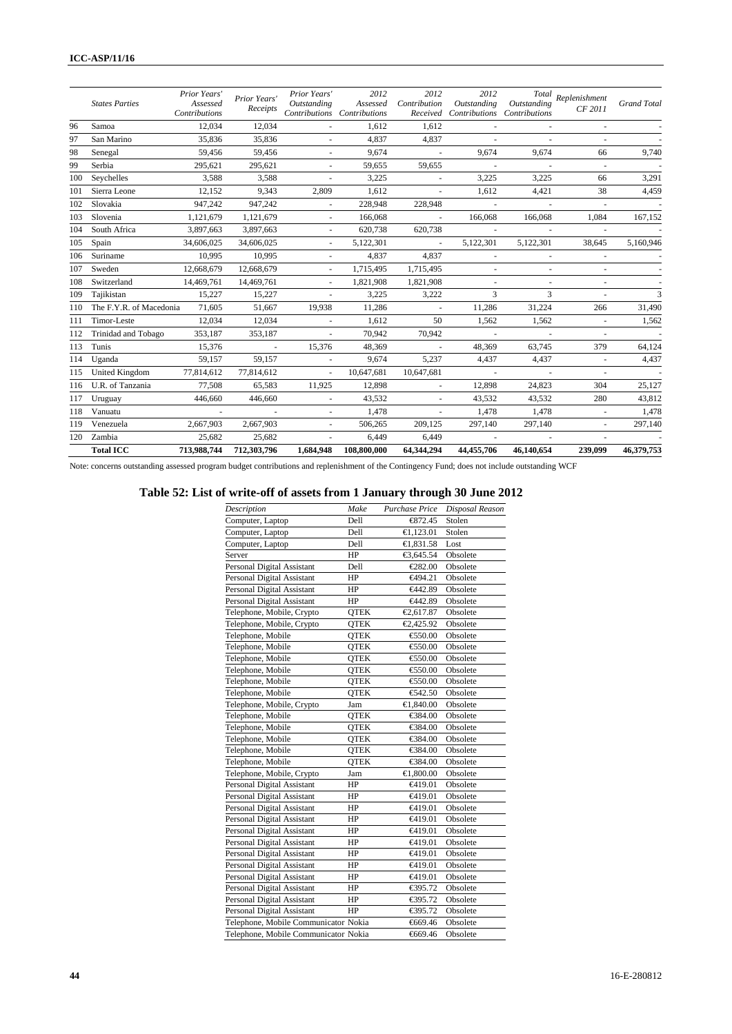| | States Parties | Prior Years' Assessed Contributions | Prior Years' Receipts | Prior Years' Outstanding Contributions | 2012 Assessed Contributions | 2012 Contribution Received | 2012 Outstanding Contributions | Total Outstanding Contributions | Replenishment CF 2011 | Grand Total |
|---|---|---|---|---|---|---|---|---|---|---|
| 96 | Samoa | 12,034 | 12,034 | - | 1,612 | 1,612 | - | - | - | - |
| 97 | San Marino | 35,836 | 35,836 | - | 4,837 | 4,837 | - | - | - | - |
| 98 | Senegal | 59,456 | 59,456 | - | 9,674 | - | 9,674 | 9,674 | 66 | 9,740 |
| 99 | Serbia | 295,621 | 295,621 | - | 59,655 | 59,655 | - | - | - | - |
| 100 | Seychelles | 3,588 | 3,588 | - | 3,225 | - | 3,225 | 3,225 | 66 | 3,291 |
| 101 | Sierra Leone | 12,152 | 9,343 | 2,809 | 1,612 | - | 1,612 | 4,421 | 38 | 4,459 |
| 102 | Slovakia | 947,242 | 947,242 | - | 228,948 | 228,948 | - | - | - | - |
| 103 | Slovenia | 1,121,679 | 1,121,679 | - | 166,068 | - | 166,068 | 166,068 | 1,084 | 167,152 |
| 104 | South Africa | 3,897,663 | 3,897,663 | - | 620,738 | 620,738 | - | - | - | - |
| 105 | Spain | 34,606,025 | 34,606,025 | - | 5,122,301 | - | 5,122,301 | 5,122,301 | 38,645 | 5,160,946 |
| 106 | Suriname | 10,995 | 10,995 | - | 4,837 | 4,837 | - | - | - | - |
| 107 | Sweden | 12,668,679 | 12,668,679 | - | 1,715,495 | 1,715,495 | - | - | - | - |
| 108 | Switzerland | 14,469,761 | 14,469,761 | - | 1,821,908 | 1,821,908 | - | - | - | - |
| 109 | Tajikistan | 15,227 | 15,227 | - | 3,225 | 3,222 | 3 | 3 | - | 3 |
| 110 | The F.Y.R. of Macedonia | 71,605 | 51,667 | 19,938 | 11,286 | - | 11,286 | 31,224 | 266 | 31,490 |
| 111 | Timor-Leste | 12,034 | 12,034 | - | 1,612 | 50 | 1,562 | 1,562 | - | 1,562 |
| 112 | Trinidad and Tobago | 353,187 | 353,187 | - | 70,942 | 70,942 | - | - | - | - |
| 113 | Tunis | 15,376 | - | 15,376 | 48,369 | - | 48,369 | 63,745 | 379 | 64,124 |
| 114 | Uganda | 59,157 | 59,157 | - | 9,674 | 5,237 | 4,437 | 4,437 | - | 4,437 |
| 115 | United Kingdom | 77,814,612 | 77,814,612 | - | 10,647,681 | 10,647,681 | - | - | - | - |
| 116 | U.R. of Tanzania | 77,508 | 65,583 | 11,925 | 12,898 | - | 12,898 | 24,823 | 304 | 25,127 |
| 117 | Uruguay | 446,660 | 446,660 | - | 43,532 | - | 43,532 | 43,532 | 280 | 43,812 |
| 118 | Vanuatu | - | - | - | 1,478 | - | 1,478 | 1,478 | - | 1,478 |
| 119 | Venezuela | 2,667,903 | 2,667,903 | - | 506,265 | 209,125 | 297,140 | 297,140 | - | 297,140 |
| 120 | Zambia | 25,682 | 25,682 | - | 6,449 | 6,449 | - | - | - | - |
| | **Total ICC** | **713,988,744** | **712,303,796** | **1,684,948** | **108,800,000** | **64,344,294** | **44,455,706** | **46,140,654** | **239,099** | **46,379,753** |

Note: concerns outstanding assessed program budget contributions and replenishment of the Contingency Fund; does not include outstanding WCF

## Table 52: List of write-off of assets from 1 January through 30 June 2012

| Description | Make | Purchase Price | Disposal Reason |
|---|---|---|---|
| Computer, Laptop | Dell | €872.45 | Stolen |
| Computer, Laptop | Dell | €1,123.01 | Stolen |
| Computer, Laptop | Dell | €1,831.58 | Lost |
| Server | HP | €3,645.54 | Obsolete |
| Personal Digital Assistant | Dell | €282.00 | Obsolete |
| Personal Digital Assistant | HP | €494.21 | Obsolete |
| Personal Digital Assistant | HP | €442.89 | Obsolete |
| Personal Digital Assistant | HP | €442.89 | Obsolete |
| Telephone, Mobile, Crypto | QTEK | €2,617.87 | Obsolete |
| Telephone, Mobile, Crypto | QTEK | €2,425.92 | Obsolete |
| Telephone, Mobile | QTEK | €550.00 | Obsolete |
| Telephone, Mobile | QTEK | €550.00 | Obsolete |
| Telephone, Mobile | QTEK | €550.00 | Obsolete |
| Telephone, Mobile | QTEK | €550.00 | Obsolete |
| Telephone, Mobile | QTEK | €550.00 | Obsolete |
| Telephone, Mobile | QTEK | €542.50 | Obsolete |
| Telephone, Mobile, Crypto | Jam | €1,840.00 | Obsolete |
| Telephone, Mobile | QTEK | €384.00 | Obsolete |
| Telephone, Mobile | QTEK | €384.00 | Obsolete |
| Telephone, Mobile | QTEK | €384.00 | Obsolete |
| Telephone, Mobile | QTEK | €384.00 | Obsolete |
| Telephone, Mobile | QTEK | €384.00 | Obsolete |
| Telephone, Mobile, Crypto | Jam | €1,800.00 | Obsolete |
| Personal Digital Assistant | HP | €419.01 | Obsolete |
| Personal Digital Assistant | HP | €419.01 | Obsolete |
| Personal Digital Assistant | HP | €419.01 | Obsolete |
| Personal Digital Assistant | HP | €419.01 | Obsolete |
| Personal Digital Assistant | HP | €419.01 | Obsolete |
| Personal Digital Assistant | HP | €419.01 | Obsolete |
| Personal Digital Assistant | HP | €419.01 | Obsolete |
| Personal Digital Assistant | HP | €419.01 | Obsolete |
| Personal Digital Assistant | HP | €419.01 | Obsolete |
| Personal Digital Assistant | HP | €395.72 | Obsolete |
| Personal Digital Assistant | HP | €395.72 | Obsolete |
| Personal Digital Assistant | HP | €395.72 | Obsolete |
| Telephone, Mobile Communicator | Nokia | €669.46 | Obsolete |
| Telephone, Mobile Communicator | Nokia | €669.46 | Obsolete |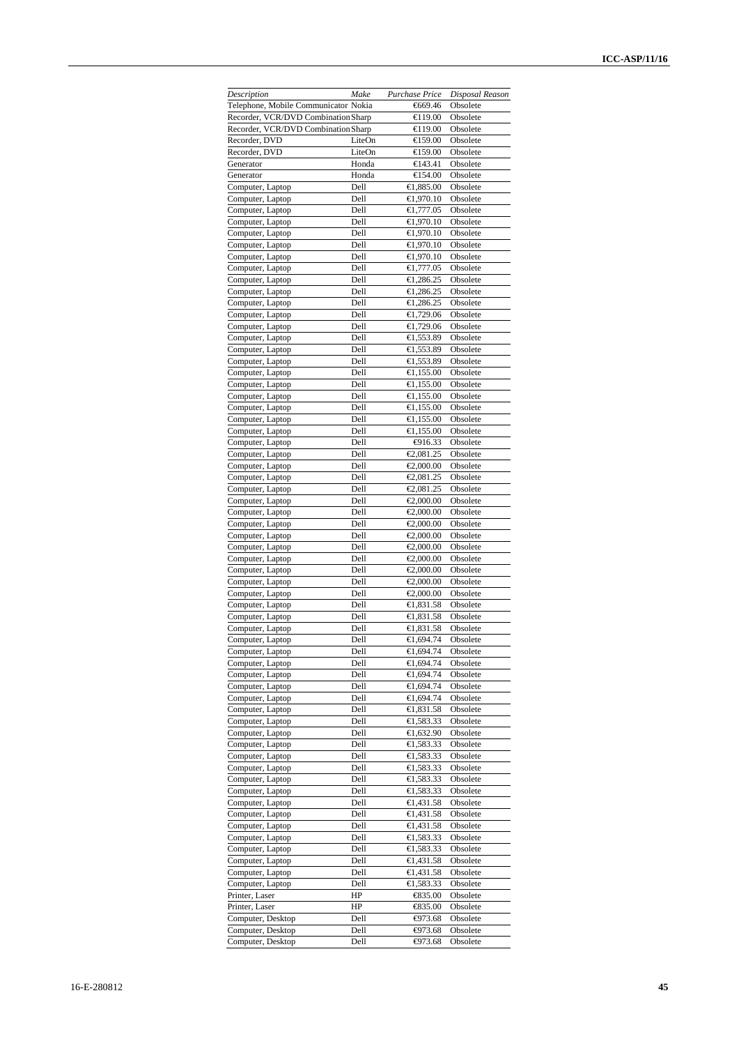| *Description* | *Make* | *Purchase Price* | *Disposal Reason* |
|---|---|---|---|
| Telephone, Mobile Communicator | Nokia | €669.46 | Obsolete |
| Recorder, VCR/DVD Combination | Sharp | €119.00 | Obsolete |
| Recorder, VCR/DVD Combination | Sharp | €119.00 | Obsolete |
| Recorder, DVD | LiteOn | €159.00 | Obsolete |
| Recorder, DVD | LiteOn | €159.00 | Obsolete |
| Generator | Honda | €143.41 | Obsolete |
| Generator | Honda | €154.00 | Obsolete |
| Computer, Laptop | Dell | €1,885.00 | Obsolete |
| Computer, Laptop | Dell | €1,970.10 | Obsolete |
| Computer, Laptop | Dell | €1,777.05 | Obsolete |
| Computer, Laptop | Dell | €1,970.10 | Obsolete |
| Computer, Laptop | Dell | €1,970.10 | Obsolete |
| Computer, Laptop | Dell | €1,970.10 | Obsolete |
| Computer, Laptop | Dell | €1,970.10 | Obsolete |
| Computer, Laptop | Dell | €1,777.05 | Obsolete |
| Computer, Laptop | Dell | €1,286.25 | Obsolete |
| Computer, Laptop | Dell | €1,286.25 | Obsolete |
| Computer, Laptop | Dell | €1,286.25 | Obsolete |
| Computer, Laptop | Dell | €1,729.06 | Obsolete |
| Computer, Laptop | Dell | €1,729.06 | Obsolete |
| Computer, Laptop | Dell | €1,553.89 | Obsolete |
| Computer, Laptop | Dell | €1,553.89 | Obsolete |
| Computer, Laptop | Dell | €1,553.89 | Obsolete |
| Computer, Laptop | Dell | €1,155.00 | Obsolete |
| Computer, Laptop | Dell | €1,155.00 | Obsolete |
| Computer, Laptop | Dell | €1,155.00 | Obsolete |
| Computer, Laptop | Dell | €1,155.00 | Obsolete |
| Computer, Laptop | Dell | €1,155.00 | Obsolete |
| Computer, Laptop | Dell | €1,155.00 | Obsolete |
| Computer, Laptop | Dell | €916.33 | Obsolete |
| Computer, Laptop | Dell | €2,081.25 | Obsolete |
| Computer, Laptop | Dell | €2,000.00 | Obsolete |
| Computer, Laptop | Dell | €2,081.25 | Obsolete |
| Computer, Laptop | Dell | €2,081.25 | Obsolete |
| Computer, Laptop | Dell | €2,000.00 | Obsolete |
| Computer, Laptop | Dell | €2,000.00 | Obsolete |
| Computer, Laptop | Dell | €2,000.00 | Obsolete |
| Computer, Laptop | Dell | €2,000.00 | Obsolete |
| Computer, Laptop | Dell | €2,000.00 | Obsolete |
| Computer, Laptop | Dell | €2,000.00 | Obsolete |
| Computer, Laptop | Dell | €2,000.00 | Obsolete |
| Computer, Laptop | Dell | €2,000.00 | Obsolete |
| Computer, Laptop | Dell | €2,000.00 | Obsolete |
| Computer, Laptop | Dell | €1,831.58 | Obsolete |
| Computer, Laptop | Dell | €1,831.58 | Obsolete |
| Computer, Laptop | Dell | €1,831.58 | Obsolete |
| Computer, Laptop | Dell | €1,694.74 | Obsolete |
| Computer, Laptop | Dell | €1,694.74 | Obsolete |
| Computer, Laptop | Dell | €1,694.74 | Obsolete |
| Computer, Laptop | Dell | €1,694.74 | Obsolete |
| Computer, Laptop | Dell | €1,694.74 | Obsolete |
| Computer, Laptop | Dell | €1,694.74 | Obsolete |
| Computer, Laptop | Dell | €1,831.58 | Obsolete |
| Computer, Laptop | Dell | €1,583.33 | Obsolete |
| Computer, Laptop | Dell | €1,632.90 | Obsolete |
| Computer, Laptop | Dell | €1,583.33 | Obsolete |
| Computer, Laptop | Dell | €1,583.33 | Obsolete |
| Computer, Laptop | Dell | €1,583.33 | Obsolete |
| Computer, Laptop | Dell | €1,583.33 | Obsolete |
| Computer, Laptop | Dell | €1,583.33 | Obsolete |
| Computer, Laptop | Dell | €1,431.58 | Obsolete |
| Computer, Laptop | Dell | €1,431.58 | Obsolete |
| Computer, Laptop | Dell | €1,431.58 | Obsolete |
| Computer, Laptop | Dell | €1,583.33 | Obsolete |
| Computer, Laptop | Dell | €1,583.33 | Obsolete |
| Computer, Laptop | Dell | €1,431.58 | Obsolete |
| Computer, Laptop | Dell | €1,431.58 | Obsolete |
| Computer, Laptop | Dell | €1,583.33 | Obsolete |
| Printer, Laser | HP | €835.00 | Obsolete |
| Printer, Laser | HP | €835.00 | Obsolete |
| Computer, Desktop | Dell | €973.68 | Obsolete |
| Computer, Desktop | Dell | €973.68 | Obsolete |
| Computer, Desktop | Dell | €973.68 | Obsolete |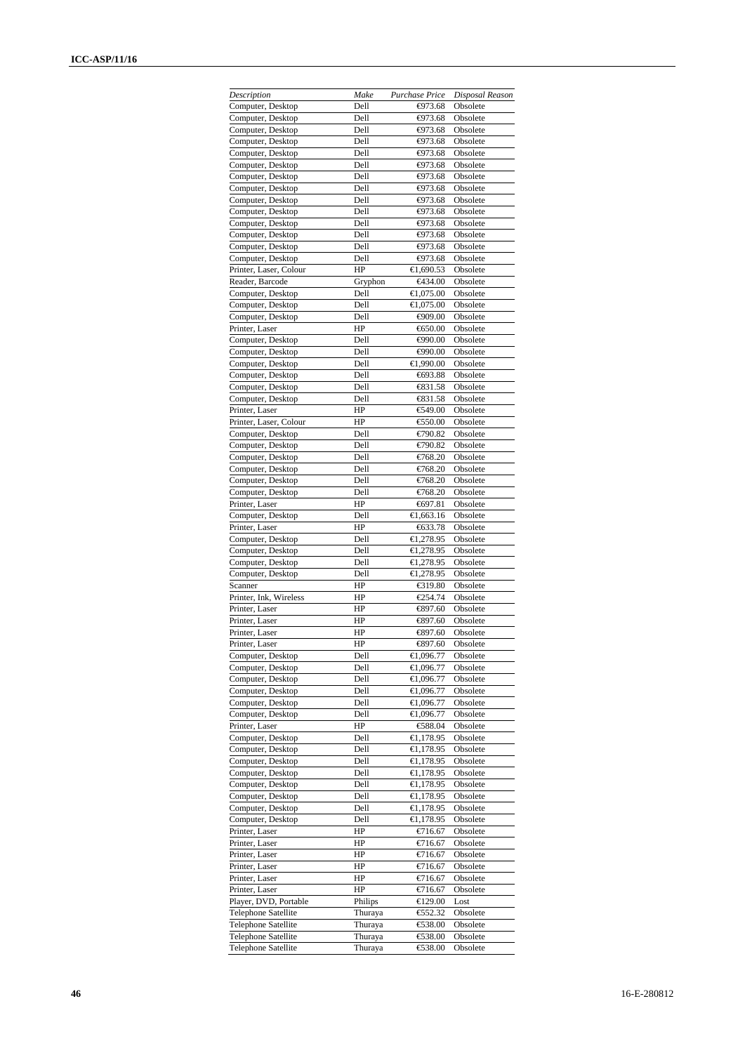| Description | Make | Purchase Price | Disposal Reason |
|---|---|---|---|
| Computer, Desktop | Dell | €973.68 | Obsolete |
| Computer, Desktop | Dell | €973.68 | Obsolete |
| Computer, Desktop | Dell | €973.68 | Obsolete |
| Computer, Desktop | Dell | €973.68 | Obsolete |
| Computer, Desktop | Dell | €973.68 | Obsolete |
| Computer, Desktop | Dell | €973.68 | Obsolete |
| Computer, Desktop | Dell | €973.68 | Obsolete |
| Computer, Desktop | Dell | €973.68 | Obsolete |
| Computer, Desktop | Dell | €973.68 | Obsolete |
| Computer, Desktop | Dell | €973.68 | Obsolete |
| Computer, Desktop | Dell | €973.68 | Obsolete |
| Computer, Desktop | Dell | €973.68 | Obsolete |
| Computer, Desktop | Dell | €973.68 | Obsolete |
| Computer, Desktop | Dell | €973.68 | Obsolete |
| Printer, Laser, Colour | HP | €1,690.53 | Obsolete |
| Reader, Barcode | Gryphon | €434.00 | Obsolete |
| Computer, Desktop | Dell | €1,075.00 | Obsolete |
| Computer, Desktop | Dell | €1,075.00 | Obsolete |
| Computer, Desktop | Dell | €909.00 | Obsolete |
| Printer, Laser | HP | €650.00 | Obsolete |
| Computer, Desktop | Dell | €990.00 | Obsolete |
| Computer, Desktop | Dell | €990.00 | Obsolete |
| Computer, Desktop | Dell | €1,990.00 | Obsolete |
| Computer, Desktop | Dell | €693.88 | Obsolete |
| Computer, Desktop | Dell | €831.58 | Obsolete |
| Computer, Desktop | Dell | €831.58 | Obsolete |
| Printer, Laser | HP | €549.00 | Obsolete |
| Printer, Laser, Colour | HP | €550.00 | Obsolete |
| Computer, Desktop | Dell | €790.82 | Obsolete |
| Computer, Desktop | Dell | €790.82 | Obsolete |
| Computer, Desktop | Dell | €768.20 | Obsolete |
| Computer, Desktop | Dell | €768.20 | Obsolete |
| Computer, Desktop | Dell | €768.20 | Obsolete |
| Computer, Desktop | Dell | €768.20 | Obsolete |
| Printer, Laser | HP | €697.81 | Obsolete |
| Computer, Desktop | Dell | €1,663.16 | Obsolete |
| Printer, Laser | HP | €633.78 | Obsolete |
| Computer, Desktop | Dell | €1,278.95 | Obsolete |
| Computer, Desktop | Dell | €1,278.95 | Obsolete |
| Computer, Desktop | Dell | €1,278.95 | Obsolete |
| Computer, Desktop | Dell | €1,278.95 | Obsolete |
| Scanner | HP | €319.80 | Obsolete |
| Printer, Ink, Wireless | HP | €254.74 | Obsolete |
| Printer, Laser | HP | €897.60 | Obsolete |
| Printer, Laser | HP | €897.60 | Obsolete |
| Printer, Laser | HP | €897.60 | Obsolete |
| Printer, Laser | HP | €897.60 | Obsolete |
| Computer, Desktop | Dell | €1,096.77 | Obsolete |
| Computer, Desktop | Dell | €1,096.77 | Obsolete |
| Computer, Desktop | Dell | €1,096.77 | Obsolete |
| Computer, Desktop | Dell | €1,096.77 | Obsolete |
| Computer, Desktop | Dell | €1,096.77 | Obsolete |
| Computer, Desktop | Dell | €1,096.77 | Obsolete |
| Printer, Laser | HP | €588.04 | Obsolete |
| Computer, Desktop | Dell | €1,178.95 | Obsolete |
| Computer, Desktop | Dell | €1,178.95 | Obsolete |
| Computer, Desktop | Dell | €1,178.95 | Obsolete |
| Computer, Desktop | Dell | €1,178.95 | Obsolete |
| Computer, Desktop | Dell | €1,178.95 | Obsolete |
| Computer, Desktop | Dell | €1,178.95 | Obsolete |
| Computer, Desktop | Dell | €1,178.95 | Obsolete |
| Computer, Desktop | Dell | €1,178.95 | Obsolete |
| Printer, Laser | HP | €716.67 | Obsolete |
| Printer, Laser | HP | €716.67 | Obsolete |
| Printer, Laser | HP | €716.67 | Obsolete |
| Printer, Laser | HP | €716.67 | Obsolete |
| Printer, Laser | HP | €716.67 | Obsolete |
| Printer, Laser | HP | €716.67 | Obsolete |
| Player, DVD, Portable | Philips | €129.00 | Lost |
| Telephone Satellite | Thuraya | €552.32 | Obsolete |
| Telephone Satellite | Thuraya | €538.00 | Obsolete |
| Telephone Satellite | Thuraya | €538.00 | Obsolete |
| Telephone Satellite | Thuraya | €538.00 | Obsolete |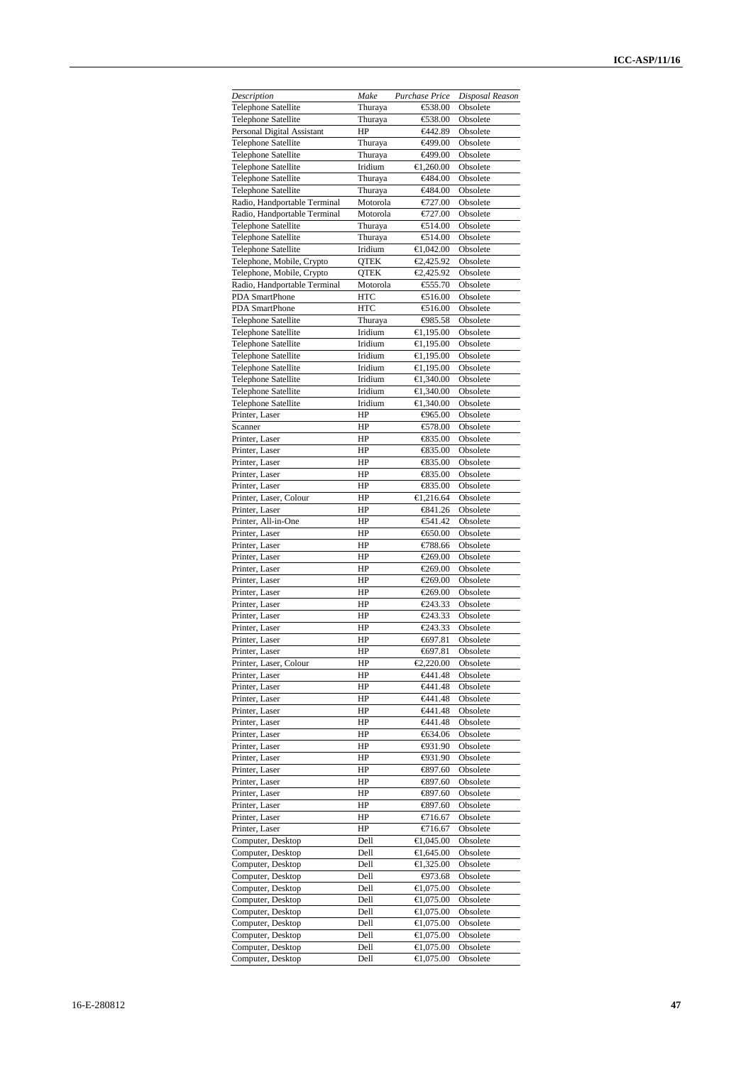| *Description* | *Make* | *Purchase Price* | *Disposal Reason* |
|---|---|---|---|
| Telephone Satellite | Thuraya | €538.00 | Obsolete |
| Telephone Satellite | Thuraya | €538.00 | Obsolete |
| Personal Digital Assistant | HP | €442.89 | Obsolete |
| Telephone Satellite | Thuraya | €499.00 | Obsolete |
| Telephone Satellite | Thuraya | €499.00 | Obsolete |
| Telephone Satellite | Iridium | €1,260.00 | Obsolete |
| Telephone Satellite | Thuraya | €484.00 | Obsolete |
| Telephone Satellite | Thuraya | €484.00 | Obsolete |
| Radio, Handportable Terminal | Motorola | €727.00 | Obsolete |
| Radio, Handportable Terminal | Motorola | €727.00 | Obsolete |
| Telephone Satellite | Thuraya | €514.00 | Obsolete |
| Telephone Satellite | Thuraya | €514.00 | Obsolete |
| Telephone Satellite | Iridium | €1,042.00 | Obsolete |
| Telephone, Mobile, Crypto | QTEK | €2,425.92 | Obsolete |
| Telephone, Mobile, Crypto | QTEK | €2,425.92 | Obsolete |
| Radio, Handportable Terminal | Motorola | €555.70 | Obsolete |
| PDA SmartPhone | HTC | €516.00 | Obsolete |
| PDA SmartPhone | HTC | €516.00 | Obsolete |
| Telephone Satellite | Thuraya | €985.58 | Obsolete |
| Telephone Satellite | Iridium | €1,195.00 | Obsolete |
| Telephone Satellite | Iridium | €1,195.00 | Obsolete |
| Telephone Satellite | Iridium | €1,195.00 | Obsolete |
| Telephone Satellite | Iridium | €1,195.00 | Obsolete |
| Telephone Satellite | Iridium | €1,340.00 | Obsolete |
| Telephone Satellite | Iridium | €1,340.00 | Obsolete |
| Telephone Satellite | Iridium | €1,340.00 | Obsolete |
| Printer, Laser | HP | €965.00 | Obsolete |
| Scanner | HP | €578.00 | Obsolete |
| Printer, Laser | HP | €835.00 | Obsolete |
| Printer, Laser | HP | €835.00 | Obsolete |
| Printer, Laser | HP | €835.00 | Obsolete |
| Printer, Laser | HP | €835.00 | Obsolete |
| Printer, Laser | HP | €835.00 | Obsolete |
| Printer, Laser, Colour | HP | €1,216.64 | Obsolete |
| Printer, Laser | HP | €841.26 | Obsolete |
| Printer, All-in-One | HP | €541.42 | Obsolete |
| Printer, Laser | HP | €650.00 | Obsolete |
| Printer, Laser | HP | €788.66 | Obsolete |
| Printer, Laser | HP | €269.00 | Obsolete |
| Printer, Laser | HP | €269.00 | Obsolete |
| Printer, Laser | HP | €269.00 | Obsolete |
| Printer, Laser | HP | €269.00 | Obsolete |
| Printer, Laser | HP | €243.33 | Obsolete |
| Printer, Laser | HP | €243.33 | Obsolete |
| Printer, Laser | HP | €243.33 | Obsolete |
| Printer, Laser | HP | €697.81 | Obsolete |
| Printer, Laser | HP | €697.81 | Obsolete |
| Printer, Laser, Colour | HP | €2,220.00 | Obsolete |
| Printer, Laser | HP | €441.48 | Obsolete |
| Printer, Laser | HP | €441.48 | Obsolete |
| Printer, Laser | HP | €441.48 | Obsolete |
| Printer, Laser | HP | €441.48 | Obsolete |
| Printer, Laser | HP | €441.48 | Obsolete |
| Printer, Laser | HP | €634.06 | Obsolete |
| Printer, Laser | HP | €931.90 | Obsolete |
| Printer, Laser | HP | €931.90 | Obsolete |
| Printer, Laser | HP | €897.60 | Obsolete |
| Printer, Laser | HP | €897.60 | Obsolete |
| Printer, Laser | HP | €897.60 | Obsolete |
| Printer, Laser | HP | €897.60 | Obsolete |
| Printer, Laser | HP | €716.67 | Obsolete |
| Printer, Laser | HP | €716.67 | Obsolete |
| Computer, Desktop | Dell | €1,045.00 | Obsolete |
| Computer, Desktop | Dell | €1,645.00 | Obsolete |
| Computer, Desktop | Dell | €1,325.00 | Obsolete |
| Computer, Desktop | Dell | €973.68 | Obsolete |
| Computer, Desktop | Dell | €1,075.00 | Obsolete |
| Computer, Desktop | Dell | €1,075.00 | Obsolete |
| Computer, Desktop | Dell | €1,075.00 | Obsolete |
| Computer, Desktop | Dell | €1,075.00 | Obsolete |
| Computer, Desktop | Dell | €1,075.00 | Obsolete |
| Computer, Desktop | Dell | €1,075.00 | Obsolete |
| Computer, Desktop | Dell | €1,075.00 | Obsolete |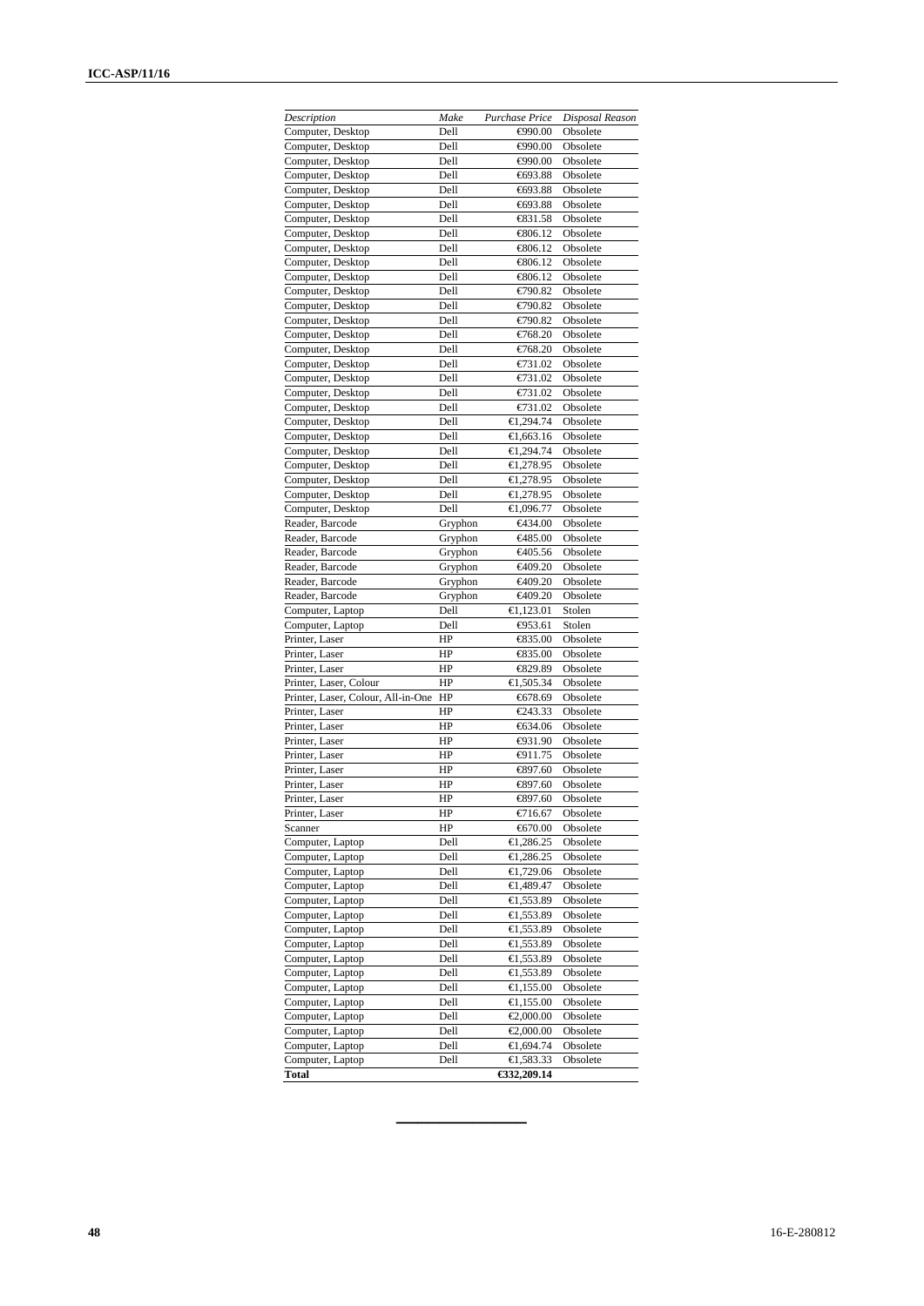| *Description* | *Make* | *Purchase Price* | *Disposal Reason* |
|---|---|---|---|
| Computer, Desktop | Dell | €990.00 | Obsolete |
| Computer, Desktop | Dell | €990.00 | Obsolete |
| Computer, Desktop | Dell | €990.00 | Obsolete |
| Computer, Desktop | Dell | €693.88 | Obsolete |
| Computer, Desktop | Dell | €693.88 | Obsolete |
| Computer, Desktop | Dell | €693.88 | Obsolete |
| Computer, Desktop | Dell | €831.58 | Obsolete |
| Computer, Desktop | Dell | €806.12 | Obsolete |
| Computer, Desktop | Dell | €806.12 | Obsolete |
| Computer, Desktop | Dell | €806.12 | Obsolete |
| Computer, Desktop | Dell | €806.12 | Obsolete |
| Computer, Desktop | Dell | €790.82 | Obsolete |
| Computer, Desktop | Dell | €790.82 | Obsolete |
| Computer, Desktop | Dell | €790.82 | Obsolete |
| Computer, Desktop | Dell | €768.20 | Obsolete |
| Computer, Desktop | Dell | €768.20 | Obsolete |
| Computer, Desktop | Dell | €731.02 | Obsolete |
| Computer, Desktop | Dell | €731.02 | Obsolete |
| Computer, Desktop | Dell | €731.02 | Obsolete |
| Computer, Desktop | Dell | €731.02 | Obsolete |
| Computer, Desktop | Dell | €1,294.74 | Obsolete |
| Computer, Desktop | Dell | €1,663.16 | Obsolete |
| Computer, Desktop | Dell | €1,294.74 | Obsolete |
| Computer, Desktop | Dell | €1,278.95 | Obsolete |
| Computer, Desktop | Dell | €1,278.95 | Obsolete |
| Computer, Desktop | Dell | €1,278.95 | Obsolete |
| Computer, Desktop | Dell | €1,096.77 | Obsolete |
| Reader, Barcode | Gryphon | €434.00 | Obsolete |
| Reader, Barcode | Gryphon | €485.00 | Obsolete |
| Reader, Barcode | Gryphon | €405.56 | Obsolete |
| Reader, Barcode | Gryphon | €409.20 | Obsolete |
| Reader, Barcode | Gryphon | €409.20 | Obsolete |
| Reader, Barcode | Gryphon | €409.20 | Obsolete |
| Computer, Laptop | Dell | €1,123.01 | Stolen |
| Computer, Laptop | Dell | €953.61 | Stolen |
| Printer, Laser | HP | €835.00 | Obsolete |
| Printer, Laser | HP | €835.00 | Obsolete |
| Printer, Laser | HP | €829.89 | Obsolete |
| Printer, Laser, Colour | HP | €1,505.34 | Obsolete |
| Printer, Laser, Colour, All-in-One | HP | €678.69 | Obsolete |
| Printer, Laser | HP | €243.33 | Obsolete |
| Printer, Laser | HP | €634.06 | Obsolete |
| Printer, Laser | HP | €931.90 | Obsolete |
| Printer, Laser | HP | €911.75 | Obsolete |
| Printer, Laser | HP | €897.60 | Obsolete |
| Printer, Laser | HP | €897.60 | Obsolete |
| Printer, Laser | HP | €897.60 | Obsolete |
| Printer, Laser | HP | €716.67 | Obsolete |
| Scanner | HP | €670.00 | Obsolete |
| Computer, Laptop | Dell | €1,286.25 | Obsolete |
| Computer, Laptop | Dell | €1,286.25 | Obsolete |
| Computer, Laptop | Dell | €1,729.06 | Obsolete |
| Computer, Laptop | Dell | €1,489.47 | Obsolete |
| Computer, Laptop | Dell | €1,553.89 | Obsolete |
| Computer, Laptop | Dell | €1,553.89 | Obsolete |
| Computer, Laptop | Dell | €1,553.89 | Obsolete |
| Computer, Laptop | Dell | €1,553.89 | Obsolete |
| Computer, Laptop | Dell | €1,553.89 | Obsolete |
| Computer, Laptop | Dell | €1,553.89 | Obsolete |
| Computer, Laptop | Dell | €1,155.00 | Obsolete |
| Computer, Laptop | Dell | €1,155.00 | Obsolete |
| Computer, Laptop | Dell | €2,000.00 | Obsolete |
| Computer, Laptop | Dell | €2,000.00 | Obsolete |
| Computer, Laptop | Dell | €1,694.74 | Obsolete |
| Computer, Laptop | Dell | €1,583.33 | Obsolete |
| **Total** | | **€332,209.14** | |